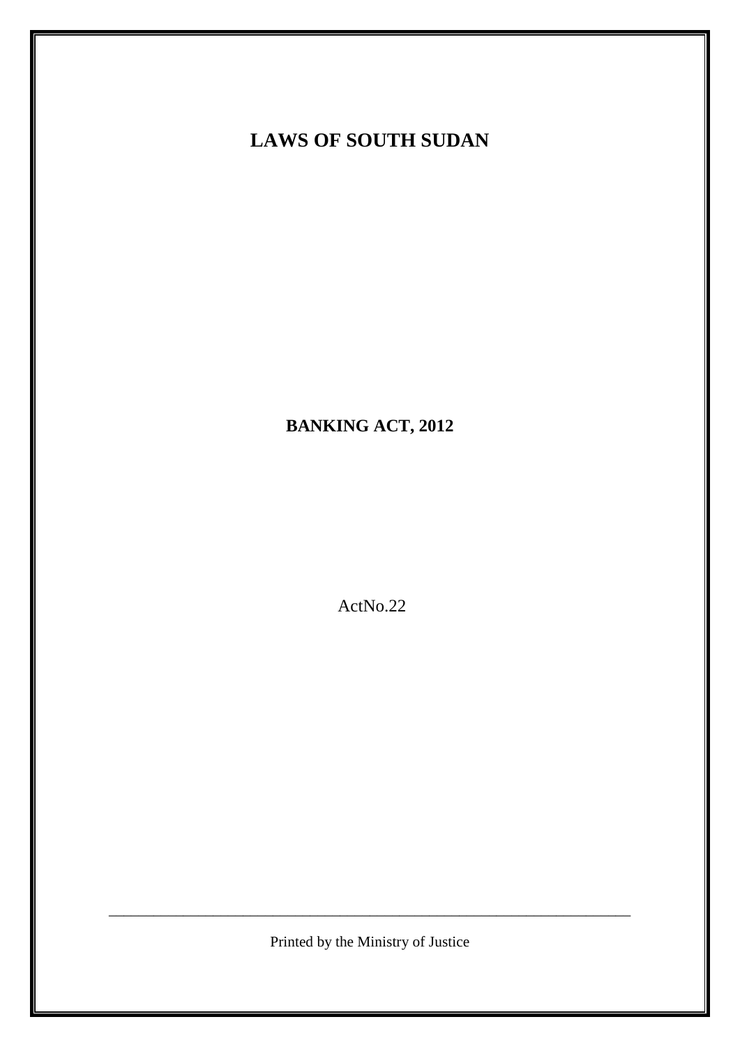# LAWS OF SOUTH SUDAN

## BANKING ACT, 2012

ActNo.22

Printed by the Ministry of Justice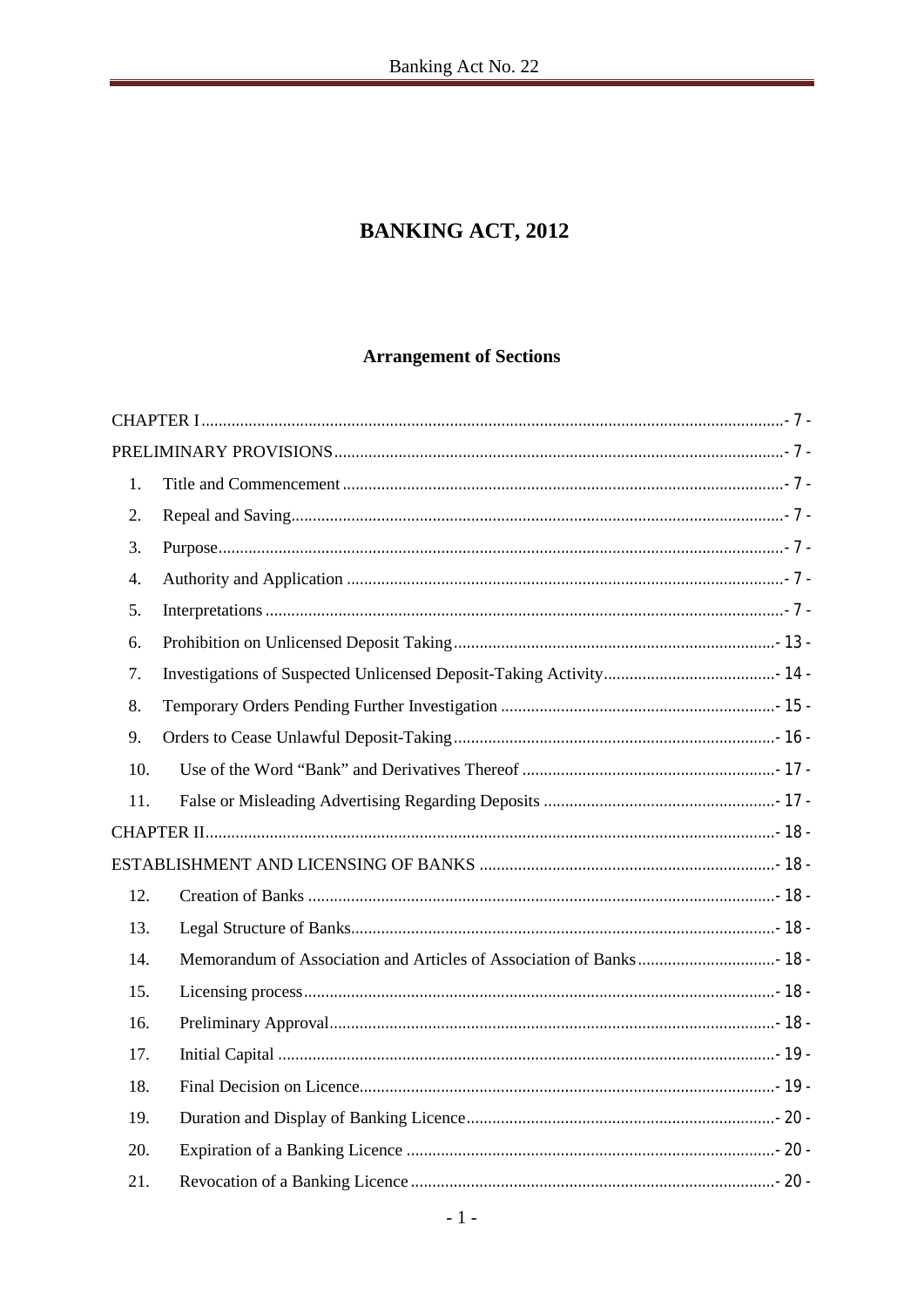# BANKING ACT, 2012

## Arrangement of Sections

CHAPTER I ..... - 7 -

PRELIMINARY PROVISIONS ..... - 7 -

1. Title and Commencement ..... - 7 -
2. Repeal and Saving ..... - 7 -
3. Purpose ..... - 7 -
4. Authority and Application ..... - 7 -
5. Interpretations ..... - 7 -
6. Prohibition on Unlicensed Deposit Taking ..... - 13 -
7. Investigations of Suspected Unlicensed Deposit-Taking Activity ..... - 14 -
8. Temporary Orders Pending Further Investigation ..... - 15 -
9. Orders to Cease Unlawful Deposit-Taking ..... - 16 -
10. Use of the Word "Bank" and Derivatives Thereof ..... - 17 -
11. False or Misleading Advertising Regarding Deposits ..... - 17 -

CHAPTER II ..... - 18 -

ESTABLISHMENT AND LICENSING OF BANKS ..... - 18 -

12. Creation of Banks ..... - 18 -
13. Legal Structure of Banks ..... - 18 -
14. Memorandum of Association and Articles of Association of Banks ..... - 18 -
15. Licensing process ..... - 18 -
16. Preliminary Approval ..... - 18 -
17. Initial Capital ..... - 19 -
18. Final Decision on Licence ..... - 19 -
19. Duration and Display of Banking Licence ..... - 20 -
20. Expiration of a Banking Licence ..... - 20 -
21. Revocation of a Banking Licence ..... - 20 -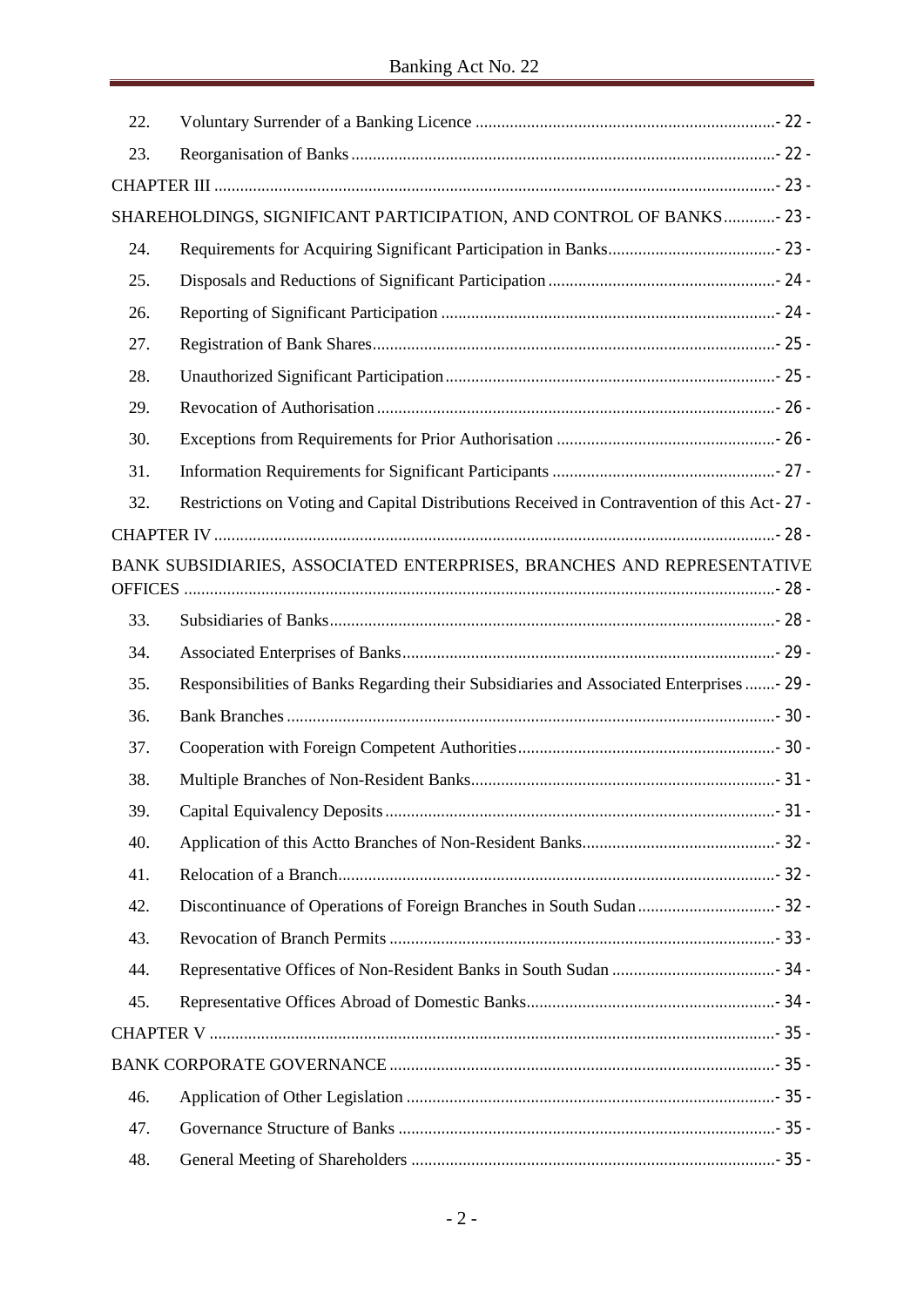| | | |
|---|---|---|
| 22. | Voluntary Surrender of a Banking Licence | - 22 - |
| 23. | Reorganisation of Banks | - 22 - |
| CHAPTER III | | - 23 - |
| SHAREHOLDINGS, SIGNIFICANT PARTICIPATION, AND CONTROL OF BANKS | | - 23 - |
| 24. | Requirements for Acquiring Significant Participation in Banks | - 23 - |
| 25. | Disposals and Reductions of Significant Participation | - 24 - |
| 26. | Reporting of Significant Participation | - 24 - |
| 27. | Registration of Bank Shares | - 25 - |
| 28. | Unauthorized Significant Participation | - 25 - |
| 29. | Revocation of Authorisation | - 26 - |
| 30. | Exceptions from Requirements for Prior Authorisation | - 26 - |
| 31. | Information Requirements for Significant Participants | - 27 - |
| 32. | Restrictions on Voting and Capital Distributions Received in Contravention of this Act | - 27 - |
| CHAPTER IV | | - 28 - |
| BANK SUBSIDIARIES, ASSOCIATED ENTERPRISES, BRANCHES AND REPRESENTATIVE OFFICES | | - 28 - |
| 33. | Subsidiaries of Banks | - 28 - |
| 34. | Associated Enterprises of Banks | - 29 - |
| 35. | Responsibilities of Banks Regarding their Subsidiaries and Associated Enterprises | - 29 - |
| 36. | Bank Branches | - 30 - |
| 37. | Cooperation with Foreign Competent Authorities | - 30 - |
| 38. | Multiple Branches of Non-Resident Banks | - 31 - |
| 39. | Capital Equivalency Deposits | - 31 - |
| 40. | Application of this Actto Branches of Non-Resident Banks | - 32 - |
| 41. | Relocation of a Branch | - 32 - |
| 42. | Discontinuance of Operations of Foreign Branches in South Sudan | - 32 - |
| 43. | Revocation of Branch Permits | - 33 - |
| 44. | Representative Offices of Non-Resident Banks in South Sudan | - 34 - |
| 45. | Representative Offices Abroad of Domestic Banks | - 34 - |
| CHAPTER V | | - 35 - |
| BANK CORPORATE GOVERNANCE | | - 35 - |
| 46. | Application of Other Legislation | - 35 - |
| 47. | Governance Structure of Banks | - 35 - |
| 48. | General Meeting of Shareholders | - 35 - |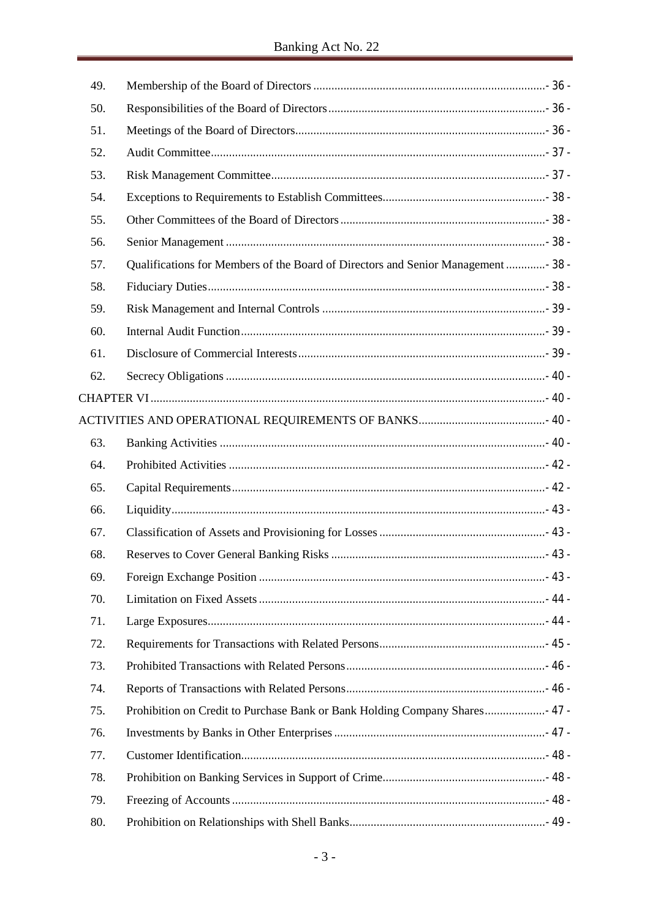| | | |
|---|---|---|
| 49. | Membership of the Board of Directors | - 36 - |
| 50. | Responsibilities of the Board of Directors | - 36 - |
| 51. | Meetings of the Board of Directors | - 36 - |
| 52. | Audit Committee | - 37 - |
| 53. | Risk Management Committee | - 37 - |
| 54. | Exceptions to Requirements to Establish Committees | - 38 - |
| 55. | Other Committees of the Board of Directors | - 38 - |
| 56. | Senior Management | - 38 - |
| 57. | Qualifications for Members of the Board of Directors and Senior Management | - 38 - |
| 58. | Fiduciary Duties | - 38 - |
| 59. | Risk Management and Internal Controls | - 39 - |
| 60. | Internal Audit Function | - 39 - |
| 61. | Disclosure of Commercial Interests | - 39 - |
| 62. | Secrecy Obligations | - 40 - |

CHAPTER VI ........ - 40 -

ACTIVITIES AND OPERATIONAL REQUIREMENTS OF BANKS ........ - 40 -

| | | |
|---|---|---|
| 63. | Banking Activities | - 40 - |
| 64. | Prohibited Activities | - 42 - |
| 65. | Capital Requirements | - 42 - |
| 66. | Liquidity | - 43 - |
| 67. | Classification of Assets and Provisioning for Losses | - 43 - |
| 68. | Reserves to Cover General Banking Risks | - 43 - |
| 69. | Foreign Exchange Position | - 43 - |
| 70. | Limitation on Fixed Assets | - 44 - |
| 71. | Large Exposures | - 44 - |
| 72. | Requirements for Transactions with Related Persons | - 45 - |
| 73. | Prohibited Transactions with Related Persons | - 46 - |
| 74. | Reports of Transactions with Related Persons | - 46 - |
| 75. | Prohibition on Credit to Purchase Bank or Bank Holding Company Shares | - 47 - |
| 76. | Investments by Banks in Other Enterprises | - 47 - |
| 77. | Customer Identification | - 48 - |
| 78. | Prohibition on Banking Services in Support of Crime | - 48 - |
| 79. | Freezing of Accounts | - 48 - |
| 80. | Prohibition on Relationships with Shell Banks | - 49 - |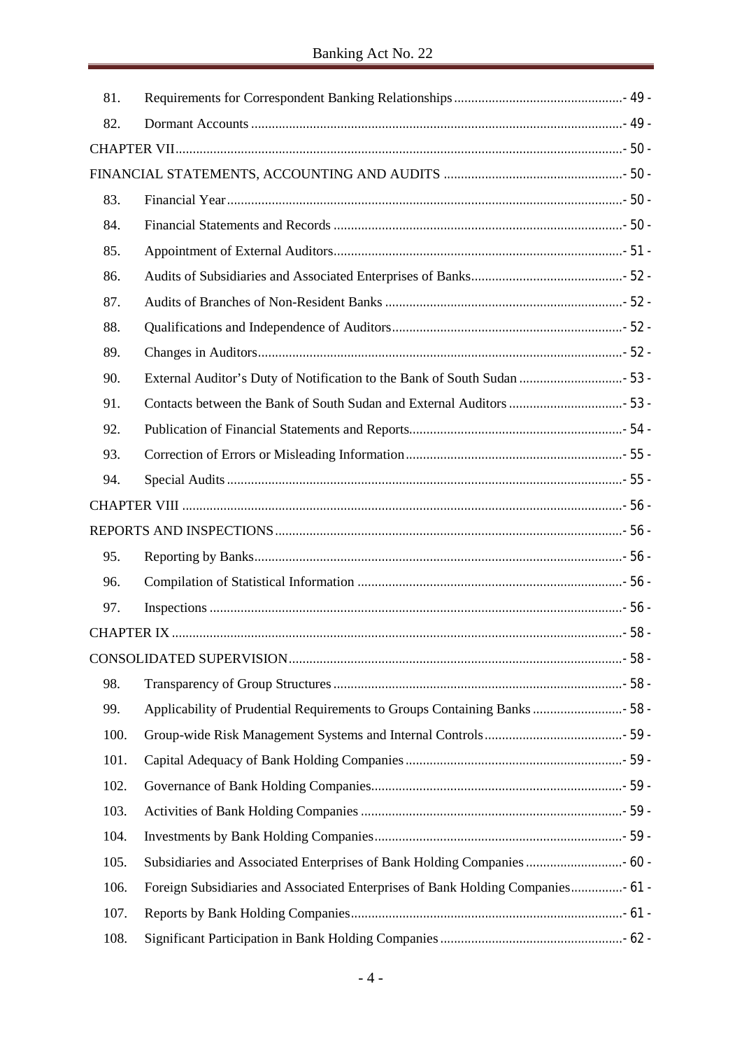| | | |
|---|---|---|
| 81. | Requirements for Correspondent Banking Relationships | - 49 - |
| 82. | Dormant Accounts | - 49 - |
| CHAPTER VII | | - 50 - |
| FINANCIAL STATEMENTS, ACCOUNTING AND AUDITS | | - 50 - |
| 83. | Financial Year | - 50 - |
| 84. | Financial Statements and Records | - 50 - |
| 85. | Appointment of External Auditors | - 51 - |
| 86. | Audits of Subsidiaries and Associated Enterprises of Banks | - 52 - |
| 87. | Audits of Branches of Non-Resident Banks | - 52 - |
| 88. | Qualifications and Independence of Auditors | - 52 - |
| 89. | Changes in Auditors | - 52 - |
| 90. | External Auditor's Duty of Notification to the Bank of South Sudan | - 53 - |
| 91. | Contacts between the Bank of South Sudan and External Auditors | - 53 - |
| 92. | Publication of Financial Statements and Reports | - 54 - |
| 93. | Correction of Errors or Misleading Information | - 55 - |
| 94. | Special Audits | - 55 - |
| CHAPTER VIII | | - 56 - |
| REPORTS AND INSPECTIONS | | - 56 - |
| 95. | Reporting by Banks | - 56 - |
| 96. | Compilation of Statistical Information | - 56 - |
| 97. | Inspections | - 56 - |
| CHAPTER IX | | - 58 - |
| CONSOLIDATED SUPERVISION | | - 58 - |
| 98. | Transparency of Group Structures | - 58 - |
| 99. | Applicability of Prudential Requirements to Groups Containing Banks | - 58 - |
| 100. | Group-wide Risk Management Systems and Internal Controls | - 59 - |
| 101. | Capital Adequacy of Bank Holding Companies | - 59 - |
| 102. | Governance of Bank Holding Companies | - 59 - |
| 103. | Activities of Bank Holding Companies | - 59 - |
| 104. | Investments by Bank Holding Companies | - 59 - |
| 105. | Subsidiaries and Associated Enterprises of Bank Holding Companies | - 60 - |
| 106. | Foreign Subsidiaries and Associated Enterprises of Bank Holding Companies | - 61 - |
| 107. | Reports by Bank Holding Companies | - 61 - |
| 108. | Significant Participation in Bank Holding Companies | - 62 - |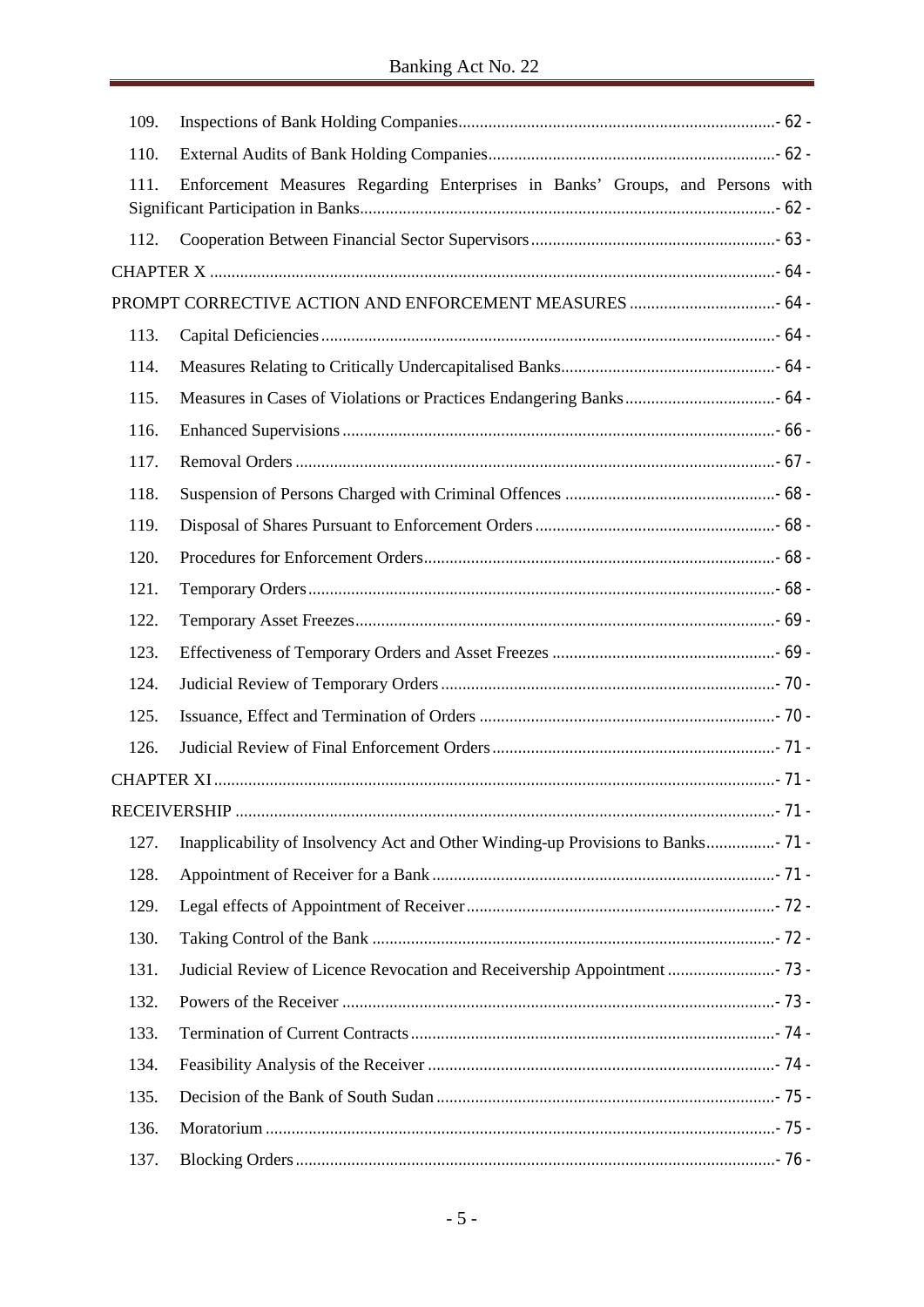| | | |
|---|---|---|
| 109. | Inspections of Bank Holding Companies | - 62 - |
| 110. | External Audits of Bank Holding Companies | - 62 - |
| 111. | Enforcement Measures Regarding Enterprises in Banks' Groups, and Persons with Significant Participation in Banks | - 62 - |
| 112. | Cooperation Between Financial Sector Supervisors | - 63 - |
| CHAPTER X | | - 64 - |
| PROMPT CORRECTIVE ACTION AND ENFORCEMENT MEASURES | | - 64 - |
| 113. | Capital Deficiencies | - 64 - |
| 114. | Measures Relating to Critically Undercapitalised Banks | - 64 - |
| 115. | Measures in Cases of Violations or Practices Endangering Banks | - 64 - |
| 116. | Enhanced Supervisions | - 66 - |
| 117. | Removal Orders | - 67 - |
| 118. | Suspension of Persons Charged with Criminal Offences | - 68 - |
| 119. | Disposal of Shares Pursuant to Enforcement Orders | - 68 - |
| 120. | Procedures for Enforcement Orders | - 68 - |
| 121. | Temporary Orders | - 68 - |
| 122. | Temporary Asset Freezes | - 69 - |
| 123. | Effectiveness of Temporary Orders and Asset Freezes | - 69 - |
| 124. | Judicial Review of Temporary Orders | - 70 - |
| 125. | Issuance, Effect and Termination of Orders | - 70 - |
| 126. | Judicial Review of Final Enforcement Orders | - 71 - |
| CHAPTER XI | | - 71 - |
| RECEIVERSHIP | | - 71 - |
| 127. | Inapplicability of Insolvency Act and Other Winding-up Provisions to Banks | - 71 - |
| 128. | Appointment of Receiver for a Bank | - 71 - |
| 129. | Legal effects of Appointment of Receiver | - 72 - |
| 130. | Taking Control of the Bank | - 72 - |
| 131. | Judicial Review of Licence Revocation and Receivership Appointment | - 73 - |
| 132. | Powers of the Receiver | - 73 - |
| 133. | Termination of Current Contracts | - 74 - |
| 134. | Feasibility Analysis of the Receiver | - 74 - |
| 135. | Decision of the Bank of South Sudan | - 75 - |
| 136. | Moratorium | - 75 - |
| 137. | Blocking Orders | - 76 - |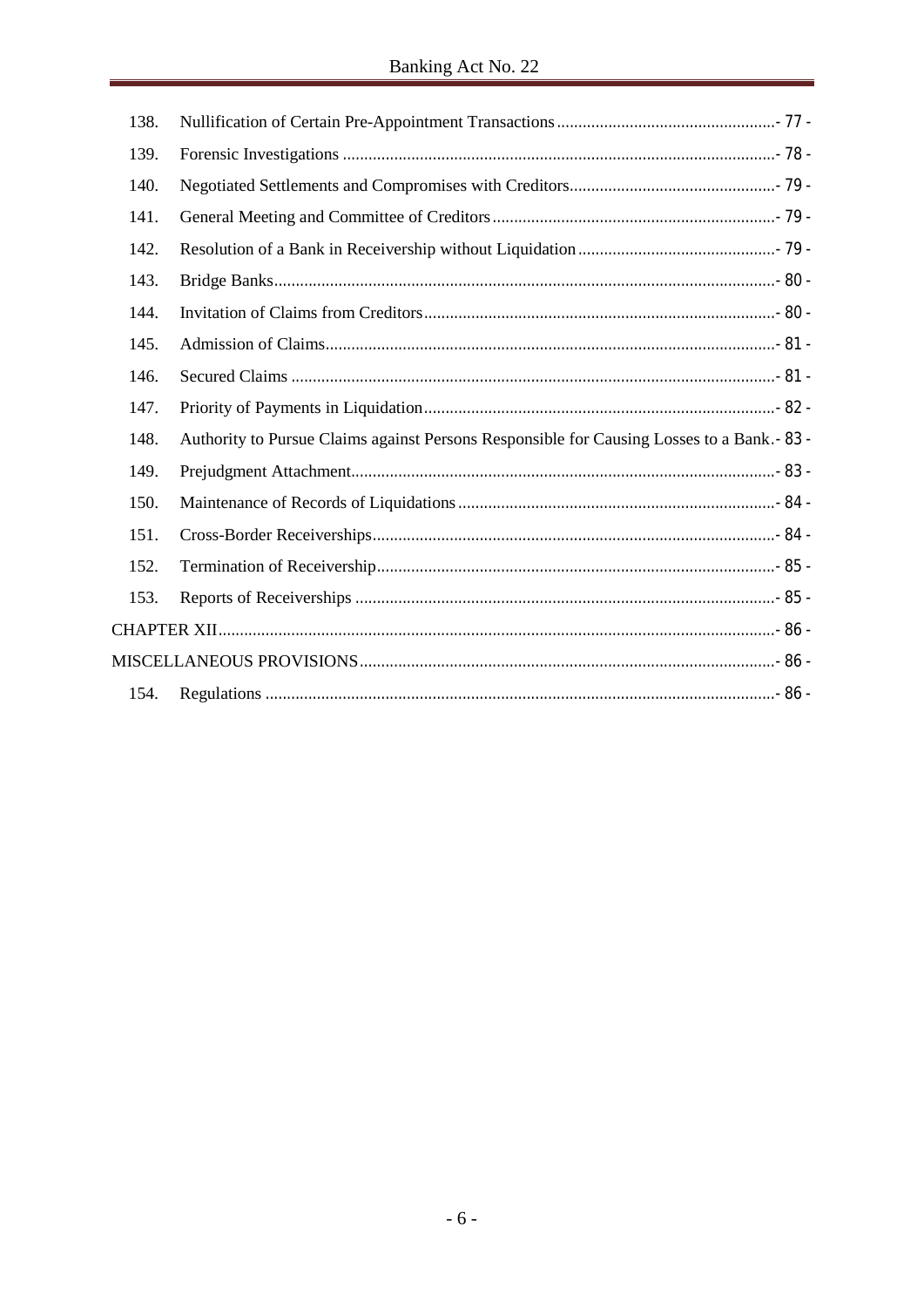| | | |
|---|---|---|
| 138. | Nullification of Certain Pre-Appointment Transactions | - 77 - |
| 139. | Forensic Investigations | - 78 - |
| 140. | Negotiated Settlements and Compromises with Creditors | - 79 - |
| 141. | General Meeting and Committee of Creditors | - 79 - |
| 142. | Resolution of a Bank in Receivership without Liquidation | - 79 - |
| 143. | Bridge Banks | - 80 - |
| 144. | Invitation of Claims from Creditors | - 80 - |
| 145. | Admission of Claims | - 81 - |
| 146. | Secured Claims | - 81 - |
| 147. | Priority of Payments in Liquidation | - 82 - |
| 148. | Authority to Pursue Claims against Persons Responsible for Causing Losses to a Bank. | - 83 - |
| 149. | Prejudgment Attachment | - 83 - |
| 150. | Maintenance of Records of Liquidations | - 84 - |
| 151. | Cross-Border Receiverships | - 84 - |
| 152. | Termination of Receivership | - 85 - |
| 153. | Reports of Receiverships | - 85 - |
| CHAPTER XII | | - 86 - |
| MISCELLANEOUS PROVISIONS | | - 86 - |
| 154. | Regulations | - 86 - |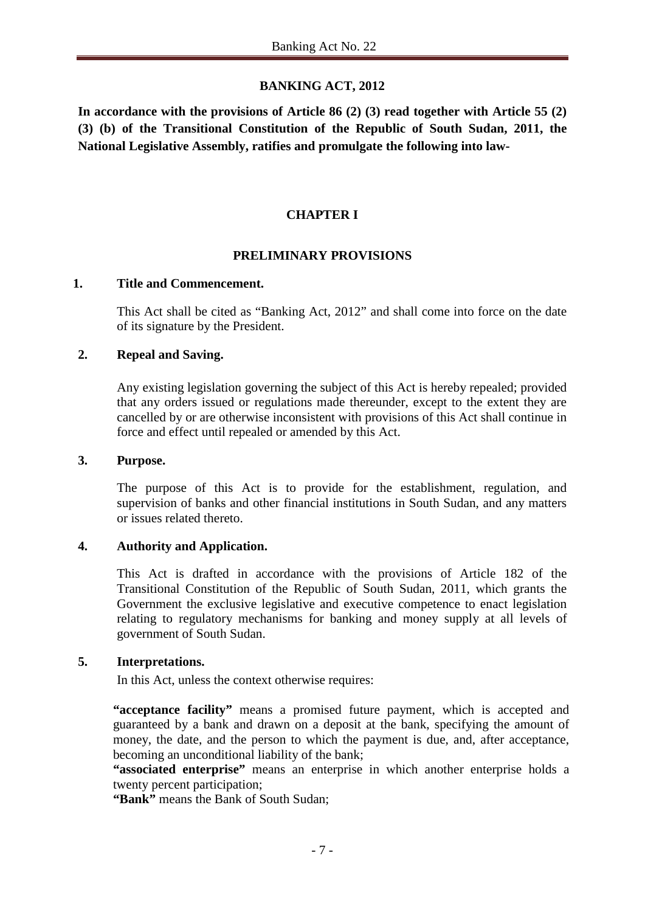# BANKING ACT, 2012

**In accordance with the provisions of Article 86 (2) (3) read together with Article 55 (2) (3) (b) of the Transitional Constitution of the Republic of South Sudan, 2011, the National Legislative Assembly, ratifies and promulgate the following into law-**

## CHAPTER I

## PRELIMINARY PROVISIONS

### 1. Title and Commencement.

This Act shall be cited as "Banking Act, 2012" and shall come into force on the date of its signature by the President.

### 2. Repeal and Saving.

Any existing legislation governing the subject of this Act is hereby repealed; provided that any orders issued or regulations made thereunder, except to the extent they are cancelled by or are otherwise inconsistent with provisions of this Act shall continue in force and effect until repealed or amended by this Act.

### 3. Purpose.

The purpose of this Act is to provide for the establishment, regulation, and supervision of banks and other financial institutions in South Sudan, and any matters or issues related thereto.

### 4. Authority and Application.

This Act is drafted in accordance with the provisions of Article 182 of the Transitional Constitution of the Republic of South Sudan, 2011, which grants the Government the exclusive legislative and executive competence to enact legislation relating to regulatory mechanisms for banking and money supply at all levels of government of South Sudan.

### 5. Interpretations.

In this Act, unless the context otherwise requires:

**"acceptance facility"** means a promised future payment, which is accepted and guaranteed by a bank and drawn on a deposit at the bank, specifying the amount of money, the date, and the person to which the payment is due, and, after acceptance, becoming an unconditional liability of the bank;

**"associated enterprise"** means an enterprise in which another enterprise holds a twenty percent participation;

**"Bank"** means the Bank of South Sudan;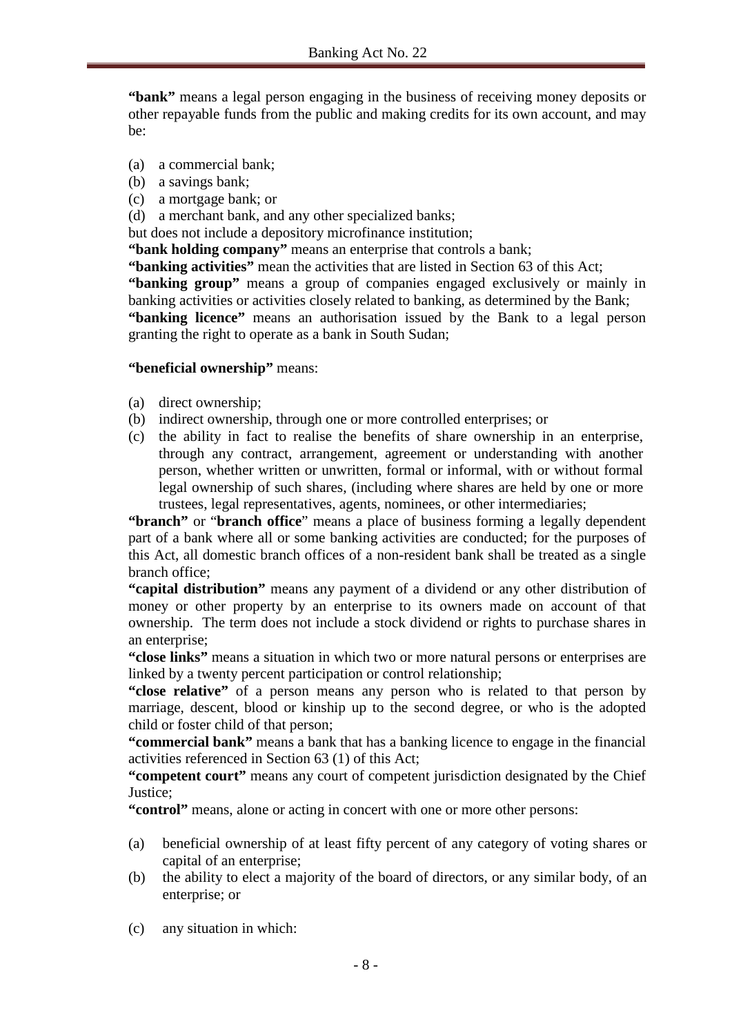**"bank"** means a legal person engaging in the business of receiving money deposits or other repayable funds from the public and making credits for its own account, and may be:

(a) a commercial bank;
(b) a savings bank;
(c) a mortgage bank; or
(d) a merchant bank, and any other specialized banks;

but does not include a depository microfinance institution;

**"bank holding company"** means an enterprise that controls a bank;

**"banking activities"** mean the activities that are listed in Section 63 of this Act;

**"banking group"** means a group of companies engaged exclusively or mainly in banking activities or activities closely related to banking, as determined by the Bank;

**"banking licence"** means an authorisation issued by the Bank to a legal person granting the right to operate as a bank in South Sudan;

**"beneficial ownership"** means:

(a) direct ownership;
(b) indirect ownership, through one or more controlled enterprises; or
(c) the ability in fact to realise the benefits of share ownership in an enterprise, through any contract, arrangement, agreement or understanding with another person, whether written or unwritten, formal or informal, with or without formal legal ownership of such shares, (including where shares are held by one or more trustees, legal representatives, agents, nominees, or other intermediaries;

**"branch"** or "**branch office**" means a place of business forming a legally dependent part of a bank where all or some banking activities are conducted; for the purposes of this Act, all domestic branch offices of a non-resident bank shall be treated as a single branch office;

**"capital distribution"** means any payment of a dividend or any other distribution of money or other property by an enterprise to its owners made on account of that ownership. The term does not include a stock dividend or rights to purchase shares in an enterprise;

**"close links"** means a situation in which two or more natural persons or enterprises are linked by a twenty percent participation or control relationship;

**"close relative"** of a person means any person who is related to that person by marriage, descent, blood or kinship up to the second degree, or who is the adopted child or foster child of that person;

**"commercial bank"** means a bank that has a banking licence to engage in the financial activities referenced in Section 63 (1) of this Act;

**"competent court"** means any court of competent jurisdiction designated by the Chief Justice;

**"control"** means, alone or acting in concert with one or more other persons:

(a) beneficial ownership of at least fifty percent of any category of voting shares or capital of an enterprise;
(b) the ability to elect a majority of the board of directors, or any similar body, of an enterprise; or
(c) any situation in which: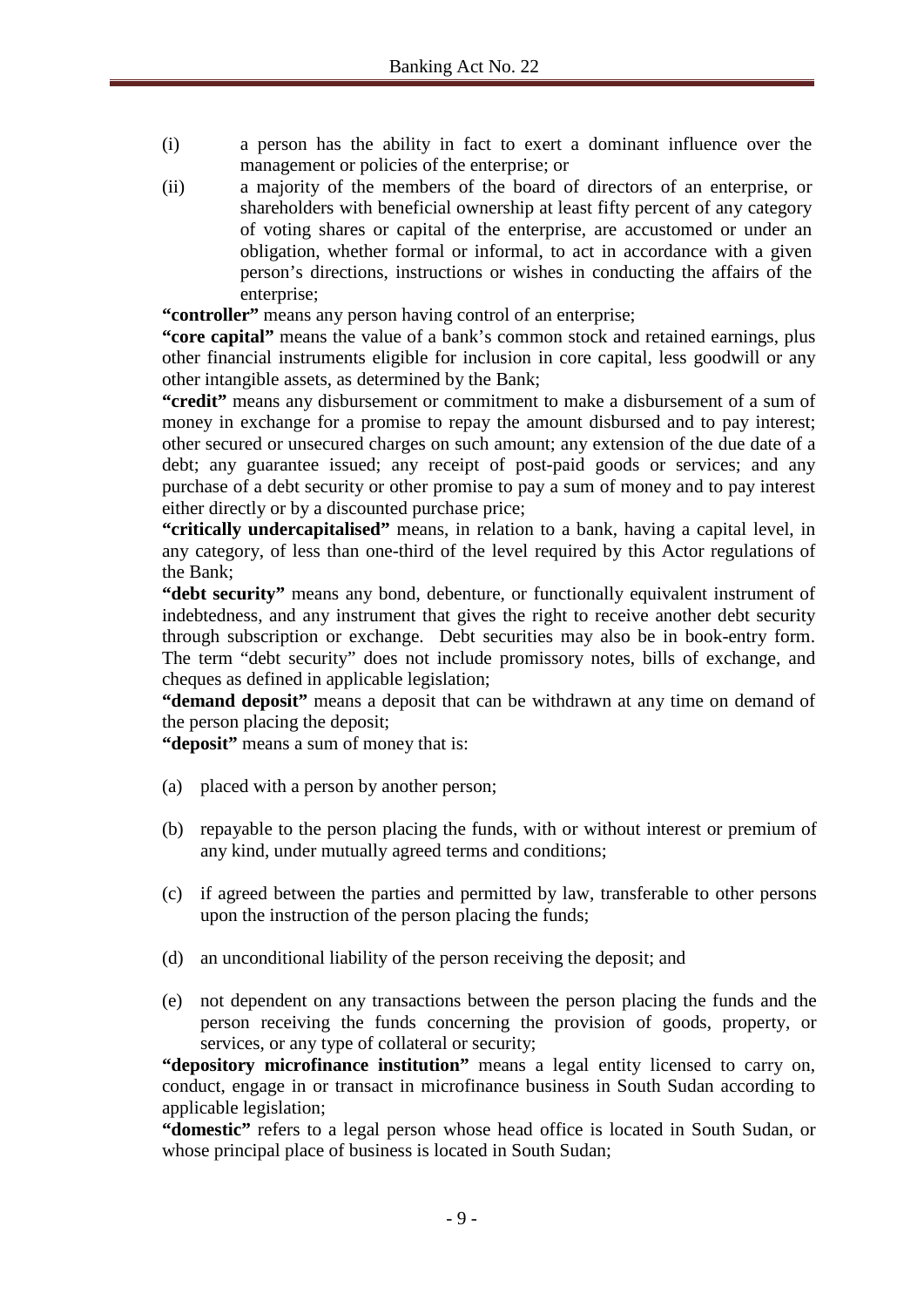(i) a person has the ability in fact to exert a dominant influence over the management or policies of the enterprise; or

(ii) a majority of the members of the board of directors of an enterprise, or shareholders with beneficial ownership at least fifty percent of any category of voting shares or capital of the enterprise, are accustomed or under an obligation, whether formal or informal, to act in accordance with a given person's directions, instructions or wishes in conducting the affairs of the enterprise;

**"controller"** means any person having control of an enterprise;

**"core capital"** means the value of a bank's common stock and retained earnings, plus other financial instruments eligible for inclusion in core capital, less goodwill or any other intangible assets, as determined by the Bank;

**"credit"** means any disbursement or commitment to make a disbursement of a sum of money in exchange for a promise to repay the amount disbursed and to pay interest; other secured or unsecured charges on such amount; any extension of the due date of a debt; any guarantee issued; any receipt of post-paid goods or services; and any purchase of a debt security or other promise to pay a sum of money and to pay interest either directly or by a discounted purchase price;

**"critically undercapitalised"** means, in relation to a bank, having a capital level, in any category, of less than one-third of the level required by this Actor regulations of the Bank;

**"debt security"** means any bond, debenture, or functionally equivalent instrument of indebtedness, and any instrument that gives the right to receive another debt security through subscription or exchange. Debt securities may also be in book-entry form. The term "debt security" does not include promissory notes, bills of exchange, and cheques as defined in applicable legislation;

**"demand deposit"** means a deposit that can be withdrawn at any time on demand of the person placing the deposit;

**"deposit"** means a sum of money that is:

(a) placed with a person by another person;

(b) repayable to the person placing the funds, with or without interest or premium of any kind, under mutually agreed terms and conditions;

(c) if agreed between the parties and permitted by law, transferable to other persons upon the instruction of the person placing the funds;

(d) an unconditional liability of the person receiving the deposit; and

(e) not dependent on any transactions between the person placing the funds and the person receiving the funds concerning the provision of goods, property, or services, or any type of collateral or security;

**"depository microfinance institution"** means a legal entity licensed to carry on, conduct, engage in or transact in microfinance business in South Sudan according to applicable legislation;

**"domestic"** refers to a legal person whose head office is located in South Sudan, or whose principal place of business is located in South Sudan;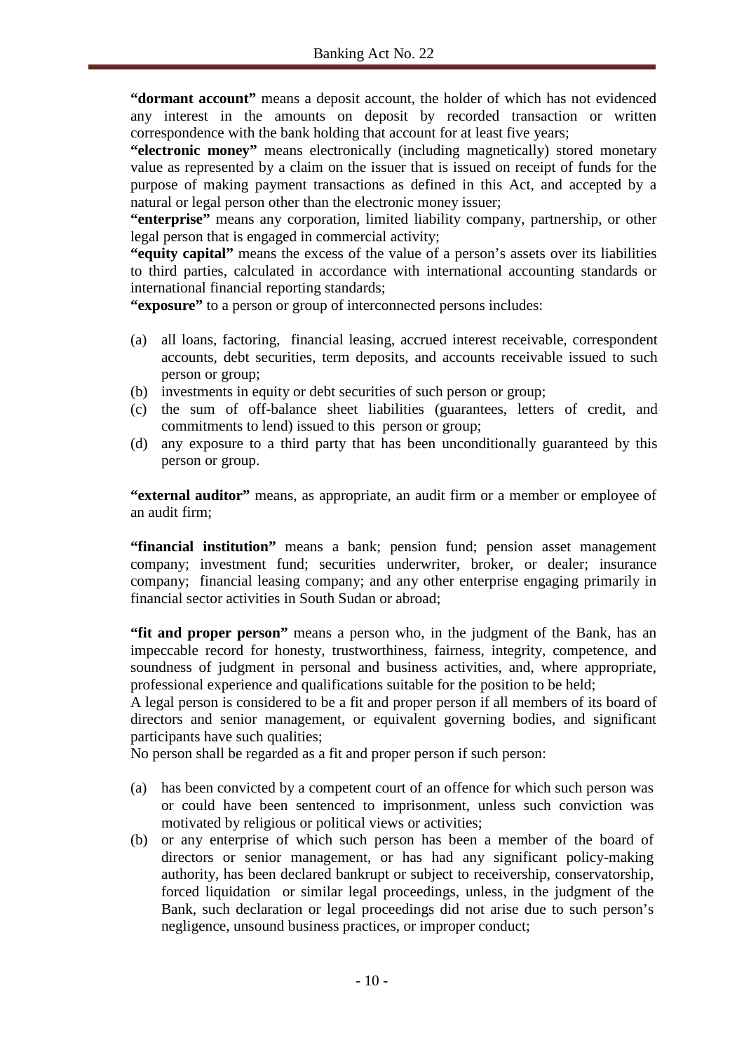**"dormant account"** means a deposit account, the holder of which has not evidenced any interest in the amounts on deposit by recorded transaction or written correspondence with the bank holding that account for at least five years;

**"electronic money"** means electronically (including magnetically) stored monetary value as represented by a claim on the issuer that is issued on receipt of funds for the purpose of making payment transactions as defined in this Act, and accepted by a natural or legal person other than the electronic money issuer;

**"enterprise"** means any corporation, limited liability company, partnership, or other legal person that is engaged in commercial activity;

**"equity capital"** means the excess of the value of a person's assets over its liabilities to third parties, calculated in accordance with international accounting standards or international financial reporting standards;

**"exposure"** to a person or group of interconnected persons includes:

(a) all loans, factoring, financial leasing, accrued interest receivable, correspondent accounts, debt securities, term deposits, and accounts receivable issued to such person or group;
(b) investments in equity or debt securities of such person or group;
(c) the sum of off-balance sheet liabilities (guarantees, letters of credit, and commitments to lend) issued to this person or group;
(d) any exposure to a third party that has been unconditionally guaranteed by this person or group.

**"external auditor"** means, as appropriate, an audit firm or a member or employee of an audit firm;

**"financial institution"** means a bank; pension fund; pension asset management company; investment fund; securities underwriter, broker, or dealer; insurance company; financial leasing company; and any other enterprise engaging primarily in financial sector activities in South Sudan or abroad;

**"fit and proper person"** means a person who, in the judgment of the Bank, has an impeccable record for honesty, trustworthiness, fairness, integrity, competence, and soundness of judgment in personal and business activities, and, where appropriate, professional experience and qualifications suitable for the position to be held;
A legal person is considered to be a fit and proper person if all members of its board of directors and senior management, or equivalent governing bodies, and significant participants have such qualities;
No person shall be regarded as a fit and proper person if such person:

(a) has been convicted by a competent court of an offence for which such person was or could have been sentenced to imprisonment, unless such conviction was motivated by religious or political views or activities;
(b) or any enterprise of which such person has been a member of the board of directors or senior management, or has had any significant policy-making authority, has been declared bankrupt or subject to receivership, conservatorship, forced liquidation or similar legal proceedings, unless, in the judgment of the Bank, such declaration or legal proceedings did not arise due to such person's negligence, unsound business practices, or improper conduct;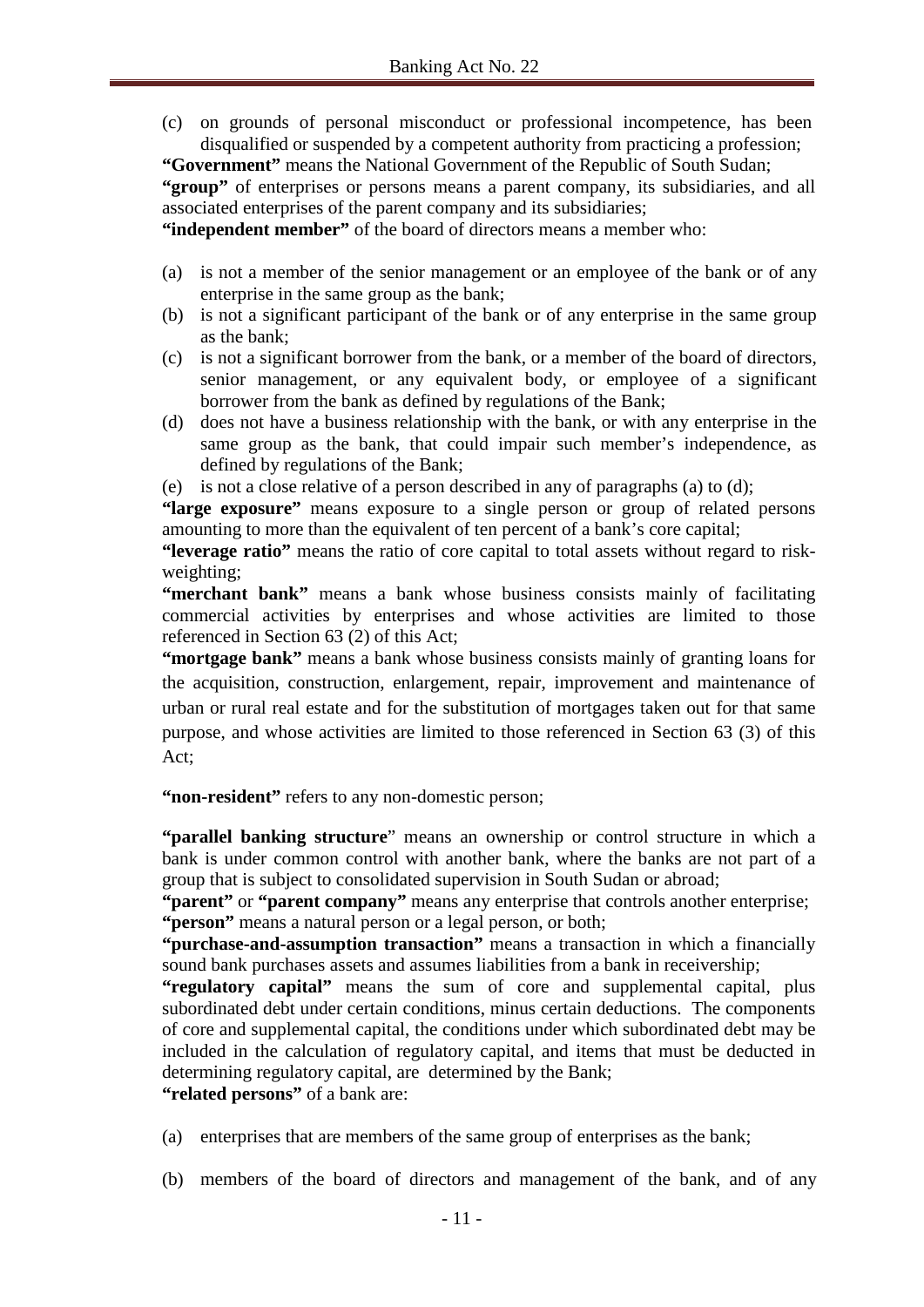(c) on grounds of personal misconduct or professional incompetence, has been disqualified or suspended by a competent authority from practicing a profession;

**"Government"** means the National Government of the Republic of South Sudan;

**"group"** of enterprises or persons means a parent company, its subsidiaries, and all associated enterprises of the parent company and its subsidiaries;

**"independent member"** of the board of directors means a member who:

(a) is not a member of the senior management or an employee of the bank or of any enterprise in the same group as the bank;
(b) is not a significant participant of the bank or of any enterprise in the same group as the bank;
(c) is not a significant borrower from the bank, or a member of the board of directors, senior management, or any equivalent body, or employee of a significant borrower from the bank as defined by regulations of the Bank;
(d) does not have a business relationship with the bank, or with any enterprise in the same group as the bank, that could impair such member's independence, as defined by regulations of the Bank;
(e) is not a close relative of a person described in any of paragraphs (a) to (d);

**"large exposure"** means exposure to a single person or group of related persons amounting to more than the equivalent of ten percent of a bank's core capital;

**"leverage ratio"** means the ratio of core capital to total assets without regard to risk-weighting;

**"merchant bank"** means a bank whose business consists mainly of facilitating commercial activities by enterprises and whose activities are limited to those referenced in Section 63 (2) of this Act;

**"mortgage bank"** means a bank whose business consists mainly of granting loans for the acquisition, construction, enlargement, repair, improvement and maintenance of urban or rural real estate and for the substitution of mortgages taken out for that same purpose, and whose activities are limited to those referenced in Section 63 (3) of this Act;

**"non-resident"** refers to any non-domestic person;

**"parallel banking structure"** means an ownership or control structure in which a bank is under common control with another bank, where the banks are not part of a group that is subject to consolidated supervision in South Sudan or abroad;

**"parent"** or **"parent company"** means any enterprise that controls another enterprise;

**"person"** means a natural person or a legal person, or both;

**"purchase-and-assumption transaction"** means a transaction in which a financially sound bank purchases assets and assumes liabilities from a bank in receivership;

**"regulatory capital"** means the sum of core and supplemental capital, plus subordinated debt under certain conditions, minus certain deductions. The components of core and supplemental capital, the conditions under which subordinated debt may be included in the calculation of regulatory capital, and items that must be deducted in determining regulatory capital, are determined by the Bank;

**"related persons"** of a bank are:

(a) enterprises that are members of the same group of enterprises as the bank;

(b) members of the board of directors and management of the bank, and of any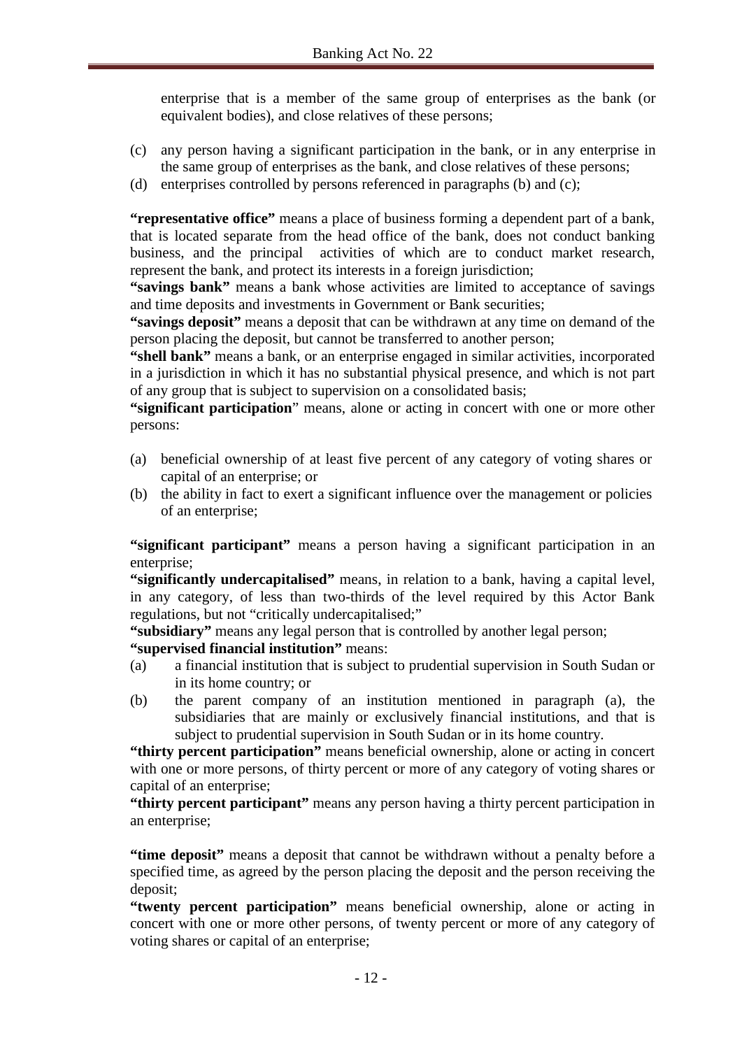enterprise that is a member of the same group of enterprises as the bank (or equivalent bodies), and close relatives of these persons;

(c) any person having a significant participation in the bank, or in any enterprise in the same group of enterprises as the bank, and close relatives of these persons;

(d) enterprises controlled by persons referenced in paragraphs (b) and (c);

**"representative office"** means a place of business forming a dependent part of a bank, that is located separate from the head office of the bank, does not conduct banking business, and the principal activities of which are to conduct market research, represent the bank, and protect its interests in a foreign jurisdiction;

**"savings bank"** means a bank whose activities are limited to acceptance of savings and time deposits and investments in Government or Bank securities;

**"savings deposit"** means a deposit that can be withdrawn at any time on demand of the person placing the deposit, but cannot be transferred to another person;

**"shell bank"** means a bank, or an enterprise engaged in similar activities, incorporated in a jurisdiction in which it has no substantial physical presence, and which is not part of any group that is subject to supervision on a consolidated basis;

**"significant participation"** means, alone or acting in concert with one or more other persons:

(a) beneficial ownership of at least five percent of any category of voting shares or capital of an enterprise; or

(b) the ability in fact to exert a significant influence over the management or policies of an enterprise;

**"significant participant"** means a person having a significant participation in an enterprise;

**"significantly undercapitalised"** means, in relation to a bank, having a capital level, in any category, of less than two-thirds of the level required by this Actor Bank regulations, but not "critically undercapitalised;"

**"subsidiary"** means any legal person that is controlled by another legal person;

**"supervised financial institution"** means:

(a) a financial institution that is subject to prudential supervision in South Sudan or in its home country; or

(b) the parent company of an institution mentioned in paragraph (a), the subsidiaries that are mainly or exclusively financial institutions, and that is subject to prudential supervision in South Sudan or in its home country.

**"thirty percent participation"** means beneficial ownership, alone or acting in concert with one or more persons, of thirty percent or more of any category of voting shares or capital of an enterprise;

**"thirty percent participant"** means any person having a thirty percent participation in an enterprise;

**"time deposit"** means a deposit that cannot be withdrawn without a penalty before a specified time, as agreed by the person placing the deposit and the person receiving the deposit;

**"twenty percent participation"** means beneficial ownership, alone or acting in concert with one or more other persons, of twenty percent or more of any category of voting shares or capital of an enterprise;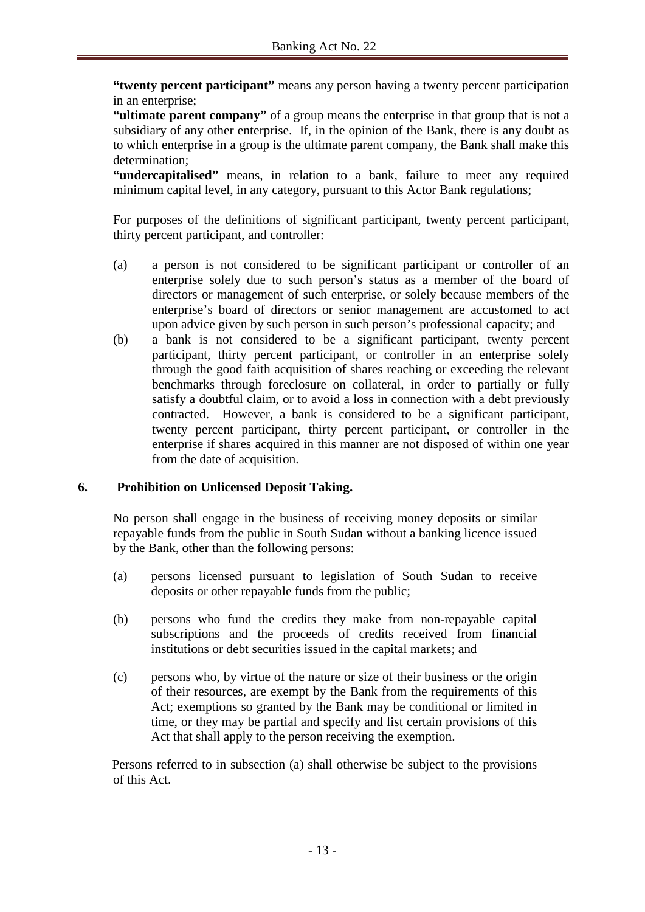**"twenty percent participant"** means any person having a twenty percent participation in an enterprise;

**"ultimate parent company"** of a group means the enterprise in that group that is not a subsidiary of any other enterprise. If, in the opinion of the Bank, there is any doubt as to which enterprise in a group is the ultimate parent company, the Bank shall make this determination;

**"undercapitalised"** means, in relation to a bank, failure to meet any required minimum capital level, in any category, pursuant to this Actor Bank regulations;

For purposes of the definitions of significant participant, twenty percent participant, thirty percent participant, and controller:

(a) a person is not considered to be significant participant or controller of an enterprise solely due to such person's status as a member of the board of directors or management of such enterprise, or solely because members of the enterprise's board of directors or senior management are accustomed to act upon advice given by such person in such person's professional capacity; and

(b) a bank is not considered to be a significant participant, twenty percent participant, thirty percent participant, or controller in an enterprise solely through the good faith acquisition of shares reaching or exceeding the relevant benchmarks through foreclosure on collateral, in order to partially or fully satisfy a doubtful claim, or to avoid a loss in connection with a debt previously contracted. However, a bank is considered to be a significant participant, twenty percent participant, thirty percent participant, or controller in the enterprise if shares acquired in this manner are not disposed of within one year from the date of acquisition.

## 6. Prohibition on Unlicensed Deposit Taking.

No person shall engage in the business of receiving money deposits or similar repayable funds from the public in South Sudan without a banking licence issued by the Bank, other than the following persons:

(a) persons licensed pursuant to legislation of South Sudan to receive deposits or other repayable funds from the public;

(b) persons who fund the credits they make from non-repayable capital subscriptions and the proceeds of credits received from financial institutions or debt securities issued in the capital markets; and

(c) persons who, by virtue of the nature or size of their business or the origin of their resources, are exempt by the Bank from the requirements of this Act; exemptions so granted by the Bank may be conditional or limited in time, or they may be partial and specify and list certain provisions of this Act that shall apply to the person receiving the exemption.

Persons referred to in subsection (a) shall otherwise be subject to the provisions of this Act.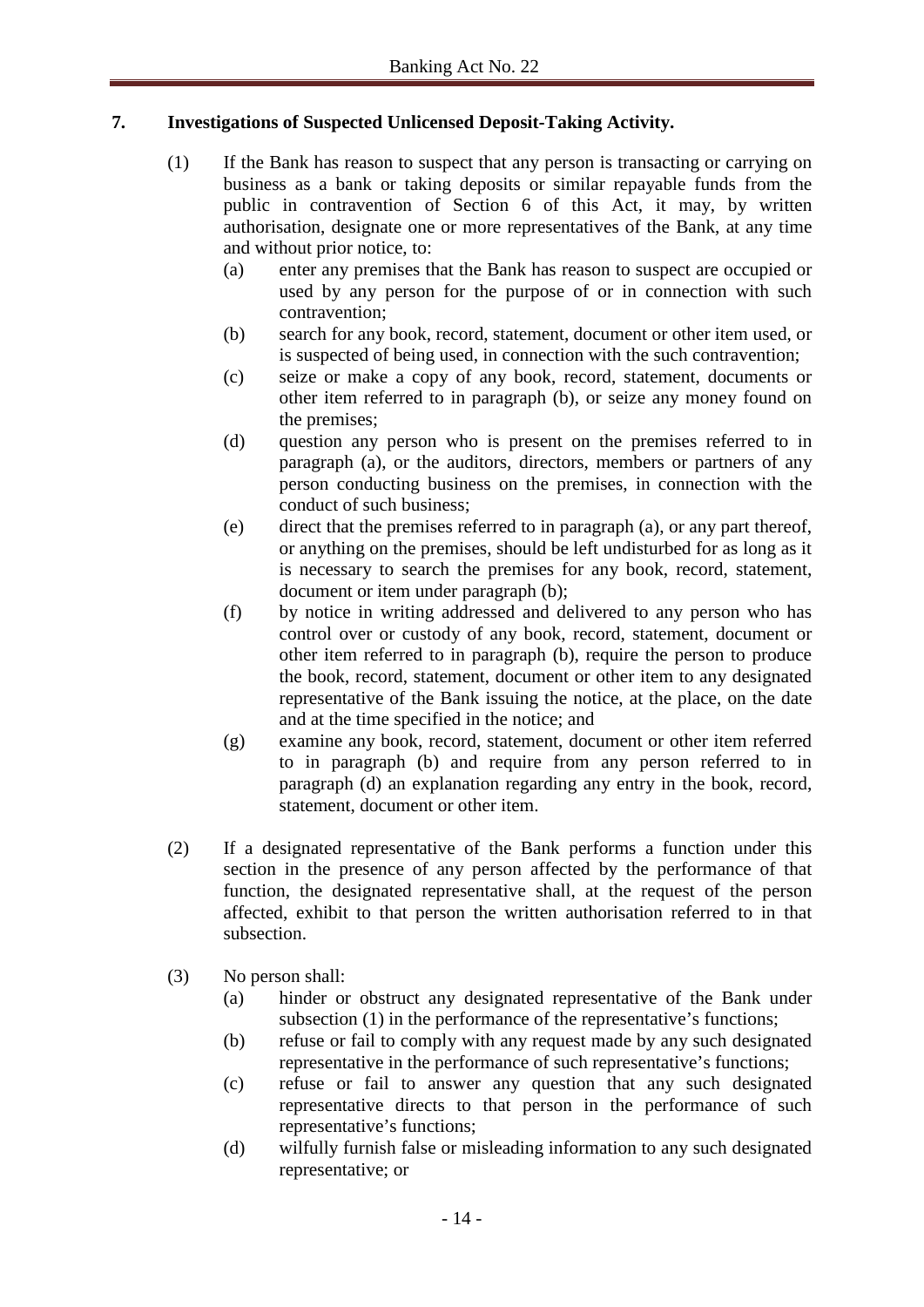## 7. Investigations of Suspected Unlicensed Deposit-Taking Activity.

(1) If the Bank has reason to suspect that any person is transacting or carrying on business as a bank or taking deposits or similar repayable funds from the public in contravention of Section 6 of this Act, it may, by written authorisation, designate one or more representatives of the Bank, at any time and without prior notice, to:

(a) enter any premises that the Bank has reason to suspect are occupied or used by any person for the purpose of or in connection with such contravention;

(b) search for any book, record, statement, document or other item used, or is suspected of being used, in connection with the such contravention;

(c) seize or make a copy of any book, record, statement, documents or other item referred to in paragraph (b), or seize any money found on the premises;

(d) question any person who is present on the premises referred to in paragraph (a), or the auditors, directors, members or partners of any person conducting business on the premises, in connection with the conduct of such business;

(e) direct that the premises referred to in paragraph (a), or any part thereof, or anything on the premises, should be left undisturbed for as long as it is necessary to search the premises for any book, record, statement, document or item under paragraph (b);

(f) by notice in writing addressed and delivered to any person who has control over or custody of any book, record, statement, document or other item referred to in paragraph (b), require the person to produce the book, record, statement, document or other item to any designated representative of the Bank issuing the notice, at the place, on the date and at the time specified in the notice; and

(g) examine any book, record, statement, document or other item referred to in paragraph (b) and require from any person referred to in paragraph (d) an explanation regarding any entry in the book, record, statement, document or other item.

(2) If a designated representative of the Bank performs a function under this section in the presence of any person affected by the performance of that function, the designated representative shall, at the request of the person affected, exhibit to that person the written authorisation referred to in that subsection.

(3) No person shall:

(a) hinder or obstruct any designated representative of the Bank under subsection (1) in the performance of the representative's functions;

(b) refuse or fail to comply with any request made by any such designated representative in the performance of such representative's functions;

(c) refuse or fail to answer any question that any such designated representative directs to that person in the performance of such representative's functions;

(d) wilfully furnish false or misleading information to any such designated representative; or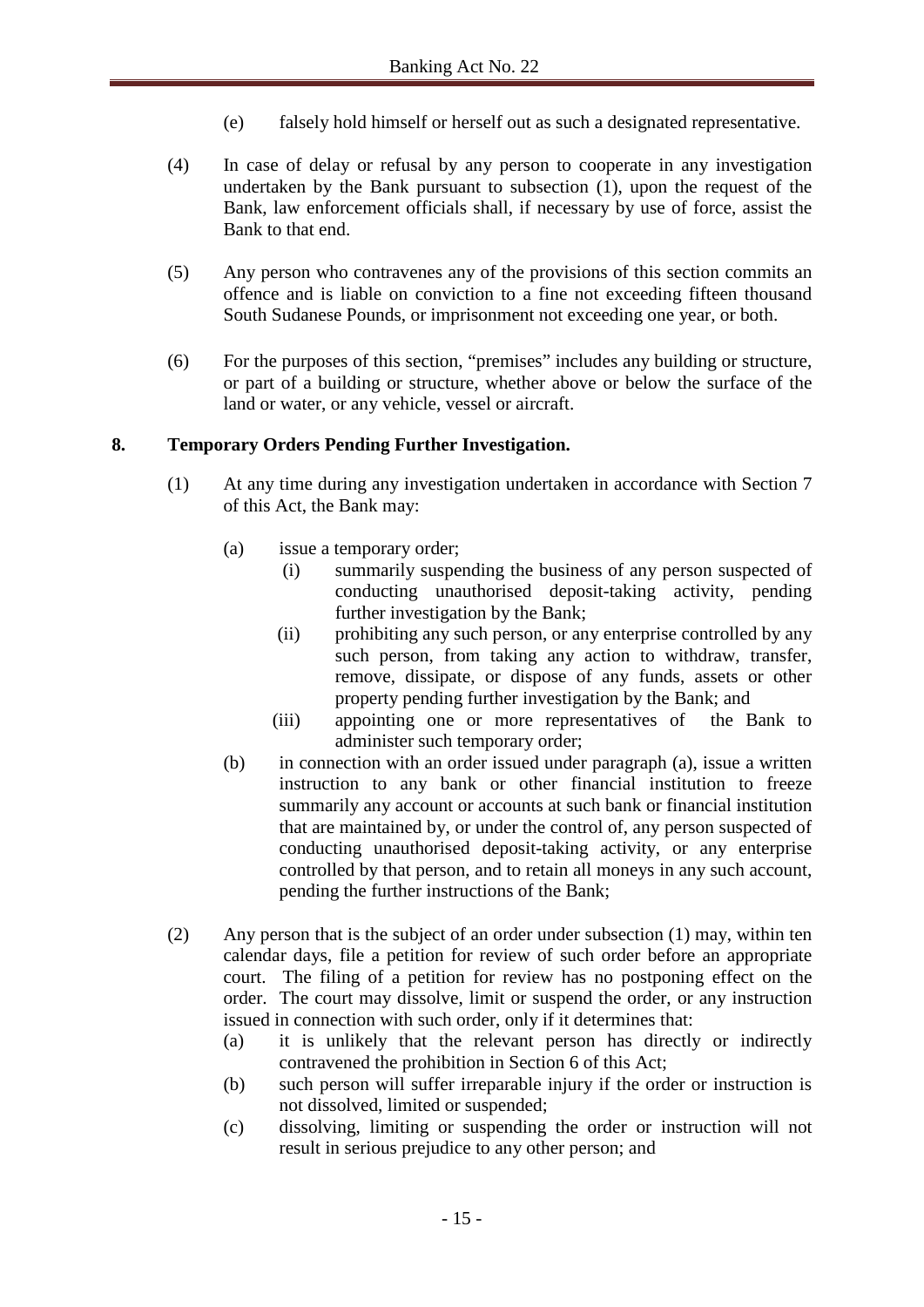(e) falsely hold himself or herself out as such a designated representative.

(4) In case of delay or refusal by any person to cooperate in any investigation undertaken by the Bank pursuant to subsection (1), upon the request of the Bank, law enforcement officials shall, if necessary by use of force, assist the Bank to that end.

(5) Any person who contravenes any of the provisions of this section commits an offence and is liable on conviction to a fine not exceeding fifteen thousand South Sudanese Pounds, or imprisonment not exceeding one year, or both.

(6) For the purposes of this section, "premises" includes any building or structure, or part of a building or structure, whether above or below the surface of the land or water, or any vehicle, vessel or aircraft.

### 8. Temporary Orders Pending Further Investigation.

(1) At any time during any investigation undertaken in accordance with Section 7 of this Act, the Bank may:

- (a) issue a temporary order;
  - (i) summarily suspending the business of any person suspected of conducting unauthorised deposit-taking activity, pending further investigation by the Bank;
  - (ii) prohibiting any such person, or any enterprise controlled by any such person, from taking any action to withdraw, transfer, remove, dissipate, or dispose of any funds, assets or other property pending further investigation by the Bank; and
  - (iii) appointing one or more representatives of the Bank to administer such temporary order;
- (b) in connection with an order issued under paragraph (a), issue a written instruction to any bank or other financial institution to freeze summarily any account or accounts at such bank or financial institution that are maintained by, or under the control of, any person suspected of conducting unauthorised deposit-taking activity, or any enterprise controlled by that person, and to retain all moneys in any such account, pending the further instructions of the Bank;

(2) Any person that is the subject of an order under subsection (1) may, within ten calendar days, file a petition for review of such order before an appropriate court. The filing of a petition for review has no postponing effect on the order. The court may dissolve, limit or suspend the order, or any instruction issued in connection with such order, only if it determines that:

- (a) it is unlikely that the relevant person has directly or indirectly contravened the prohibition in Section 6 of this Act;
- (b) such person will suffer irreparable injury if the order or instruction is not dissolved, limited or suspended;
- (c) dissolving, limiting or suspending the order or instruction will not result in serious prejudice to any other person; and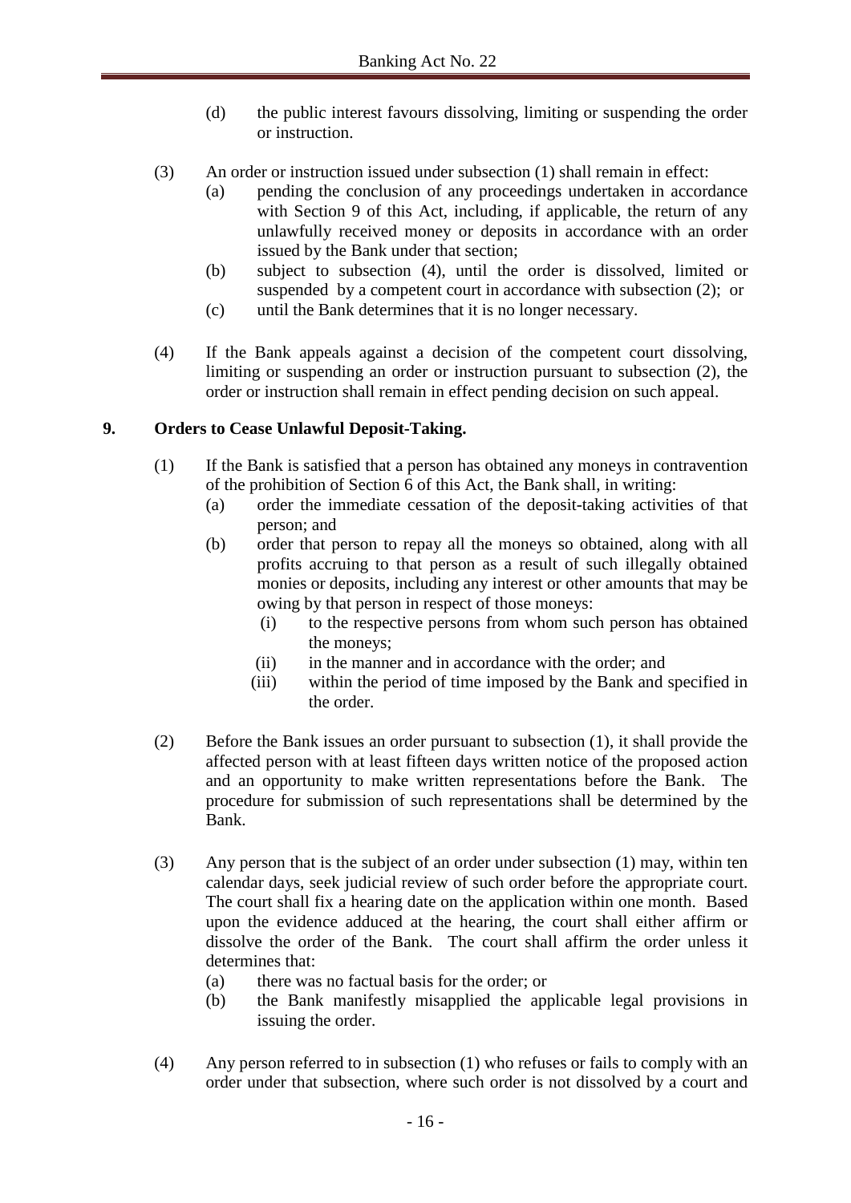(d) the public interest favours dissolving, limiting or suspending the order or instruction.

(3) An order or instruction issued under subsection (1) shall remain in effect:

(a) pending the conclusion of any proceedings undertaken in accordance with Section 9 of this Act, including, if applicable, the return of any unlawfully received money or deposits in accordance with an order issued by the Bank under that section;

(b) subject to subsection (4), until the order is dissolved, limited or suspended by a competent court in accordance with subsection (2); or

(c) until the Bank determines that it is no longer necessary.

(4) If the Bank appeals against a decision of the competent court dissolving, limiting or suspending an order or instruction pursuant to subsection (2), the order or instruction shall remain in effect pending decision on such appeal.

## 9. Orders to Cease Unlawful Deposit-Taking.

(1) If the Bank is satisfied that a person has obtained any moneys in contravention of the prohibition of Section 6 of this Act, the Bank shall, in writing:

(a) order the immediate cessation of the deposit-taking activities of that person; and

(b) order that person to repay all the moneys so obtained, along with all profits accruing to that person as a result of such illegally obtained monies or deposits, including any interest or other amounts that may be owing by that person in respect of those moneys:

(i) to the respective persons from whom such person has obtained the moneys;

(ii) in the manner and in accordance with the order; and

(iii) within the period of time imposed by the Bank and specified in the order.

(2) Before the Bank issues an order pursuant to subsection (1), it shall provide the affected person with at least fifteen days written notice of the proposed action and an opportunity to make written representations before the Bank. The procedure for submission of such representations shall be determined by the Bank.

(3) Any person that is the subject of an order under subsection (1) may, within ten calendar days, seek judicial review of such order before the appropriate court. The court shall fix a hearing date on the application within one month. Based upon the evidence adduced at the hearing, the court shall either affirm or dissolve the order of the Bank. The court shall affirm the order unless it determines that:

(a) there was no factual basis for the order; or

(b) the Bank manifestly misapplied the applicable legal provisions in issuing the order.

(4) Any person referred to in subsection (1) who refuses or fails to comply with an order under that subsection, where such order is not dissolved by a court and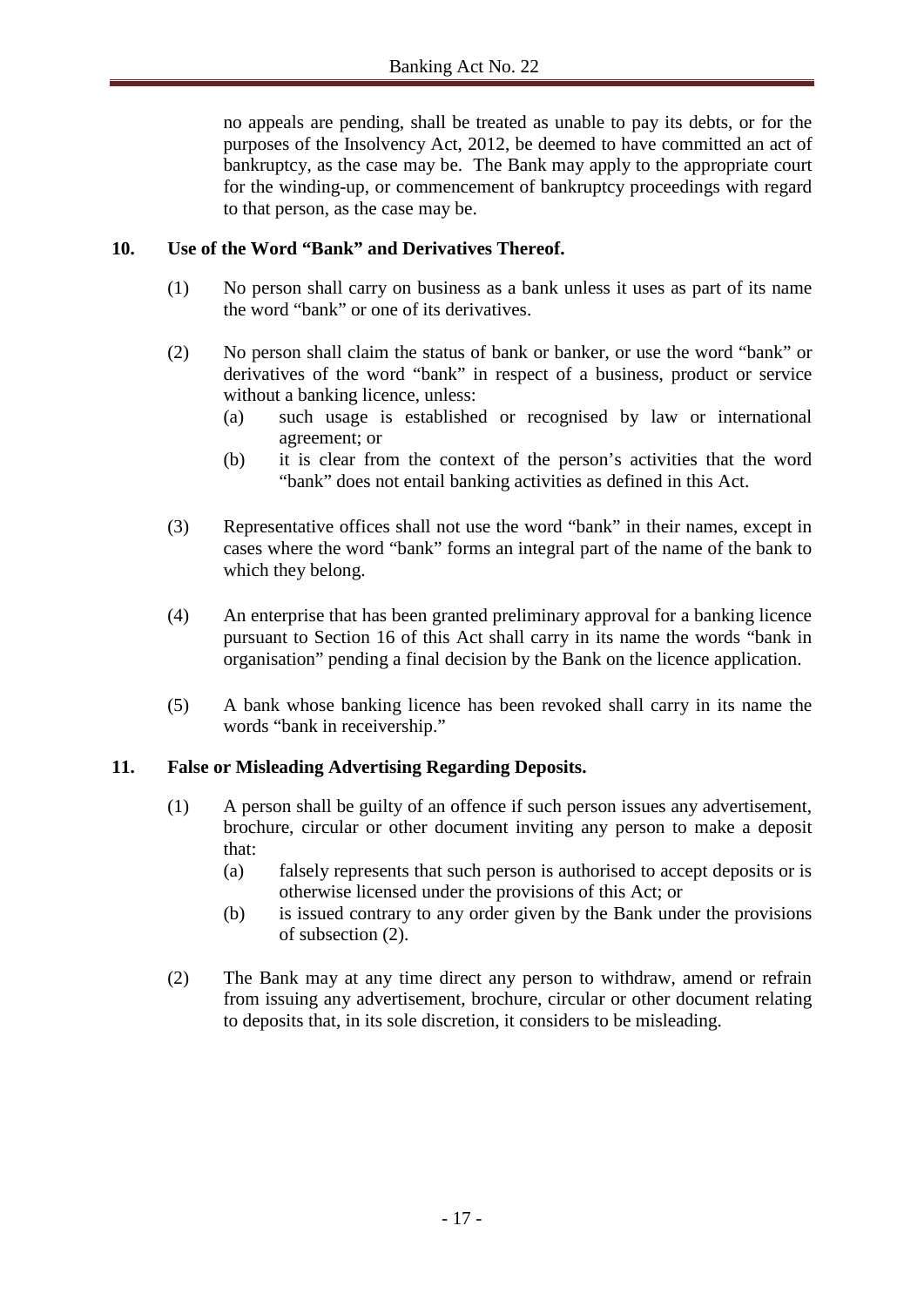no appeals are pending, shall be treated as unable to pay its debts, or for the purposes of the Insolvency Act, 2012, be deemed to have committed an act of bankruptcy, as the case may be. The Bank may apply to the appropriate court for the winding-up, or commencement of bankruptcy proceedings with regard to that person, as the case may be.

**10. Use of the Word "Bank" and Derivatives Thereof.**

(1) No person shall carry on business as a bank unless it uses as part of its name the word "bank" or one of its derivatives.

(2) No person shall claim the status of bank or banker, or use the word "bank" or derivatives of the word "bank" in respect of a business, product or service without a banking licence, unless:

(a) such usage is established or recognised by law or international agreement; or

(b) it is clear from the context of the person's activities that the word "bank" does not entail banking activities as defined in this Act.

(3) Representative offices shall not use the word "bank" in their names, except in cases where the word "bank" forms an integral part of the name of the bank to which they belong.

(4) An enterprise that has been granted preliminary approval for a banking licence pursuant to Section 16 of this Act shall carry in its name the words "bank in organisation" pending a final decision by the Bank on the licence application.

(5) A bank whose banking licence has been revoked shall carry in its name the words "bank in receivership."

**11. False or Misleading Advertising Regarding Deposits.**

(1) A person shall be guilty of an offence if such person issues any advertisement, brochure, circular or other document inviting any person to make a deposit that:

(a) falsely represents that such person is authorised to accept deposits or is otherwise licensed under the provisions of this Act; or

(b) is issued contrary to any order given by the Bank under the provisions of subsection (2).

(2) The Bank may at any time direct any person to withdraw, amend or refrain from issuing any advertisement, brochure, circular or other document relating to deposits that, in its sole discretion, it considers to be misleading.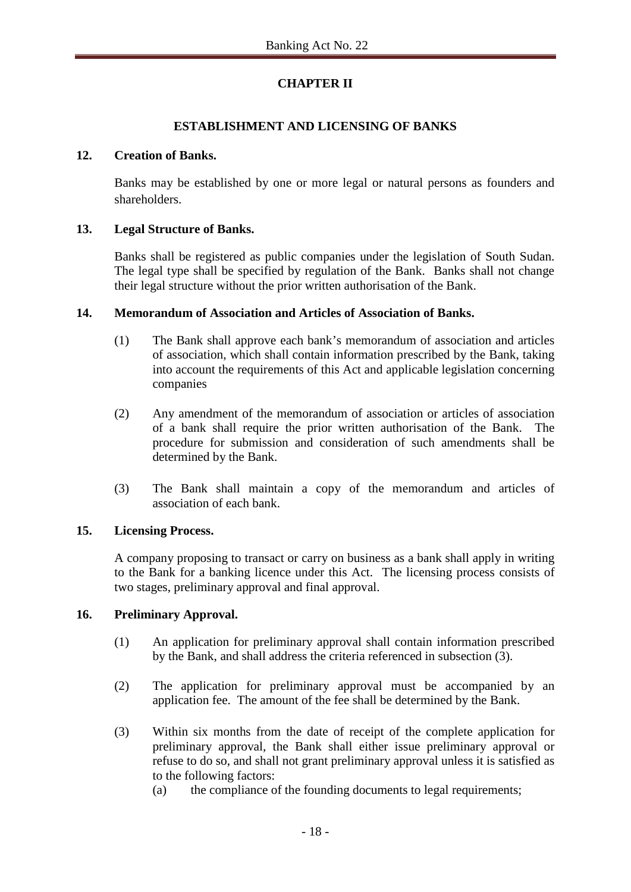## CHAPTER II

## ESTABLISHMENT AND LICENSING OF BANKS

### 12. Creation of Banks.

Banks may be established by one or more legal or natural persons as founders and shareholders.

### 13. Legal Structure of Banks.

Banks shall be registered as public companies under the legislation of South Sudan. The legal type shall be specified by regulation of the Bank. Banks shall not change their legal structure without the prior written authorisation of the Bank.

### 14. Memorandum of Association and Articles of Association of Banks.

(1) The Bank shall approve each bank's memorandum of association and articles of association, which shall contain information prescribed by the Bank, taking into account the requirements of this Act and applicable legislation concerning companies

(2) Any amendment of the memorandum of association or articles of association of a bank shall require the prior written authorisation of the Bank. The procedure for submission and consideration of such amendments shall be determined by the Bank.

(3) The Bank shall maintain a copy of the memorandum and articles of association of each bank.

### 15. Licensing Process.

A company proposing to transact or carry on business as a bank shall apply in writing to the Bank for a banking licence under this Act. The licensing process consists of two stages, preliminary approval and final approval.

### 16. Preliminary Approval.

(1) An application for preliminary approval shall contain information prescribed by the Bank, and shall address the criteria referenced in subsection (3).

(2) The application for preliminary approval must be accompanied by an application fee. The amount of the fee shall be determined by the Bank.

(3) Within six months from the date of receipt of the complete application for preliminary approval, the Bank shall either issue preliminary approval or refuse to do so, and shall not grant preliminary approval unless it is satisfied as to the following factors:

   (a) the compliance of the founding documents to legal requirements;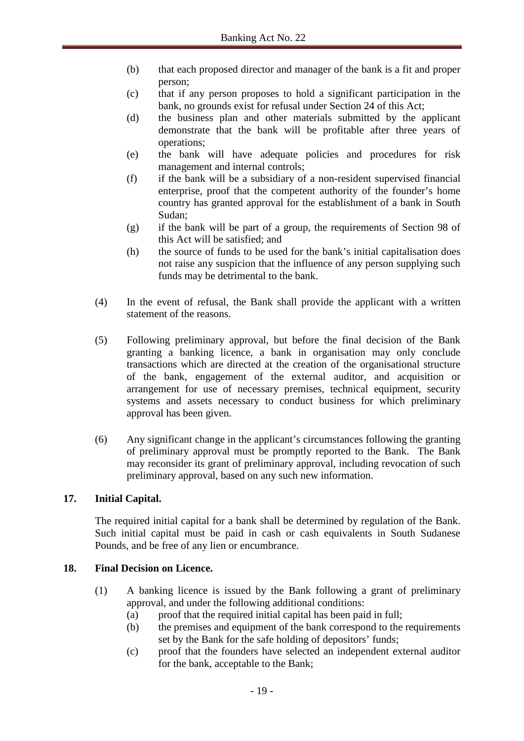(b) that each proposed director and manager of the bank is a fit and proper person;

(c) that if any person proposes to hold a significant participation in the bank, no grounds exist for refusal under Section 24 of this Act;

(d) the business plan and other materials submitted by the applicant demonstrate that the bank will be profitable after three years of operations;

(e) the bank will have adequate policies and procedures for risk management and internal controls;

(f) if the bank will be a subsidiary of a non-resident supervised financial enterprise, proof that the competent authority of the founder's home country has granted approval for the establishment of a bank in South Sudan;

(g) if the bank will be part of a group, the requirements of Section 98 of this Act will be satisfied; and

(h) the source of funds to be used for the bank's initial capitalisation does not raise any suspicion that the influence of any person supplying such funds may be detrimental to the bank.

(4) In the event of refusal, the Bank shall provide the applicant with a written statement of the reasons.

(5) Following preliminary approval, but before the final decision of the Bank granting a banking licence, a bank in organisation may only conclude transactions which are directed at the creation of the organisational structure of the bank, engagement of the external auditor, and acquisition or arrangement for use of necessary premises, technical equipment, security systems and assets necessary to conduct business for which preliminary approval has been given.

(6) Any significant change in the applicant's circumstances following the granting of preliminary approval must be promptly reported to the Bank. The Bank may reconsider its grant of preliminary approval, including revocation of such preliminary approval, based on any such new information.

## 17. Initial Capital.

The required initial capital for a bank shall be determined by regulation of the Bank. Such initial capital must be paid in cash or cash equivalents in South Sudanese Pounds, and be free of any lien or encumbrance.

## 18. Final Decision on Licence.

(1) A banking licence is issued by the Bank following a grant of preliminary approval, and under the following additional conditions:

(a) proof that the required initial capital has been paid in full;

(b) the premises and equipment of the bank correspond to the requirements set by the Bank for the safe holding of depositors' funds;

(c) proof that the founders have selected an independent external auditor for the bank, acceptable to the Bank;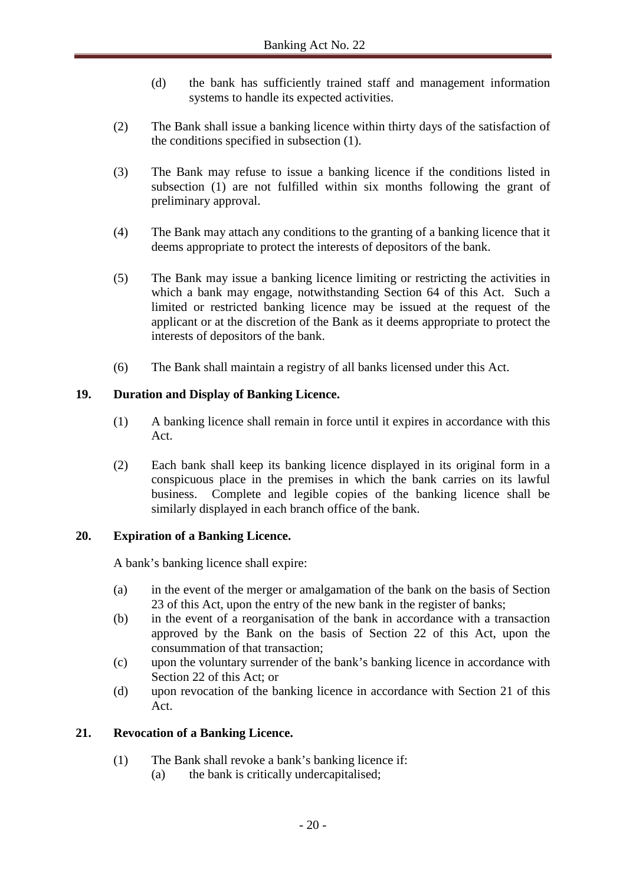(d) the bank has sufficiently trained staff and management information systems to handle its expected activities.

(2) The Bank shall issue a banking licence within thirty days of the satisfaction of the conditions specified in subsection (1).

(3) The Bank may refuse to issue a banking licence if the conditions listed in subsection (1) are not fulfilled within six months following the grant of preliminary approval.

(4) The Bank may attach any conditions to the granting of a banking licence that it deems appropriate to protect the interests of depositors of the bank.

(5) The Bank may issue a banking licence limiting or restricting the activities in which a bank may engage, notwithstanding Section 64 of this Act. Such a limited or restricted banking licence may be issued at the request of the applicant or at the discretion of the Bank as it deems appropriate to protect the interests of depositors of the bank.

(6) The Bank shall maintain a registry of all banks licensed under this Act.

## 19. Duration and Display of Banking Licence.

(1) A banking licence shall remain in force until it expires in accordance with this Act.

(2) Each bank shall keep its banking licence displayed in its original form in a conspicuous place in the premises in which the bank carries on its lawful business. Complete and legible copies of the banking licence shall be similarly displayed in each branch office of the bank.

## 20. Expiration of a Banking Licence.

A bank's banking licence shall expire:

(a) in the event of the merger or amalgamation of the bank on the basis of Section 23 of this Act, upon the entry of the new bank in the register of banks;
(b) in the event of a reorganisation of the bank in accordance with a transaction approved by the Bank on the basis of Section 22 of this Act, upon the consummation of that transaction;
(c) upon the voluntary surrender of the bank's banking licence in accordance with Section 22 of this Act; or
(d) upon revocation of the banking licence in accordance with Section 21 of this Act.

## 21. Revocation of a Banking Licence.

(1) The Bank shall revoke a bank's banking licence if:
 (a) the bank is critically undercapitalised;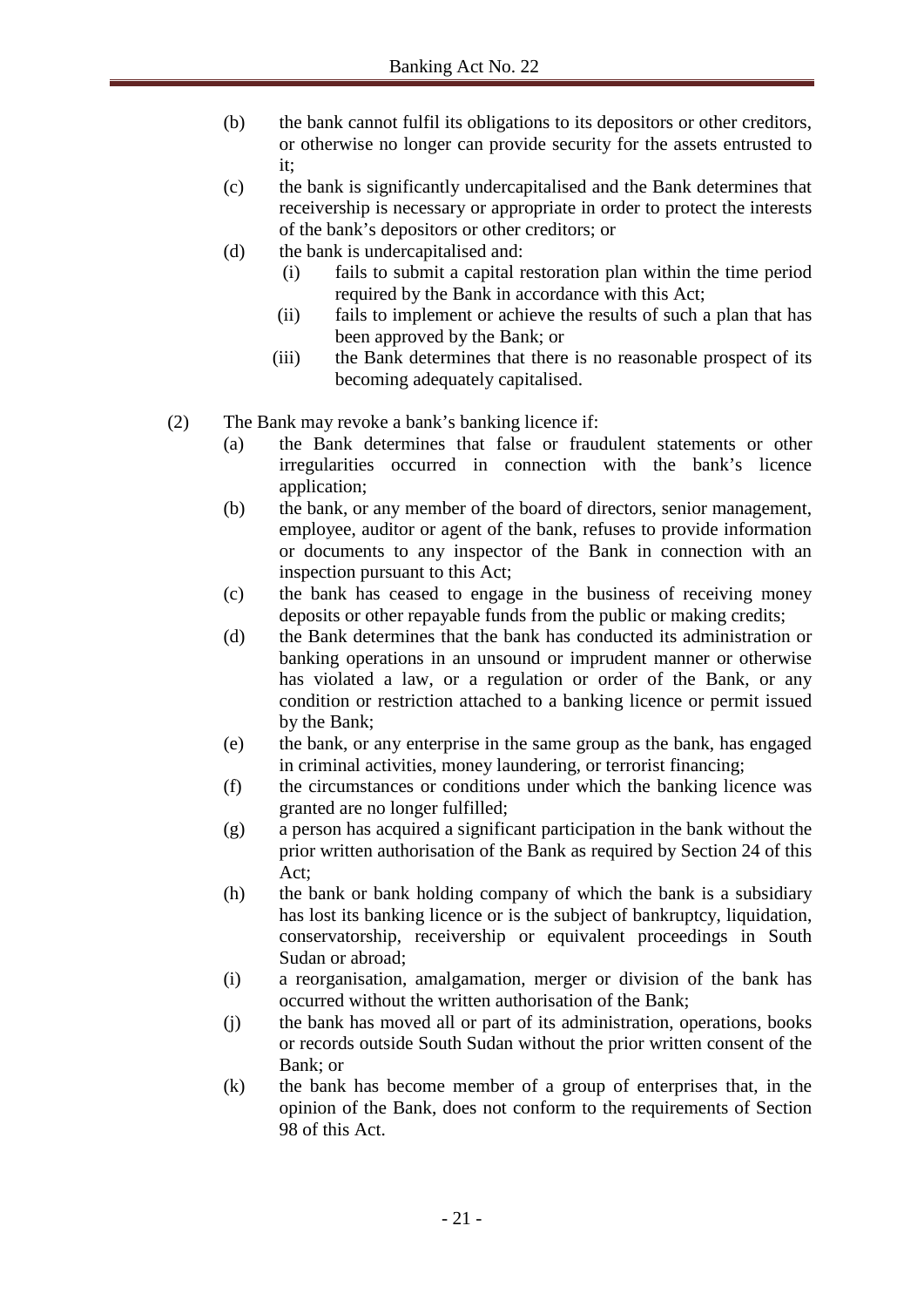(b) the bank cannot fulfil its obligations to its depositors or other creditors, or otherwise no longer can provide security for the assets entrusted to it;

(c) the bank is significantly undercapitalised and the Bank determines that receivership is necessary or appropriate in order to protect the interests of the bank's depositors or other creditors; or

(d) the bank is undercapitalised and:

  (i) fails to submit a capital restoration plan within the time period required by the Bank in accordance with this Act;

  (ii) fails to implement or achieve the results of such a plan that has been approved by the Bank; or

  (iii) the Bank determines that there is no reasonable prospect of its becoming adequately capitalised.

(2) The Bank may revoke a bank's banking licence if:

(a) the Bank determines that false or fraudulent statements or other irregularities occurred in connection with the bank's licence application;

(b) the bank, or any member of the board of directors, senior management, employee, auditor or agent of the bank, refuses to provide information or documents to any inspector of the Bank in connection with an inspection pursuant to this Act;

(c) the bank has ceased to engage in the business of receiving money deposits or other repayable funds from the public or making credits;

(d) the Bank determines that the bank has conducted its administration or banking operations in an unsound or imprudent manner or otherwise has violated a law, or a regulation or order of the Bank, or any condition or restriction attached to a banking licence or permit issued by the Bank;

(e) the bank, or any enterprise in the same group as the bank, has engaged in criminal activities, money laundering, or terrorist financing;

(f) the circumstances or conditions under which the banking licence was granted are no longer fulfilled;

(g) a person has acquired a significant participation in the bank without the prior written authorisation of the Bank as required by Section 24 of this Act;

(h) the bank or bank holding company of which the bank is a subsidiary has lost its banking licence or is the subject of bankruptcy, liquidation, conservatorship, receivership or equivalent proceedings in South Sudan or abroad;

(i) a reorganisation, amalgamation, merger or division of the bank has occurred without the written authorisation of the Bank;

(j) the bank has moved all or part of its administration, operations, books or records outside South Sudan without the prior written consent of the Bank; or

(k) the bank has become member of a group of enterprises that, in the opinion of the Bank, does not conform to the requirements of Section 98 of this Act.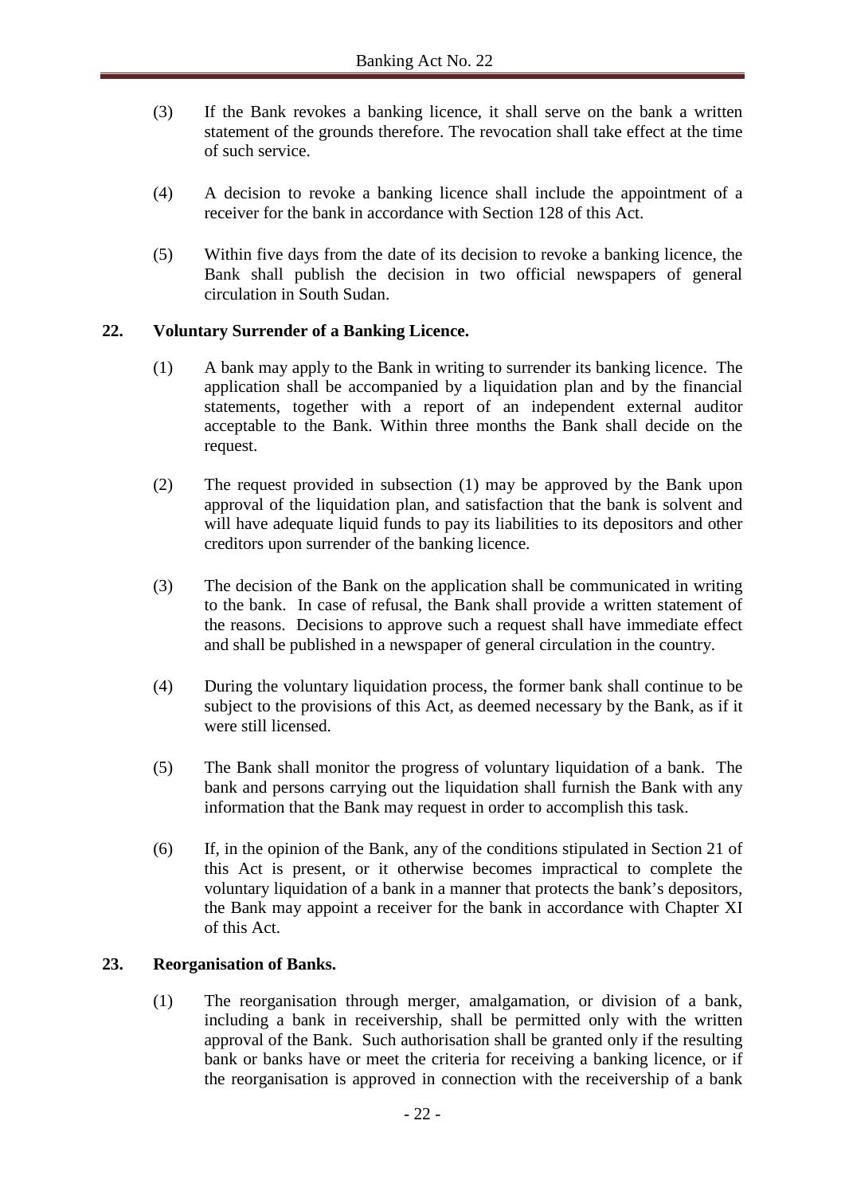(3) If the Bank revokes a banking licence, it shall serve on the bank a written statement of the grounds therefore. The revocation shall take effect at the time of such service.

(4) A decision to revoke a banking licence shall include the appointment of a receiver for the bank in accordance with Section 128 of this Act.

(5) Within five days from the date of its decision to revoke a banking licence, the Bank shall publish the decision in two official newspapers of general circulation in South Sudan.

## 22. Voluntary Surrender of a Banking Licence.

(1) A bank may apply to the Bank in writing to surrender its banking licence. The application shall be accompanied by a liquidation plan and by the financial statements, together with a report of an independent external auditor acceptable to the Bank. Within three months the Bank shall decide on the request.

(2) The request provided in subsection (1) may be approved by the Bank upon approval of the liquidation plan, and satisfaction that the bank is solvent and will have adequate liquid funds to pay its liabilities to its depositors and other creditors upon surrender of the banking licence.

(3) The decision of the Bank on the application shall be communicated in writing to the bank. In case of refusal, the Bank shall provide a written statement of the reasons. Decisions to approve such a request shall have immediate effect and shall be published in a newspaper of general circulation in the country.

(4) During the voluntary liquidation process, the former bank shall continue to be subject to the provisions of this Act, as deemed necessary by the Bank, as if it were still licensed.

(5) The Bank shall monitor the progress of voluntary liquidation of a bank. The bank and persons carrying out the liquidation shall furnish the Bank with any information that the Bank may request in order to accomplish this task.

(6) If, in the opinion of the Bank, any of the conditions stipulated in Section 21 of this Act is present, or it otherwise becomes impractical to complete the voluntary liquidation of a bank in a manner that protects the bank's depositors, the Bank may appoint a receiver for the bank in accordance with Chapter XI of this Act.

## 23. Reorganisation of Banks.

(1) The reorganisation through merger, amalgamation, or division of a bank, including a bank in receivership, shall be permitted only with the written approval of the Bank. Such authorisation shall be granted only if the resulting bank or banks have or meet the criteria for receiving a banking licence, or if the reorganisation is approved in connection with the receivership of a bank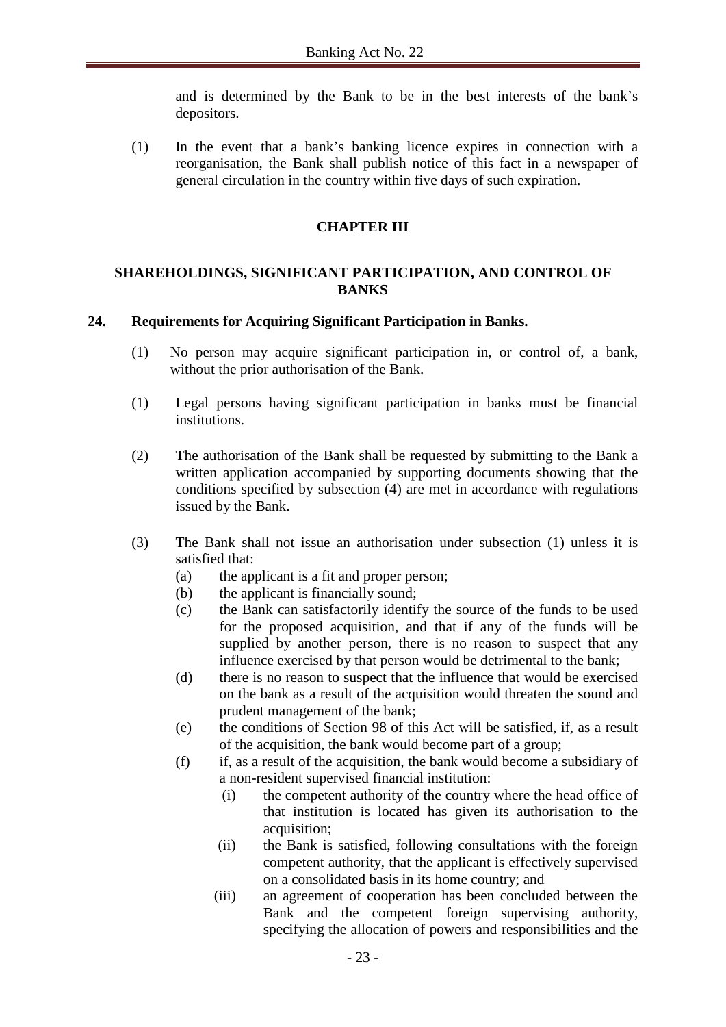and is determined by the Bank to be in the best interests of the bank's depositors.

(1) In the event that a bank's banking licence expires in connection with a reorganisation, the Bank shall publish notice of this fact in a newspaper of general circulation in the country within five days of such expiration.

## CHAPTER III

## SHAREHOLDINGS, SIGNIFICANT PARTICIPATION, AND CONTROL OF BANKS

### 24. Requirements for Acquiring Significant Participation in Banks.

(1) No person may acquire significant participation in, or control of, a bank, without the prior authorisation of the Bank.

(1) Legal persons having significant participation in banks must be financial institutions.

(2) The authorisation of the Bank shall be requested by submitting to the Bank a written application accompanied by supporting documents showing that the conditions specified by subsection (4) are met in accordance with regulations issued by the Bank.

(3) The Bank shall not issue an authorisation under subsection (1) unless it is satisfied that:

- (a) the applicant is a fit and proper person;
- (b) the applicant is financially sound;
- (c) the Bank can satisfactorily identify the source of the funds to be used for the proposed acquisition, and that if any of the funds will be supplied by another person, there is no reason to suspect that any influence exercised by that person would be detrimental to the bank;
- (d) there is no reason to suspect that the influence that would be exercised on the bank as a result of the acquisition would threaten the sound and prudent management of the bank;
- (e) the conditions of Section 98 of this Act will be satisfied, if, as a result of the acquisition, the bank would become part of a group;
- (f) if, as a result of the acquisition, the bank would become a subsidiary of a non-resident supervised financial institution:
  - (i) the competent authority of the country where the head office of that institution is located has given its authorisation to the acquisition;
  - (ii) the Bank is satisfied, following consultations with the foreign competent authority, that the applicant is effectively supervised on a consolidated basis in its home country; and
  - (iii) an agreement of cooperation has been concluded between the Bank and the competent foreign supervising authority, specifying the allocation of powers and responsibilities and the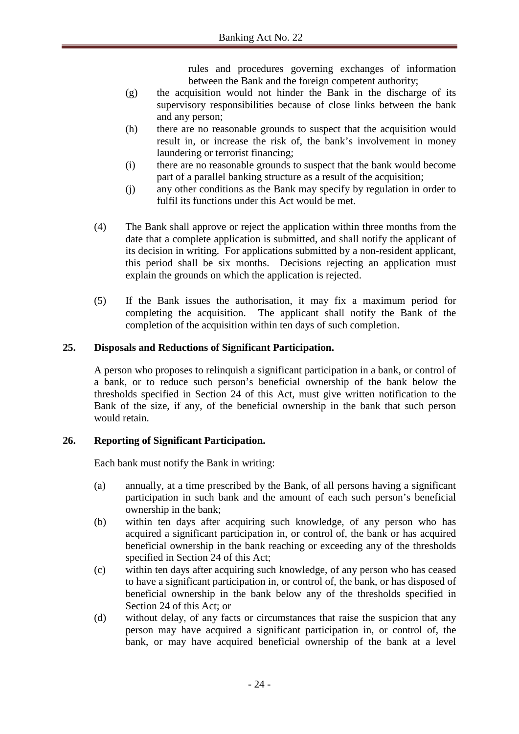rules and procedures governing exchanges of information between the Bank and the foreign competent authority;

(g) the acquisition would not hinder the Bank in the discharge of its supervisory responsibilities because of close links between the bank and any person;

(h) there are no reasonable grounds to suspect that the acquisition would result in, or increase the risk of, the bank's involvement in money laundering or terrorist financing;

(i) there are no reasonable grounds to suspect that the bank would become part of a parallel banking structure as a result of the acquisition;

(j) any other conditions as the Bank may specify by regulation in order to fulfil its functions under this Act would be met.

(4) The Bank shall approve or reject the application within three months from the date that a complete application is submitted, and shall notify the applicant of its decision in writing. For applications submitted by a non-resident applicant, this period shall be six months. Decisions rejecting an application must explain the grounds on which the application is rejected.

(5) If the Bank issues the authorisation, it may fix a maximum period for completing the acquisition. The applicant shall notify the Bank of the completion of the acquisition within ten days of such completion.

**25. Disposals and Reductions of Significant Participation.**

A person who proposes to relinquish a significant participation in a bank, or control of a bank, or to reduce such person's beneficial ownership of the bank below the thresholds specified in Section 24 of this Act, must give written notification to the Bank of the size, if any, of the beneficial ownership in the bank that such person would retain.

**26. Reporting of Significant Participation.**

Each bank must notify the Bank in writing:

(a) annually, at a time prescribed by the Bank, of all persons having a significant participation in such bank and the amount of each such person's beneficial ownership in the bank;

(b) within ten days after acquiring such knowledge, of any person who has acquired a significant participation in, or control of, the bank or has acquired beneficial ownership in the bank reaching or exceeding any of the thresholds specified in Section 24 of this Act;

(c) within ten days after acquiring such knowledge, of any person who has ceased to have a significant participation in, or control of, the bank, or has disposed of beneficial ownership in the bank below any of the thresholds specified in Section 24 of this Act; or

(d) without delay, of any facts or circumstances that raise the suspicion that any person may have acquired a significant participation in, or control of, the bank, or may have acquired beneficial ownership of the bank at a level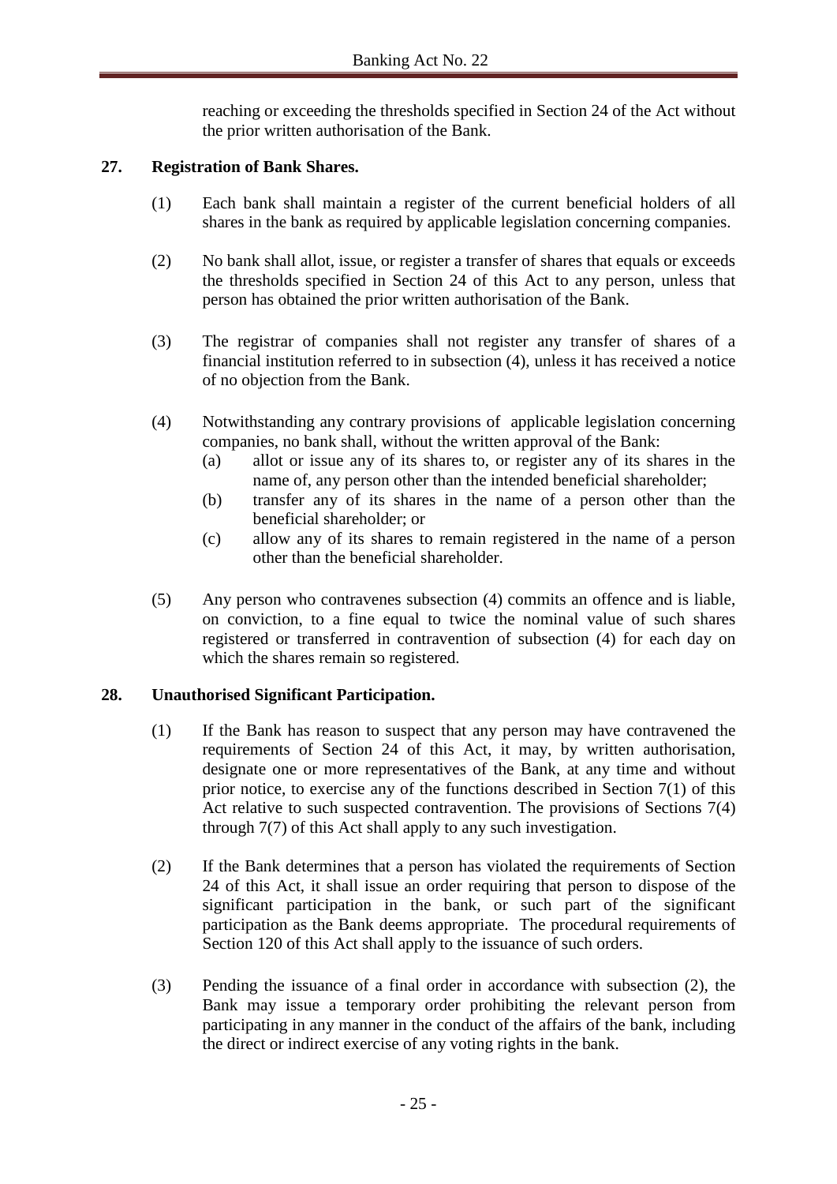reaching or exceeding the thresholds specified in Section 24 of the Act without the prior written authorisation of the Bank.

## 27. Registration of Bank Shares.

(1) Each bank shall maintain a register of the current beneficial holders of all shares in the bank as required by applicable legislation concerning companies.

(2) No bank shall allot, issue, or register a transfer of shares that equals or exceeds the thresholds specified in Section 24 of this Act to any person, unless that person has obtained the prior written authorisation of the Bank.

(3) The registrar of companies shall not register any transfer of shares of a financial institution referred to in subsection (4), unless it has received a notice of no objection from the Bank.

(4) Notwithstanding any contrary provisions of applicable legislation concerning companies, no bank shall, without the written approval of the Bank:

- (a) allot or issue any of its shares to, or register any of its shares in the name of, any person other than the intended beneficial shareholder;
- (b) transfer any of its shares in the name of a person other than the beneficial shareholder; or
- (c) allow any of its shares to remain registered in the name of a person other than the beneficial shareholder.

(5) Any person who contravenes subsection (4) commits an offence and is liable, on conviction, to a fine equal to twice the nominal value of such shares registered or transferred in contravention of subsection (4) for each day on which the shares remain so registered.

## 28. Unauthorised Significant Participation.

(1) If the Bank has reason to suspect that any person may have contravened the requirements of Section 24 of this Act, it may, by written authorisation, designate one or more representatives of the Bank, at any time and without prior notice, to exercise any of the functions described in Section 7(1) of this Act relative to such suspected contravention. The provisions of Sections 7(4) through 7(7) of this Act shall apply to any such investigation.

(2) If the Bank determines that a person has violated the requirements of Section 24 of this Act, it shall issue an order requiring that person to dispose of the significant participation in the bank, or such part of the significant participation as the Bank deems appropriate. The procedural requirements of Section 120 of this Act shall apply to the issuance of such orders.

(3) Pending the issuance of a final order in accordance with subsection (2), the Bank may issue a temporary order prohibiting the relevant person from participating in any manner in the conduct of the affairs of the bank, including the direct or indirect exercise of any voting rights in the bank.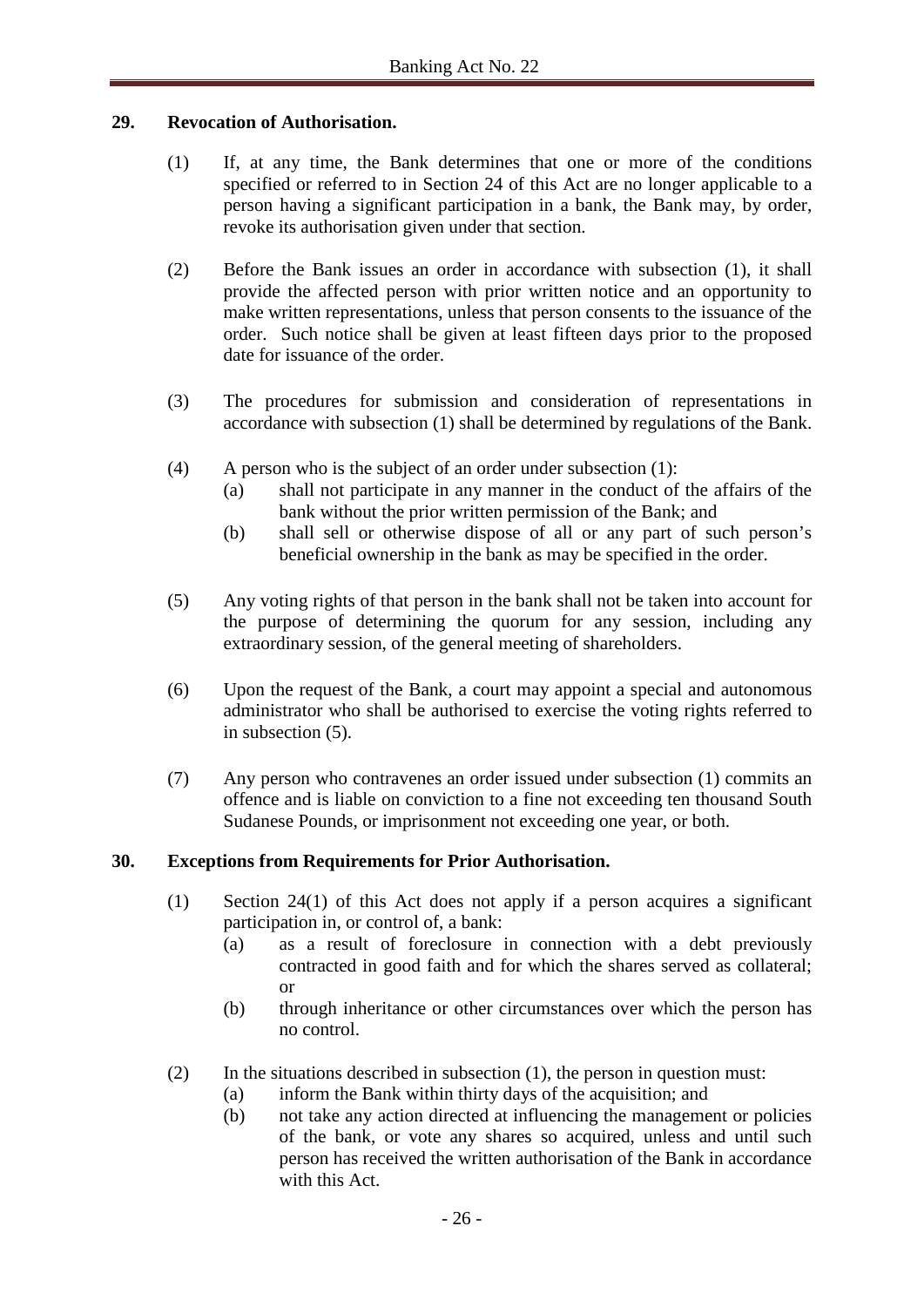## 29. Revocation of Authorisation.

(1) If, at any time, the Bank determines that one or more of the conditions specified or referred to in Section 24 of this Act are no longer applicable to a person having a significant participation in a bank, the Bank may, by order, revoke its authorisation given under that section.

(2) Before the Bank issues an order in accordance with subsection (1), it shall provide the affected person with prior written notice and an opportunity to make written representations, unless that person consents to the issuance of the order. Such notice shall be given at least fifteen days prior to the proposed date for issuance of the order.

(3) The procedures for submission and consideration of representations in accordance with subsection (1) shall be determined by regulations of the Bank.

(4) A person who is the subject of an order under subsection (1):

- (a) shall not participate in any manner in the conduct of the affairs of the bank without the prior written permission of the Bank; and
- (b) shall sell or otherwise dispose of all or any part of such person's beneficial ownership in the bank as may be specified in the order.

(5) Any voting rights of that person in the bank shall not be taken into account for the purpose of determining the quorum for any session, including any extraordinary session, of the general meeting of shareholders.

(6) Upon the request of the Bank, a court may appoint a special and autonomous administrator who shall be authorised to exercise the voting rights referred to in subsection (5).

(7) Any person who contravenes an order issued under subsection (1) commits an offence and is liable on conviction to a fine not exceeding ten thousand South Sudanese Pounds, or imprisonment not exceeding one year, or both.

## 30. Exceptions from Requirements for Prior Authorisation.

(1) Section 24(1) of this Act does not apply if a person acquires a significant participation in, or control of, a bank:

- (a) as a result of foreclosure in connection with a debt previously contracted in good faith and for which the shares served as collateral; or
- (b) through inheritance or other circumstances over which the person has no control.

(2) In the situations described in subsection (1), the person in question must:

- (a) inform the Bank within thirty days of the acquisition; and
- (b) not take any action directed at influencing the management or policies of the bank, or vote any shares so acquired, unless and until such person has received the written authorisation of the Bank in accordance with this Act.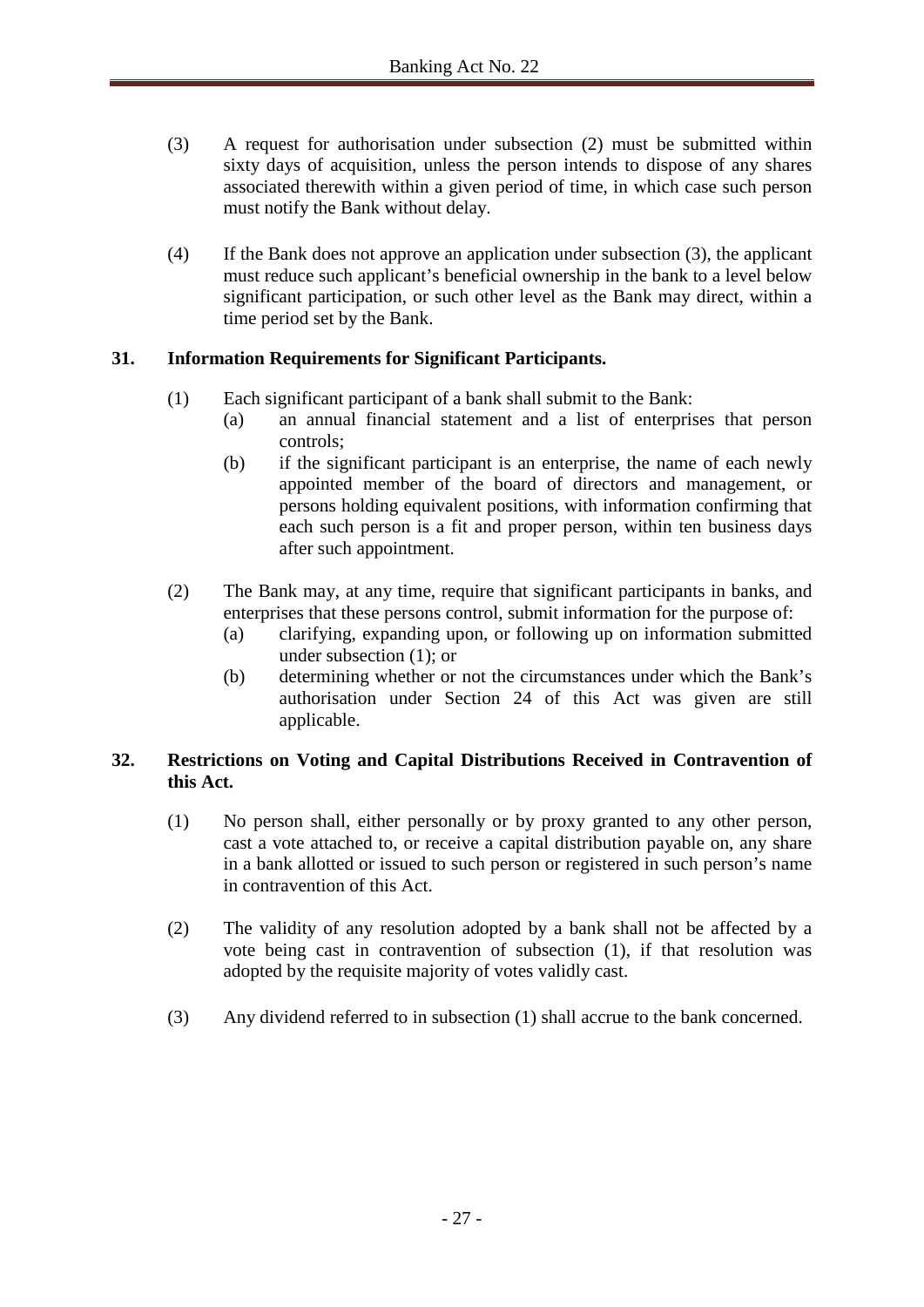(3) A request for authorisation under subsection (2) must be submitted within sixty days of acquisition, unless the person intends to dispose of any shares associated therewith within a given period of time, in which case such person must notify the Bank without delay.

(4) If the Bank does not approve an application under subsection (3), the applicant must reduce such applicant's beneficial ownership in the bank to a level below significant participation, or such other level as the Bank may direct, within a time period set by the Bank.

**31. Information Requirements for Significant Participants.**

(1) Each significant participant of a bank shall submit to the Bank:
   (a) an annual financial statement and a list of enterprises that person controls;
   (b) if the significant participant is an enterprise, the name of each newly appointed member of the board of directors and management, or persons holding equivalent positions, with information confirming that each such person is a fit and proper person, within ten business days after such appointment.

(2) The Bank may, at any time, require that significant participants in banks, and enterprises that these persons control, submit information for the purpose of:
   (a) clarifying, expanding upon, or following up on information submitted under subsection (1); or
   (b) determining whether or not the circumstances under which the Bank's authorisation under Section 24 of this Act was given are still applicable.

**32. Restrictions on Voting and Capital Distributions Received in Contravention of this Act.**

(1) No person shall, either personally or by proxy granted to any other person, cast a vote attached to, or receive a capital distribution payable on, any share in a bank allotted or issued to such person or registered in such person's name in contravention of this Act.

(2) The validity of any resolution adopted by a bank shall not be affected by a vote being cast in contravention of subsection (1), if that resolution was adopted by the requisite majority of votes validly cast.

(3) Any dividend referred to in subsection (1) shall accrue to the bank concerned.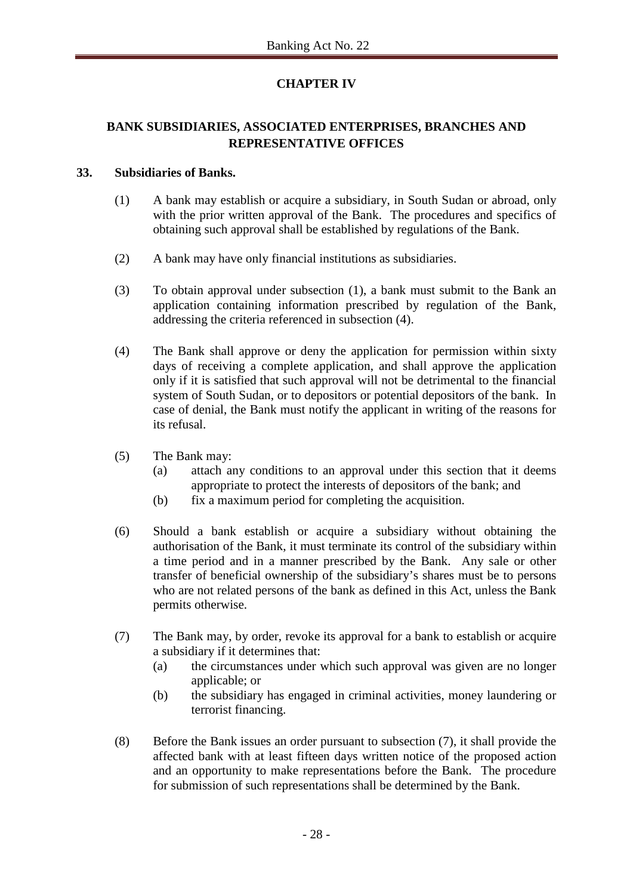## CHAPTER IV

## BANK SUBSIDIARIES, ASSOCIATED ENTERPRISES, BRANCHES AND REPRESENTATIVE OFFICES

### 33. Subsidiaries of Banks.

(1) A bank may establish or acquire a subsidiary, in South Sudan or abroad, only with the prior written approval of the Bank. The procedures and specifics of obtaining such approval shall be established by regulations of the Bank.

(2) A bank may have only financial institutions as subsidiaries.

(3) To obtain approval under subsection (1), a bank must submit to the Bank an application containing information prescribed by regulation of the Bank, addressing the criteria referenced in subsection (4).

(4) The Bank shall approve or deny the application for permission within sixty days of receiving a complete application, and shall approve the application only if it is satisfied that such approval will not be detrimental to the financial system of South Sudan, or to depositors or potential depositors of the bank. In case of denial, the Bank must notify the applicant in writing of the reasons for its refusal.

(5) The Bank may:
  - (a) attach any conditions to an approval under this section that it deems appropriate to protect the interests of depositors of the bank; and
  - (b) fix a maximum period for completing the acquisition.

(6) Should a bank establish or acquire a subsidiary without obtaining the authorisation of the Bank, it must terminate its control of the subsidiary within a time period and in a manner prescribed by the Bank. Any sale or other transfer of beneficial ownership of the subsidiary's shares must be to persons who are not related persons of the bank as defined in this Act, unless the Bank permits otherwise.

(7) The Bank may, by order, revoke its approval for a bank to establish or acquire a subsidiary if it determines that:
  - (a) the circumstances under which such approval was given are no longer applicable; or
  - (b) the subsidiary has engaged in criminal activities, money laundering or terrorist financing.

(8) Before the Bank issues an order pursuant to subsection (7), it shall provide the affected bank with at least fifteen days written notice of the proposed action and an opportunity to make representations before the Bank. The procedure for submission of such representations shall be determined by the Bank.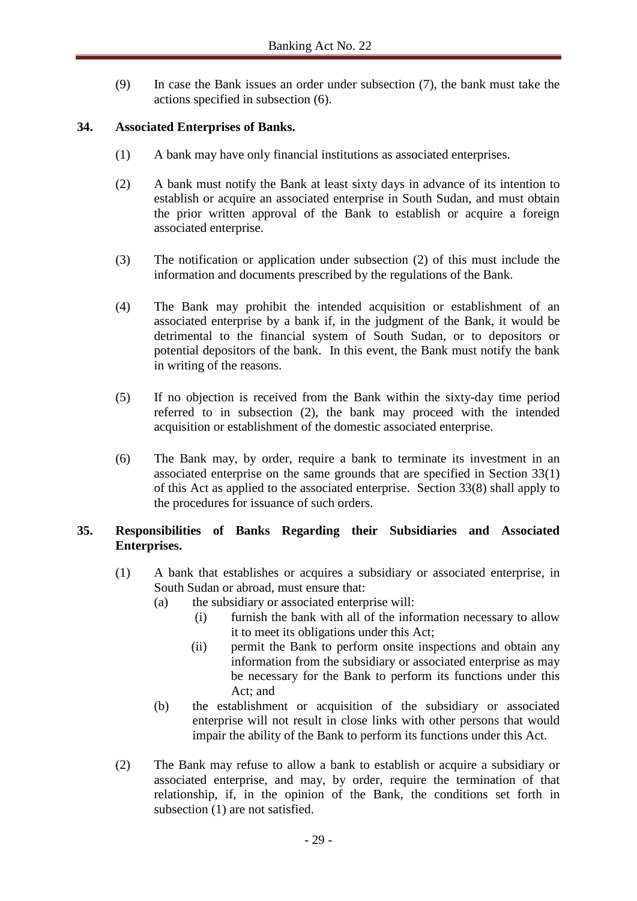(9) In case the Bank issues an order under subsection (7), the bank must take the actions specified in subsection (6).

### 34. Associated Enterprises of Banks.

(1) A bank may have only financial institutions as associated enterprises.

(2) A bank must notify the Bank at least sixty days in advance of its intention to establish or acquire an associated enterprise in South Sudan, and must obtain the prior written approval of the Bank to establish or acquire a foreign associated enterprise.

(3) The notification or application under subsection (2) of this must include the information and documents prescribed by the regulations of the Bank.

(4) The Bank may prohibit the intended acquisition or establishment of an associated enterprise by a bank if, in the judgment of the Bank, it would be detrimental to the financial system of South Sudan, or to depositors or potential depositors of the bank. In this event, the Bank must notify the bank in writing of the reasons.

(5) If no objection is received from the Bank within the sixty-day time period referred to in subsection (2), the bank may proceed with the intended acquisition or establishment of the domestic associated enterprise.

(6) The Bank may, by order, require a bank to terminate its investment in an associated enterprise on the same grounds that are specified in Section 33(1) of this Act as applied to the associated enterprise. Section 33(8) shall apply to the procedures for issuance of such orders.

### 35. Responsibilities of Banks Regarding their Subsidiaries and Associated Enterprises.

(1) A bank that establishes or acquires a subsidiary or associated enterprise, in South Sudan or abroad, must ensure that:

- (a) the subsidiary or associated enterprise will:
  - (i) furnish the bank with all of the information necessary to allow it to meet its obligations under this Act;
  - (ii) permit the Bank to perform onsite inspections and obtain any information from the subsidiary or associated enterprise as may be necessary for the Bank to perform its functions under this Act; and
- (b) the establishment or acquisition of the subsidiary or associated enterprise will not result in close links with other persons that would impair the ability of the Bank to perform its functions under this Act.

(2) The Bank may refuse to allow a bank to establish or acquire a subsidiary or associated enterprise, and may, by order, require the termination of that relationship, if, in the opinion of the Bank, the conditions set forth in subsection (1) are not satisfied.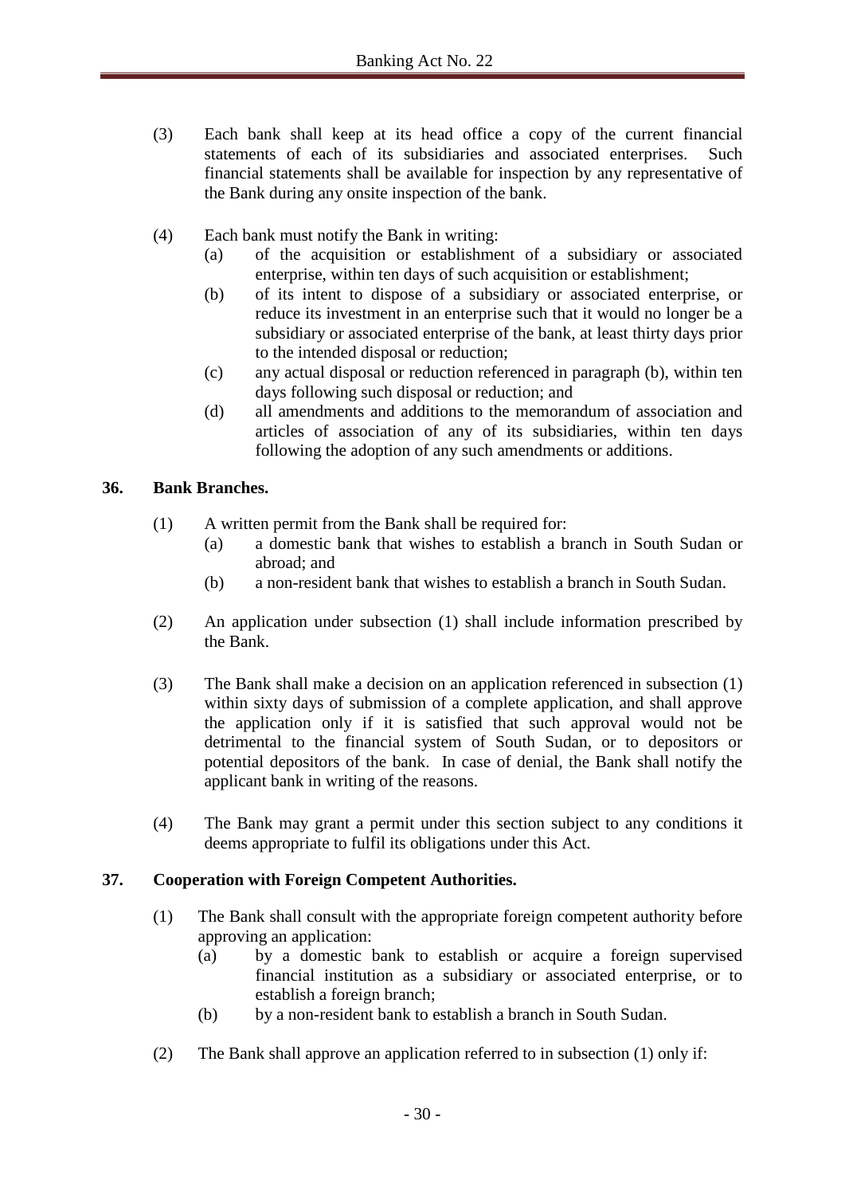(3) Each bank shall keep at its head office a copy of the current financial statements of each of its subsidiaries and associated enterprises. Such financial statements shall be available for inspection by any representative of the Bank during any onsite inspection of the bank.

(4) Each bank must notify the Bank in writing:

  (a) of the acquisition or establishment of a subsidiary or associated enterprise, within ten days of such acquisition or establishment;

  (b) of its intent to dispose of a subsidiary or associated enterprise, or reduce its investment in an enterprise such that it would no longer be a subsidiary or associated enterprise of the bank, at least thirty days prior to the intended disposal or reduction;

  (c) any actual disposal or reduction referenced in paragraph (b), within ten days following such disposal or reduction; and

  (d) all amendments and additions to the memorandum of association and articles of association of any of its subsidiaries, within ten days following the adoption of any such amendments or additions.

## 36. Bank Branches.

(1) A written permit from the Bank shall be required for:

  (a) a domestic bank that wishes to establish a branch in South Sudan or abroad; and

  (b) a non-resident bank that wishes to establish a branch in South Sudan.

(2) An application under subsection (1) shall include information prescribed by the Bank.

(3) The Bank shall make a decision on an application referenced in subsection (1) within sixty days of submission of a complete application, and shall approve the application only if it is satisfied that such approval would not be detrimental to the financial system of South Sudan, or to depositors or potential depositors of the bank. In case of denial, the Bank shall notify the applicant bank in writing of the reasons.

(4) The Bank may grant a permit under this section subject to any conditions it deems appropriate to fulfil its obligations under this Act.

## 37. Cooperation with Foreign Competent Authorities.

(1) The Bank shall consult with the appropriate foreign competent authority before approving an application:

  (a) by a domestic bank to establish or acquire a foreign supervised financial institution as a subsidiary or associated enterprise, or to establish a foreign branch;

  (b) by a non-resident bank to establish a branch in South Sudan.

(2) The Bank shall approve an application referred to in subsection (1) only if: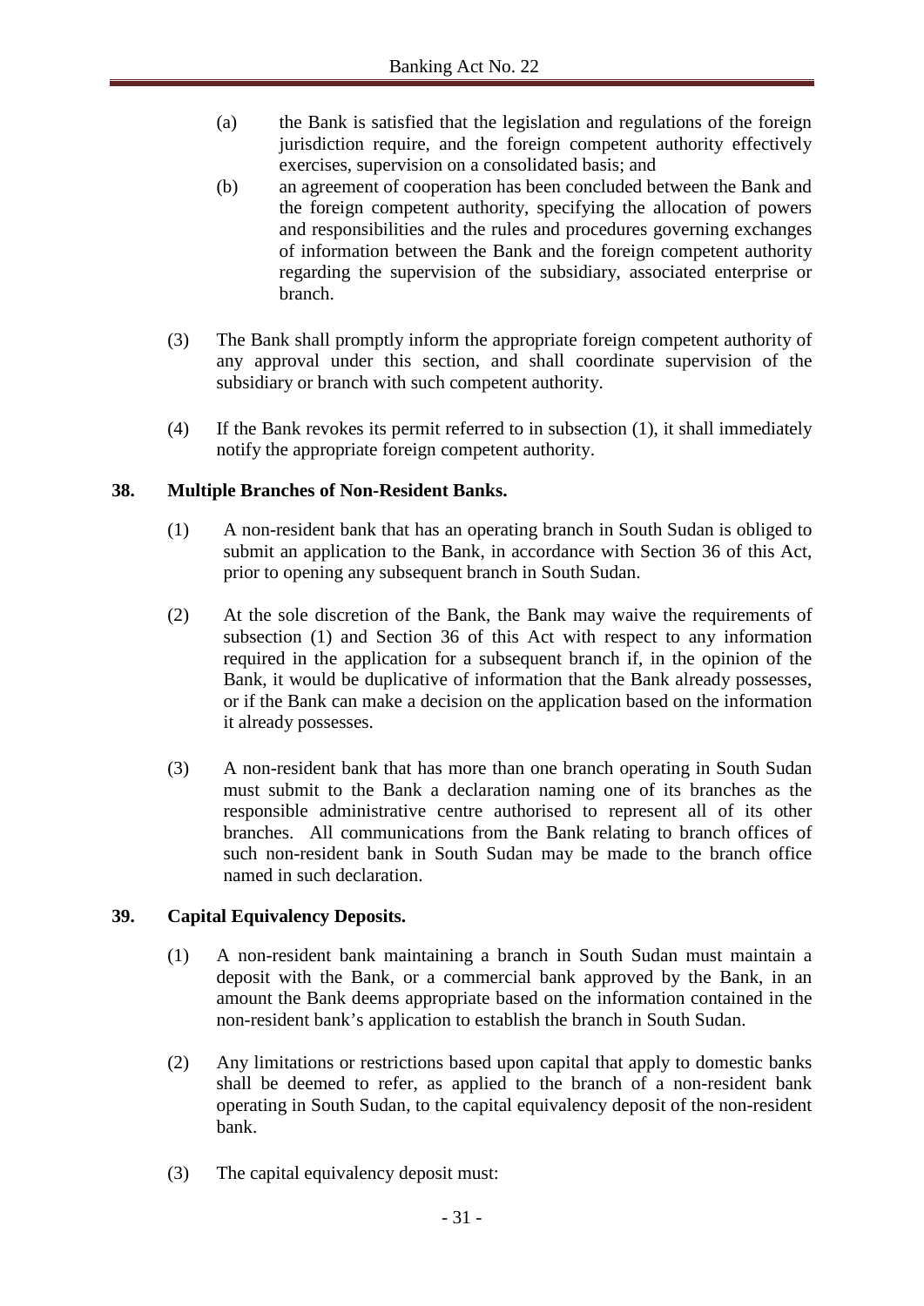(a) the Bank is satisfied that the legislation and regulations of the foreign jurisdiction require, and the foreign competent authority effectively exercises, supervision on a consolidated basis; and

(b) an agreement of cooperation has been concluded between the Bank and the foreign competent authority, specifying the allocation of powers and responsibilities and the rules and procedures governing exchanges of information between the Bank and the foreign competent authority regarding the supervision of the subsidiary, associated enterprise or branch.

(3) The Bank shall promptly inform the appropriate foreign competent authority of any approval under this section, and shall coordinate supervision of the subsidiary or branch with such competent authority.

(4) If the Bank revokes its permit referred to in subsection (1), it shall immediately notify the appropriate foreign competent authority.

**38. Multiple Branches of Non-Resident Banks.**

(1) A non-resident bank that has an operating branch in South Sudan is obliged to submit an application to the Bank, in accordance with Section 36 of this Act, prior to opening any subsequent branch in South Sudan.

(2) At the sole discretion of the Bank, the Bank may waive the requirements of subsection (1) and Section 36 of this Act with respect to any information required in the application for a subsequent branch if, in the opinion of the Bank, it would be duplicative of information that the Bank already possesses, or if the Bank can make a decision on the application based on the information it already possesses.

(3) A non-resident bank that has more than one branch operating in South Sudan must submit to the Bank a declaration naming one of its branches as the responsible administrative centre authorised to represent all of its other branches. All communications from the Bank relating to branch offices of such non-resident bank in South Sudan may be made to the branch office named in such declaration.

**39. Capital Equivalency Deposits.**

(1) A non-resident bank maintaining a branch in South Sudan must maintain a deposit with the Bank, or a commercial bank approved by the Bank, in an amount the Bank deems appropriate based on the information contained in the non-resident bank's application to establish the branch in South Sudan.

(2) Any limitations or restrictions based upon capital that apply to domestic banks shall be deemed to refer, as applied to the branch of a non-resident bank operating in South Sudan, to the capital equivalency deposit of the non-resident bank.

(3) The capital equivalency deposit must: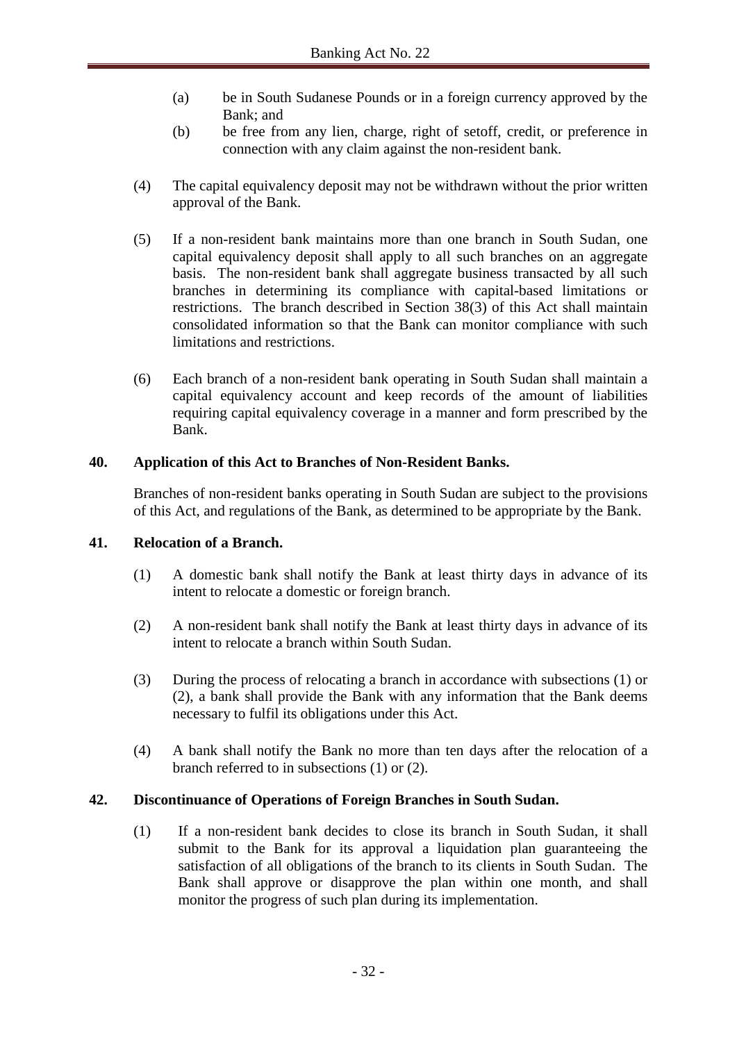(a) be in South Sudanese Pounds or in a foreign currency approved by the Bank; and

(b) be free from any lien, charge, right of setoff, credit, or preference in connection with any claim against the non-resident bank.

(4) The capital equivalency deposit may not be withdrawn without the prior written approval of the Bank.

(5) If a non-resident bank maintains more than one branch in South Sudan, one capital equivalency deposit shall apply to all such branches on an aggregate basis. The non-resident bank shall aggregate business transacted by all such branches in determining its compliance with capital-based limitations or restrictions. The branch described in Section 38(3) of this Act shall maintain consolidated information so that the Bank can monitor compliance with such limitations and restrictions.

(6) Each branch of a non-resident bank operating in South Sudan shall maintain a capital equivalency account and keep records of the amount of liabilities requiring capital equivalency coverage in a manner and form prescribed by the Bank.

**40. Application of this Act to Branches of Non-Resident Banks.**

Branches of non-resident banks operating in South Sudan are subject to the provisions of this Act, and regulations of the Bank, as determined to be appropriate by the Bank.

**41. Relocation of a Branch.**

(1) A domestic bank shall notify the Bank at least thirty days in advance of its intent to relocate a domestic or foreign branch.

(2) A non-resident bank shall notify the Bank at least thirty days in advance of its intent to relocate a branch within South Sudan.

(3) During the process of relocating a branch in accordance with subsections (1) or (2), a bank shall provide the Bank with any information that the Bank deems necessary to fulfil its obligations under this Act.

(4) A bank shall notify the Bank no more than ten days after the relocation of a branch referred to in subsections (1) or (2).

**42. Discontinuance of Operations of Foreign Branches in South Sudan.**

(1) If a non-resident bank decides to close its branch in South Sudan, it shall submit to the Bank for its approval a liquidation plan guaranteeing the satisfaction of all obligations of the branch to its clients in South Sudan. The Bank shall approve or disapprove the plan within one month, and shall monitor the progress of such plan during its implementation.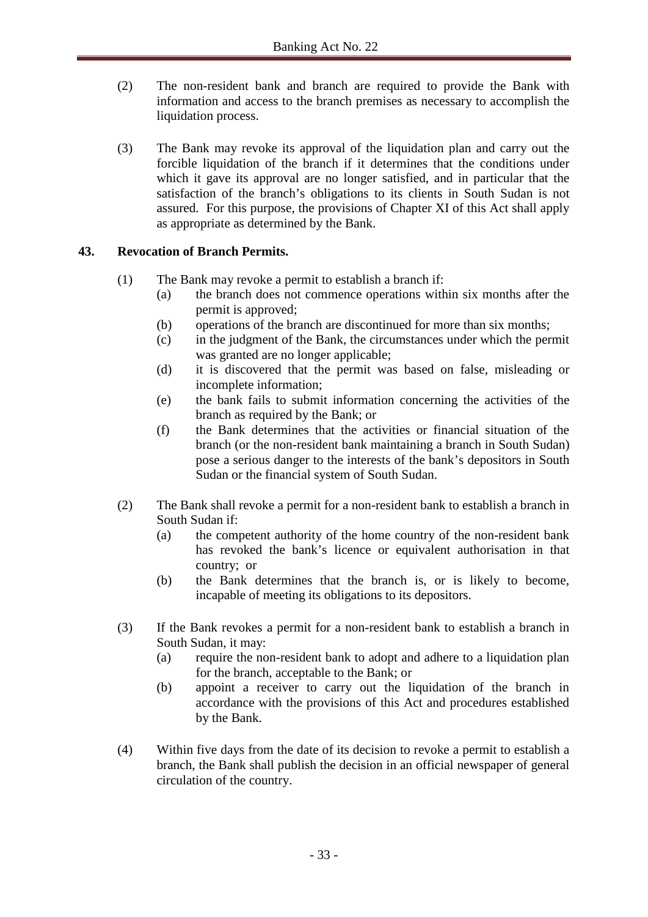(2) The non-resident bank and branch are required to provide the Bank with information and access to the branch premises as necessary to accomplish the liquidation process.

(3) The Bank may revoke its approval of the liquidation plan and carry out the forcible liquidation of the branch if it determines that the conditions under which it gave its approval are no longer satisfied, and in particular that the satisfaction of the branch's obligations to its clients in South Sudan is not assured. For this purpose, the provisions of Chapter XI of this Act shall apply as appropriate as determined by the Bank.

### 43. Revocation of Branch Permits.

(1) The Bank may revoke a permit to establish a branch if:
  - (a) the branch does not commence operations within six months after the permit is approved;
  - (b) operations of the branch are discontinued for more than six months;
  - (c) in the judgment of the Bank, the circumstances under which the permit was granted are no longer applicable;
  - (d) it is discovered that the permit was based on false, misleading or incomplete information;
  - (e) the bank fails to submit information concerning the activities of the branch as required by the Bank; or
  - (f) the Bank determines that the activities or financial situation of the branch (or the non-resident bank maintaining a branch in South Sudan) pose a serious danger to the interests of the bank's depositors in South Sudan or the financial system of South Sudan.

(2) The Bank shall revoke a permit for a non-resident bank to establish a branch in South Sudan if:
  - (a) the competent authority of the home country of the non-resident bank has revoked the bank's licence or equivalent authorisation in that country; or
  - (b) the Bank determines that the branch is, or is likely to become, incapable of meeting its obligations to its depositors.

(3) If the Bank revokes a permit for a non-resident bank to establish a branch in South Sudan, it may:
  - (a) require the non-resident bank to adopt and adhere to a liquidation plan for the branch, acceptable to the Bank; or
  - (b) appoint a receiver to carry out the liquidation of the branch in accordance with the provisions of this Act and procedures established by the Bank.

(4) Within five days from the date of its decision to revoke a permit to establish a branch, the Bank shall publish the decision in an official newspaper of general circulation of the country.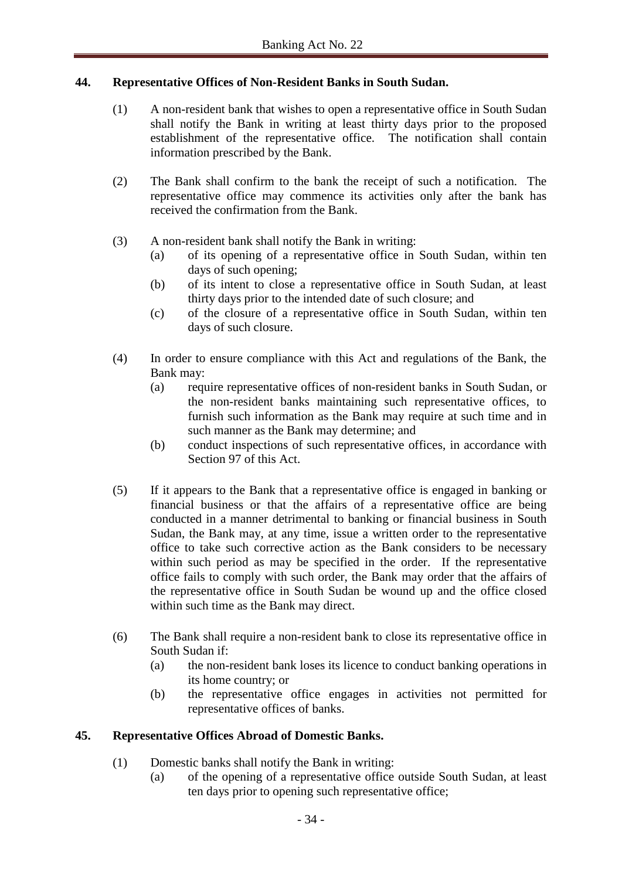## 44. Representative Offices of Non-Resident Banks in South Sudan.

(1) A non-resident bank that wishes to open a representative office in South Sudan shall notify the Bank in writing at least thirty days prior to the proposed establishment of the representative office. The notification shall contain information prescribed by the Bank.

(2) The Bank shall confirm to the bank the receipt of such a notification. The representative office may commence its activities only after the bank has received the confirmation from the Bank.

(3) A non-resident bank shall notify the Bank in writing:
- (a) of its opening of a representative office in South Sudan, within ten days of such opening;
- (b) of its intent to close a representative office in South Sudan, at least thirty days prior to the intended date of such closure; and
- (c) of the closure of a representative office in South Sudan, within ten days of such closure.

(4) In order to ensure compliance with this Act and regulations of the Bank, the Bank may:
- (a) require representative offices of non-resident banks in South Sudan, or the non-resident banks maintaining such representative offices, to furnish such information as the Bank may require at such time and in such manner as the Bank may determine; and
- (b) conduct inspections of such representative offices, in accordance with Section 97 of this Act.

(5) If it appears to the Bank that a representative office is engaged in banking or financial business or that the affairs of a representative office are being conducted in a manner detrimental to banking or financial business in South Sudan, the Bank may, at any time, issue a written order to the representative office to take such corrective action as the Bank considers to be necessary within such period as may be specified in the order. If the representative office fails to comply with such order, the Bank may order that the affairs of the representative office in South Sudan be wound up and the office closed within such time as the Bank may direct.

(6) The Bank shall require a non-resident bank to close its representative office in South Sudan if:
- (a) the non-resident bank loses its licence to conduct banking operations in its home country; or
- (b) the representative office engages in activities not permitted for representative offices of banks.

## 45. Representative Offices Abroad of Domestic Banks.

(1) Domestic banks shall notify the Bank in writing:
- (a) of the opening of a representative office outside South Sudan, at least ten days prior to opening such representative office;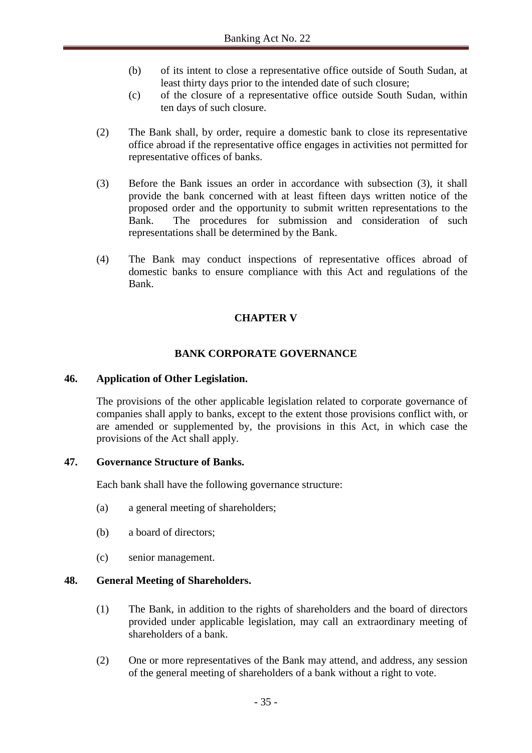(b) of its intent to close a representative office outside of South Sudan, at least thirty days prior to the intended date of such closure;

(c) of the closure of a representative office outside South Sudan, within ten days of such closure.

(2) The Bank shall, by order, require a domestic bank to close its representative office abroad if the representative office engages in activities not permitted for representative offices of banks.

(3) Before the Bank issues an order in accordance with subsection (3), it shall provide the bank concerned with at least fifteen days written notice of the proposed order and the opportunity to submit written representations to the Bank. The procedures for submission and consideration of such representations shall be determined by the Bank.

(4) The Bank may conduct inspections of representative offices abroad of domestic banks to ensure compliance with this Act and regulations of the Bank.

## CHAPTER V

## BANK CORPORATE GOVERNANCE

### 46. Application of Other Legislation.

The provisions of the other applicable legislation related to corporate governance of companies shall apply to banks, except to the extent those provisions conflict with, or are amended or supplemented by, the provisions in this Act, in which case the provisions of the Act shall apply.

### 47. Governance Structure of Banks.

Each bank shall have the following governance structure:

(a) a general meeting of shareholders;

(b) a board of directors;

(c) senior management.

### 48. General Meeting of Shareholders.

(1) The Bank, in addition to the rights of shareholders and the board of directors provided under applicable legislation, may call an extraordinary meeting of shareholders of a bank.

(2) One or more representatives of the Bank may attend, and address, any session of the general meeting of shareholders of a bank without a right to vote.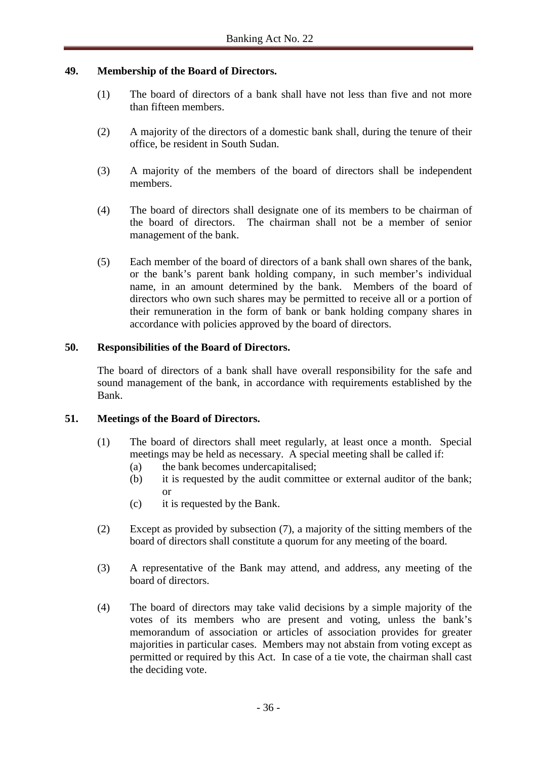## 49. Membership of the Board of Directors.

(1) The board of directors of a bank shall have not less than five and not more than fifteen members.

(2) A majority of the directors of a domestic bank shall, during the tenure of their office, be resident in South Sudan.

(3) A majority of the members of the board of directors shall be independent members.

(4) The board of directors shall designate one of its members to be chairman of the board of directors. The chairman shall not be a member of senior management of the bank.

(5) Each member of the board of directors of a bank shall own shares of the bank, or the bank's parent bank holding company, in such member's individual name, in an amount determined by the bank. Members of the board of directors who own such shares may be permitted to receive all or a portion of their remuneration in the form of bank or bank holding company shares in accordance with policies approved by the board of directors.

## 50. Responsibilities of the Board of Directors.

The board of directors of a bank shall have overall responsibility for the safe and sound management of the bank, in accordance with requirements established by the Bank.

## 51. Meetings of the Board of Directors.

(1) The board of directors shall meet regularly, at least once a month. Special meetings may be held as necessary. A special meeting shall be called if:
   - (a) the bank becomes undercapitalised;
   - (b) it is requested by the audit committee or external auditor of the bank; or
   - (c) it is requested by the Bank.

(2) Except as provided by subsection (7), a majority of the sitting members of the board of directors shall constitute a quorum for any meeting of the board.

(3) A representative of the Bank may attend, and address, any meeting of the board of directors.

(4) The board of directors may take valid decisions by a simple majority of the votes of its members who are present and voting, unless the bank's memorandum of association or articles of association provides for greater majorities in particular cases. Members may not abstain from voting except as permitted or required by this Act. In case of a tie vote, the chairman shall cast the deciding vote.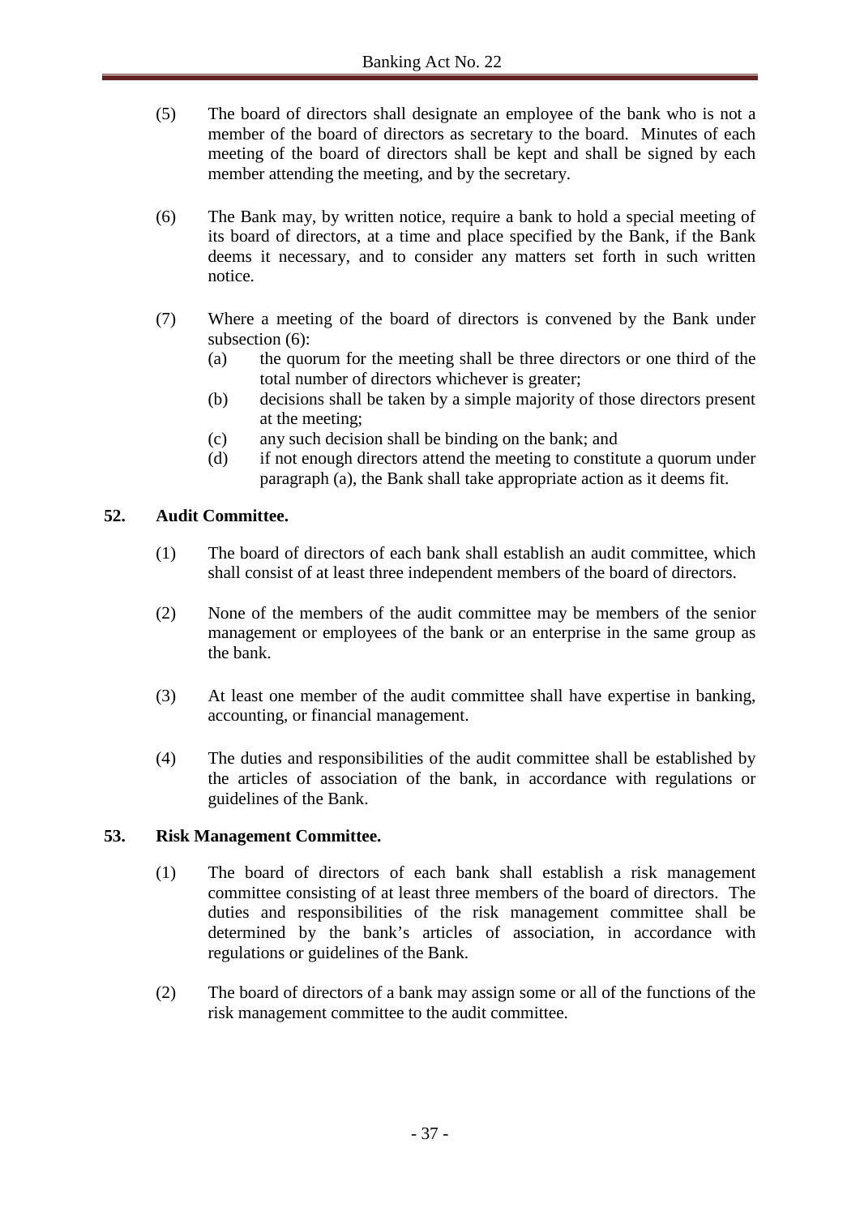(5) The board of directors shall designate an employee of the bank who is not a member of the board of directors as secretary to the board. Minutes of each meeting of the board of directors shall be kept and shall be signed by each member attending the meeting, and by the secretary.

(6) The Bank may, by written notice, require a bank to hold a special meeting of its board of directors, at a time and place specified by the Bank, if the Bank deems it necessary, and to consider any matters set forth in such written notice.

(7) Where a meeting of the board of directors is convened by the Bank under subsection (6):

- (a) the quorum for the meeting shall be three directors or one third of the total number of directors whichever is greater;
- (b) decisions shall be taken by a simple majority of those directors present at the meeting;
- (c) any such decision shall be binding on the bank; and
- (d) if not enough directors attend the meeting to constitute a quorum under paragraph (a), the Bank shall take appropriate action as it deems fit.

## 52. Audit Committee.

(1) The board of directors of each bank shall establish an audit committee, which shall consist of at least three independent members of the board of directors.

(2) None of the members of the audit committee may be members of the senior management or employees of the bank or an enterprise in the same group as the bank.

(3) At least one member of the audit committee shall have expertise in banking, accounting, or financial management.

(4) The duties and responsibilities of the audit committee shall be established by the articles of association of the bank, in accordance with regulations or guidelines of the Bank.

## 53. Risk Management Committee.

(1) The board of directors of each bank shall establish a risk management committee consisting of at least three members of the board of directors. The duties and responsibilities of the risk management committee shall be determined by the bank's articles of association, in accordance with regulations or guidelines of the Bank.

(2) The board of directors of a bank may assign some or all of the functions of the risk management committee to the audit committee.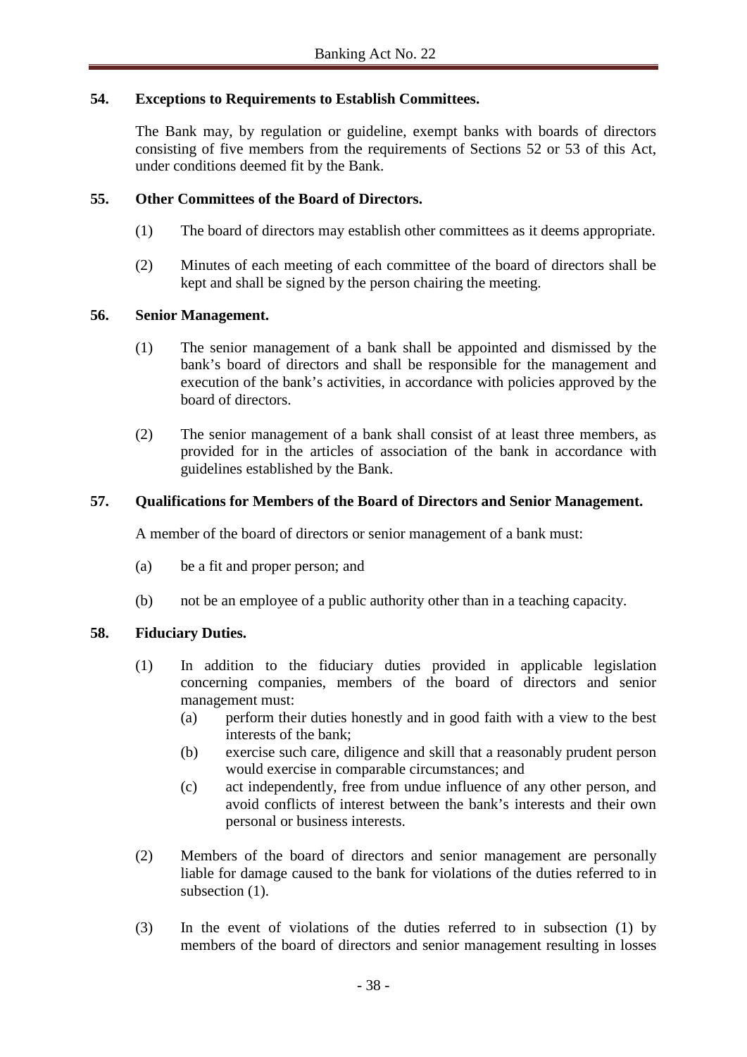### 54. Exceptions to Requirements to Establish Committees.

The Bank may, by regulation or guideline, exempt banks with boards of directors consisting of five members from the requirements of Sections 52 or 53 of this Act, under conditions deemed fit by the Bank.

### 55. Other Committees of the Board of Directors.

(1) The board of directors may establish other committees as it deems appropriate.

(2) Minutes of each meeting of each committee of the board of directors shall be kept and shall be signed by the person chairing the meeting.

### 56. Senior Management.

(1) The senior management of a bank shall be appointed and dismissed by the bank's board of directors and shall be responsible for the management and execution of the bank's activities, in accordance with policies approved by the board of directors.

(2) The senior management of a bank shall consist of at least three members, as provided for in the articles of association of the bank in accordance with guidelines established by the Bank.

### 57. Qualifications for Members of the Board of Directors and Senior Management.

A member of the board of directors or senior management of a bank must:

(a) be a fit and proper person; and

(b) not be an employee of a public authority other than in a teaching capacity.

### 58. Fiduciary Duties.

(1) In addition to the fiduciary duties provided in applicable legislation concerning companies, members of the board of directors and senior management must:

- (a) perform their duties honestly and in good faith with a view to the best interests of the bank;
- (b) exercise such care, diligence and skill that a reasonably prudent person would exercise in comparable circumstances; and
- (c) act independently, free from undue influence of any other person, and avoid conflicts of interest between the bank's interests and their own personal or business interests.

(2) Members of the board of directors and senior management are personally liable for damage caused to the bank for violations of the duties referred to in subsection (1).

(3) In the event of violations of the duties referred to in subsection (1) by members of the board of directors and senior management resulting in losses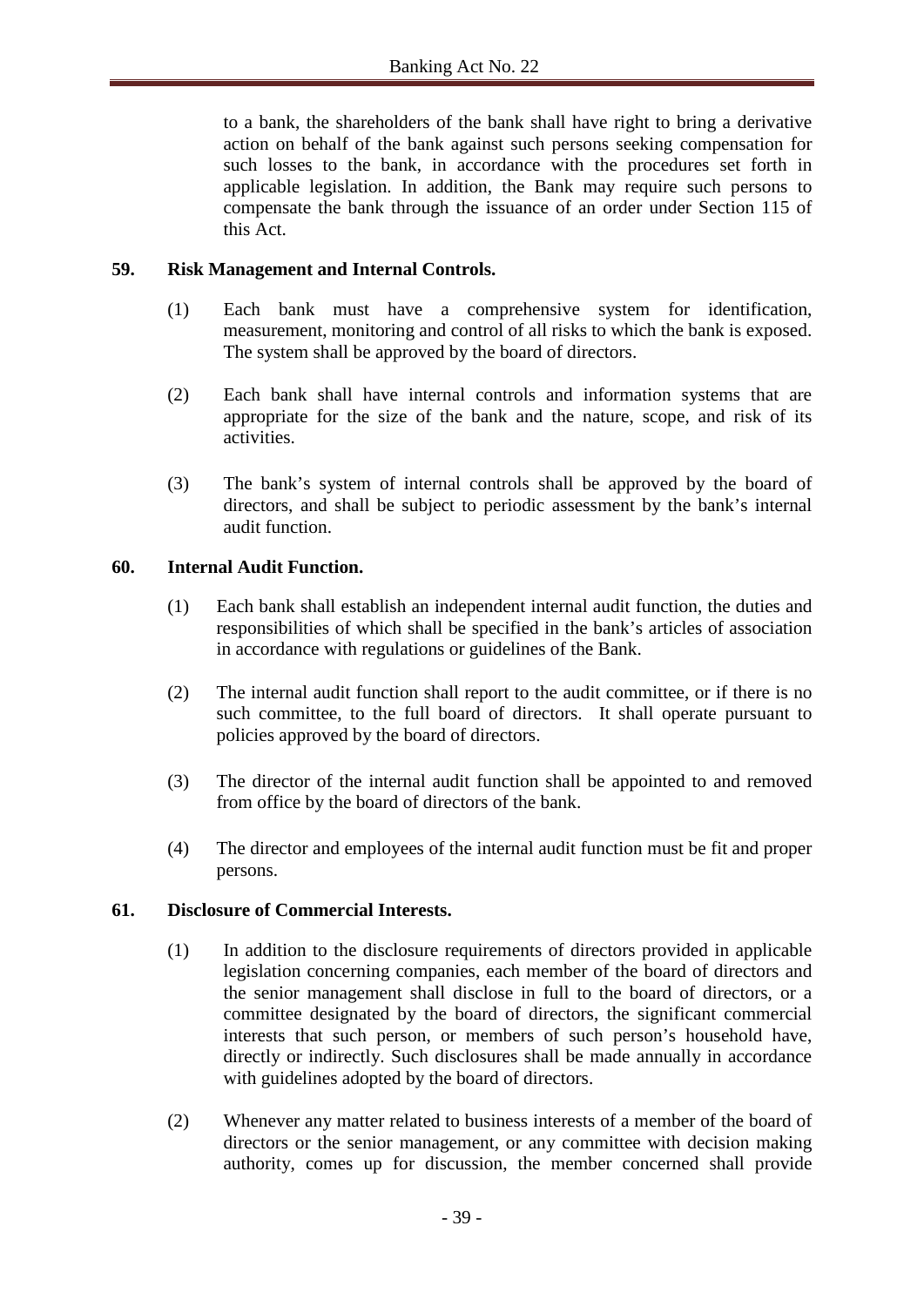to a bank, the shareholders of the bank shall have right to bring a derivative action on behalf of the bank against such persons seeking compensation for such losses to the bank, in accordance with the procedures set forth in applicable legislation. In addition, the Bank may require such persons to compensate the bank through the issuance of an order under Section 115 of this Act.

**59. Risk Management and Internal Controls.**

(1) Each bank must have a comprehensive system for identification, measurement, monitoring and control of all risks to which the bank is exposed. The system shall be approved by the board of directors.

(2) Each bank shall have internal controls and information systems that are appropriate for the size of the bank and the nature, scope, and risk of its activities.

(3) The bank's system of internal controls shall be approved by the board of directors, and shall be subject to periodic assessment by the bank's internal audit function.

**60. Internal Audit Function.**

(1) Each bank shall establish an independent internal audit function, the duties and responsibilities of which shall be specified in the bank's articles of association in accordance with regulations or guidelines of the Bank.

(2) The internal audit function shall report to the audit committee, or if there is no such committee, to the full board of directors. It shall operate pursuant to policies approved by the board of directors.

(3) The director of the internal audit function shall be appointed to and removed from office by the board of directors of the bank.

(4) The director and employees of the internal audit function must be fit and proper persons.

**61. Disclosure of Commercial Interests.**

(1) In addition to the disclosure requirements of directors provided in applicable legislation concerning companies, each member of the board of directors and the senior management shall disclose in full to the board of directors, or a committee designated by the board of directors, the significant commercial interests that such person, or members of such person's household have, directly or indirectly. Such disclosures shall be made annually in accordance with guidelines adopted by the board of directors.

(2) Whenever any matter related to business interests of a member of the board of directors or the senior management, or any committee with decision making authority, comes up for discussion, the member concerned shall provide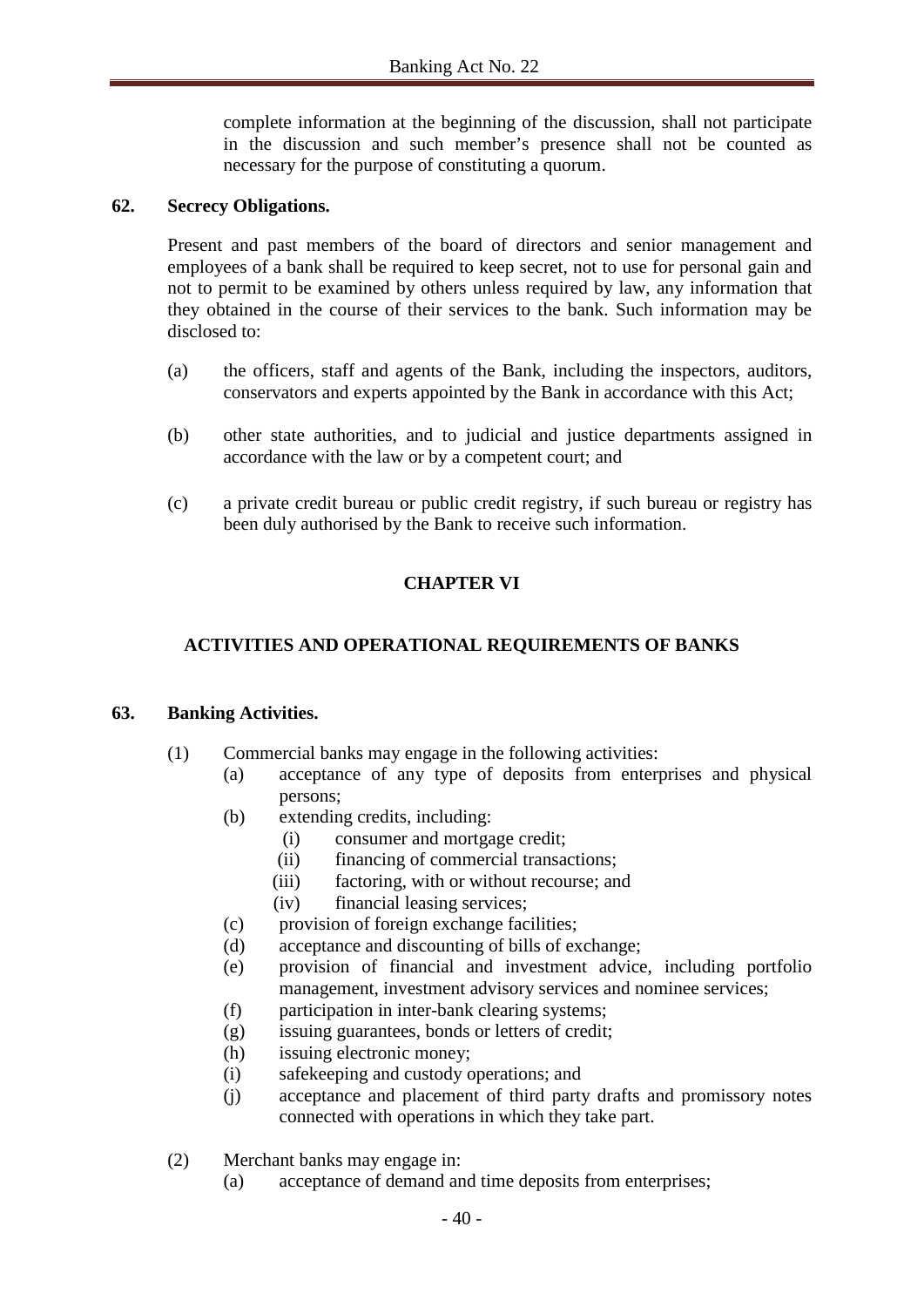complete information at the beginning of the discussion, shall not participate in the discussion and such member's presence shall not be counted as necessary for the purpose of constituting a quorum.

**62. Secrecy Obligations.**

Present and past members of the board of directors and senior management and employees of a bank shall be required to keep secret, not to use for personal gain and not to permit to be examined by others unless required by law, any information that they obtained in the course of their services to the bank. Such information may be disclosed to:

(a) the officers, staff and agents of the Bank, including the inspectors, auditors, conservators and experts appointed by the Bank in accordance with this Act;

(b) other state authorities, and to judicial and justice departments assigned in accordance with the law or by a competent court; and

(c) a private credit bureau or public credit registry, if such bureau or registry has been duly authorised by the Bank to receive such information.

## CHAPTER VI

## ACTIVITIES AND OPERATIONAL REQUIREMENTS OF BANKS

**63. Banking Activities.**

(1) Commercial banks may engage in the following activities:
- (a) acceptance of any type of deposits from enterprises and physical persons;
- (b) extending credits, including:
  - (i) consumer and mortgage credit;
  - (ii) financing of commercial transactions;
  - (iii) factoring, with or without recourse; and
  - (iv) financial leasing services;
- (c) provision of foreign exchange facilities;
- (d) acceptance and discounting of bills of exchange;
- (e) provision of financial and investment advice, including portfolio management, investment advisory services and nominee services;
- (f) participation in inter-bank clearing systems;
- (g) issuing guarantees, bonds or letters of credit;
- (h) issuing electronic money;
- (i) safekeeping and custody operations; and
- (j) acceptance and placement of third party drafts and promissory notes connected with operations in which they take part.

(2) Merchant banks may engage in:
- (a) acceptance of demand and time deposits from enterprises;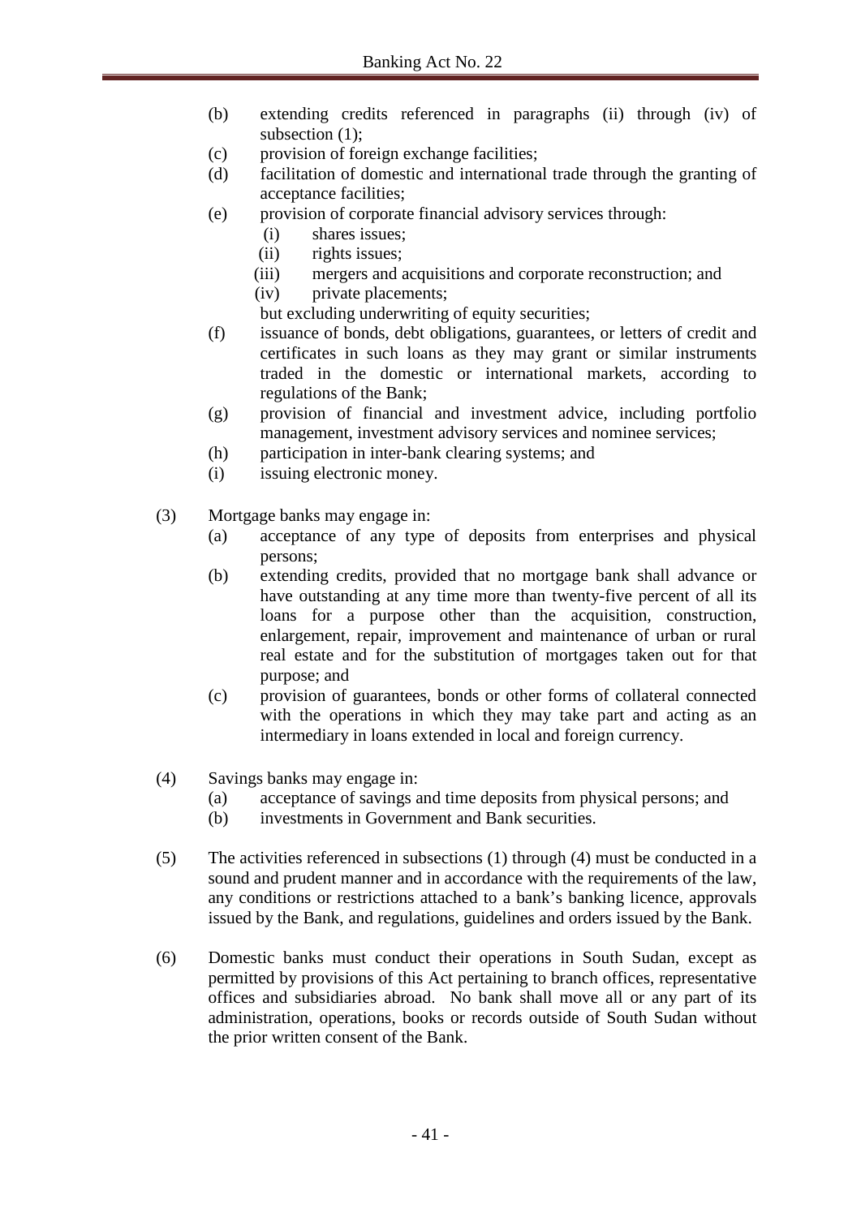(b) extending credits referenced in paragraphs (ii) through (iv) of subsection (1);

(c) provision of foreign exchange facilities;

(d) facilitation of domestic and international trade through the granting of acceptance facilities;

(e) provision of corporate financial advisory services through:

  (i) shares issues;

  (ii) rights issues;

  (iii) mergers and acquisitions and corporate reconstruction; and

  (iv) private placements;

  but excluding underwriting of equity securities;

(f) issuance of bonds, debt obligations, guarantees, or letters of credit and certificates in such loans as they may grant or similar instruments traded in the domestic or international markets, according to regulations of the Bank;

(g) provision of financial and investment advice, including portfolio management, investment advisory services and nominee services;

(h) participation in inter-bank clearing systems; and

(i) issuing electronic money.

(3) Mortgage banks may engage in:

  (a) acceptance of any type of deposits from enterprises and physical persons;

  (b) extending credits, provided that no mortgage bank shall advance or have outstanding at any time more than twenty-five percent of all its loans for a purpose other than the acquisition, construction, enlargement, repair, improvement and maintenance of urban or rural real estate and for the substitution of mortgages taken out for that purpose; and

  (c) provision of guarantees, bonds or other forms of collateral connected with the operations in which they may take part and acting as an intermediary in loans extended in local and foreign currency.

(4) Savings banks may engage in:

  (a) acceptance of savings and time deposits from physical persons; and

  (b) investments in Government and Bank securities.

(5) The activities referenced in subsections (1) through (4) must be conducted in a sound and prudent manner and in accordance with the requirements of the law, any conditions or restrictions attached to a bank's banking licence, approvals issued by the Bank, and regulations, guidelines and orders issued by the Bank.

(6) Domestic banks must conduct their operations in South Sudan, except as permitted by provisions of this Act pertaining to branch offices, representative offices and subsidiaries abroad. No bank shall move all or any part of its administration, operations, books or records outside of South Sudan without the prior written consent of the Bank.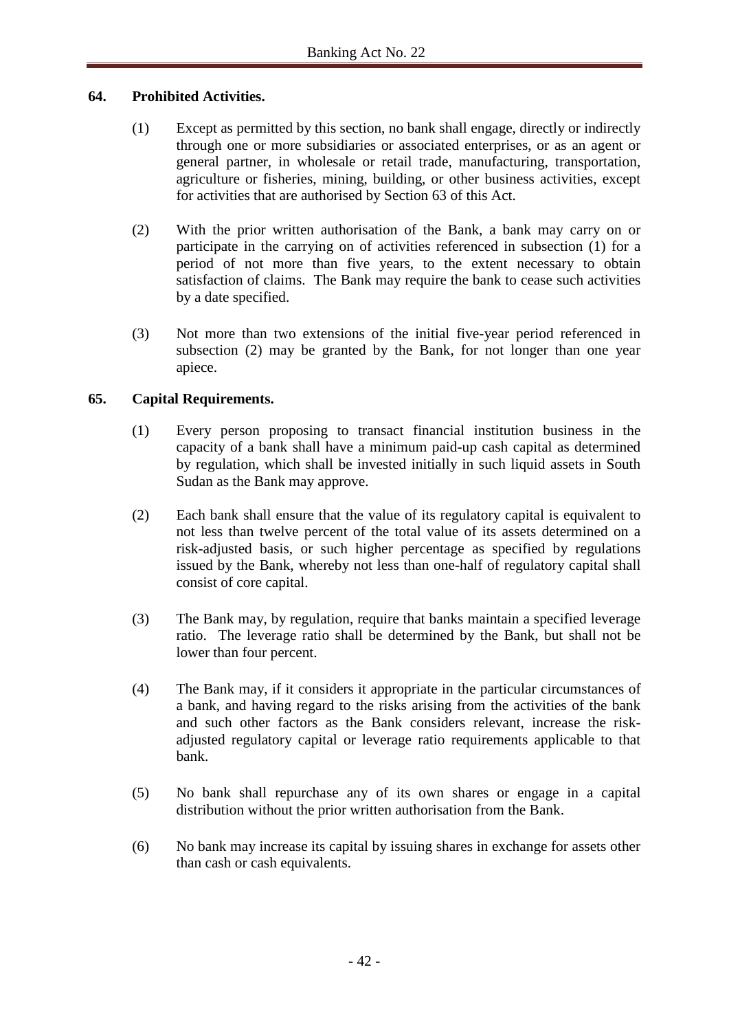**64. Prohibited Activities.**

(1) Except as permitted by this section, no bank shall engage, directly or indirectly through one or more subsidiaries or associated enterprises, or as an agent or general partner, in wholesale or retail trade, manufacturing, transportation, agriculture or fisheries, mining, building, or other business activities, except for activities that are authorised by Section 63 of this Act.

(2) With the prior written authorisation of the Bank, a bank may carry on or participate in the carrying on of activities referenced in subsection (1) for a period of not more than five years, to the extent necessary to obtain satisfaction of claims. The Bank may require the bank to cease such activities by a date specified.

(3) Not more than two extensions of the initial five-year period referenced in subsection (2) may be granted by the Bank, for not longer than one year apiece.

**65. Capital Requirements.**

(1) Every person proposing to transact financial institution business in the capacity of a bank shall have a minimum paid-up cash capital as determined by regulation, which shall be invested initially in such liquid assets in South Sudan as the Bank may approve.

(2) Each bank shall ensure that the value of its regulatory capital is equivalent to not less than twelve percent of the total value of its assets determined on a risk-adjusted basis, or such higher percentage as specified by regulations issued by the Bank, whereby not less than one-half of regulatory capital shall consist of core capital.

(3) The Bank may, by regulation, require that banks maintain a specified leverage ratio. The leverage ratio shall be determined by the Bank, but shall not be lower than four percent.

(4) The Bank may, if it considers it appropriate in the particular circumstances of a bank, and having regard to the risks arising from the activities of the bank and such other factors as the Bank considers relevant, increase the risk-adjusted regulatory capital or leverage ratio requirements applicable to that bank.

(5) No bank shall repurchase any of its own shares or engage in a capital distribution without the prior written authorisation from the Bank.

(6) No bank may increase its capital by issuing shares in exchange for assets other than cash or cash equivalents.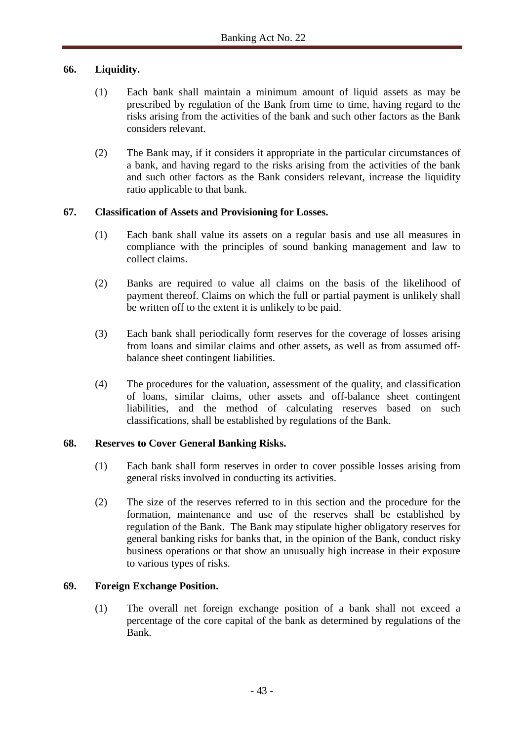### 66. Liquidity.

(1) Each bank shall maintain a minimum amount of liquid assets as may be prescribed by regulation of the Bank from time to time, having regard to the risks arising from the activities of the bank and such other factors as the Bank considers relevant.

(2) The Bank may, if it considers it appropriate in the particular circumstances of a bank, and having regard to the risks arising from the activities of the bank and such other factors as the Bank considers relevant, increase the liquidity ratio applicable to that bank.

### 67. Classification of Assets and Provisioning for Losses.

(1) Each bank shall value its assets on a regular basis and use all measures in compliance with the principles of sound banking management and law to collect claims.

(2) Banks are required to value all claims on the basis of the likelihood of payment thereof. Claims on which the full or partial payment is unlikely shall be written off to the extent it is unlikely to be paid.

(3) Each bank shall periodically form reserves for the coverage of losses arising from loans and similar claims and other assets, as well as from assumed off-balance sheet contingent liabilities.

(4) The procedures for the valuation, assessment of the quality, and classification of loans, similar claims, other assets and off-balance sheet contingent liabilities, and the method of calculating reserves based on such classifications, shall be established by regulations of the Bank.

### 68. Reserves to Cover General Banking Risks.

(1) Each bank shall form reserves in order to cover possible losses arising from general risks involved in conducting its activities.

(2) The size of the reserves referred to in this section and the procedure for the formation, maintenance and use of the reserves shall be established by regulation of the Bank. The Bank may stipulate higher obligatory reserves for general banking risks for banks that, in the opinion of the Bank, conduct risky business operations or that show an unusually high increase in their exposure to various types of risks.

### 69. Foreign Exchange Position.

(1) The overall net foreign exchange position of a bank shall not exceed a percentage of the core capital of the bank as determined by regulations of the Bank.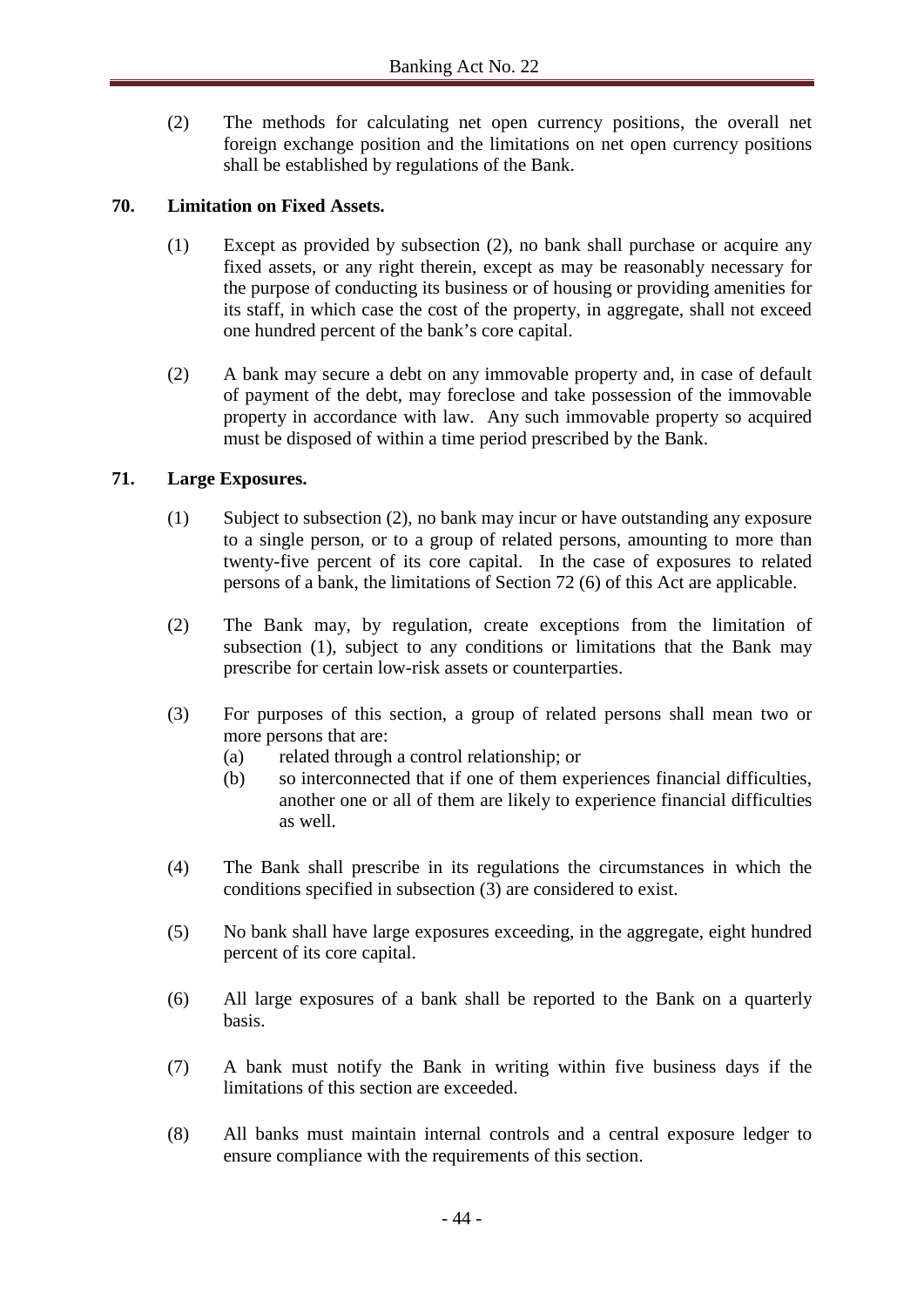(2) The methods for calculating net open currency positions, the overall net foreign exchange position and the limitations on net open currency positions shall be established by regulations of the Bank.

### 70. Limitation on Fixed Assets.

(1) Except as provided by subsection (2), no bank shall purchase or acquire any fixed assets, or any right therein, except as may be reasonably necessary for the purpose of conducting its business or of housing or providing amenities for its staff, in which case the cost of the property, in aggregate, shall not exceed one hundred percent of the bank's core capital.

(2) A bank may secure a debt on any immovable property and, in case of default of payment of the debt, may foreclose and take possession of the immovable property in accordance with law. Any such immovable property so acquired must be disposed of within a time period prescribed by the Bank.

### 71. Large Exposures.

(1) Subject to subsection (2), no bank may incur or have outstanding any exposure to a single person, or to a group of related persons, amounting to more than twenty-five percent of its core capital. In the case of exposures to related persons of a bank, the limitations of Section 72 (6) of this Act are applicable.

(2) The Bank may, by regulation, create exceptions from the limitation of subsection (1), subject to any conditions or limitations that the Bank may prescribe for certain low-risk assets or counterparties.

(3) For purposes of this section, a group of related persons shall mean two or more persons that are:
- (a) related through a control relationship; or
- (b) so interconnected that if one of them experiences financial difficulties, another one or all of them are likely to experience financial difficulties as well.

(4) The Bank shall prescribe in its regulations the circumstances in which the conditions specified in subsection (3) are considered to exist.

(5) No bank shall have large exposures exceeding, in the aggregate, eight hundred percent of its core capital.

(6) All large exposures of a bank shall be reported to the Bank on a quarterly basis.

(7) A bank must notify the Bank in writing within five business days if the limitations of this section are exceeded.

(8) All banks must maintain internal controls and a central exposure ledger to ensure compliance with the requirements of this section.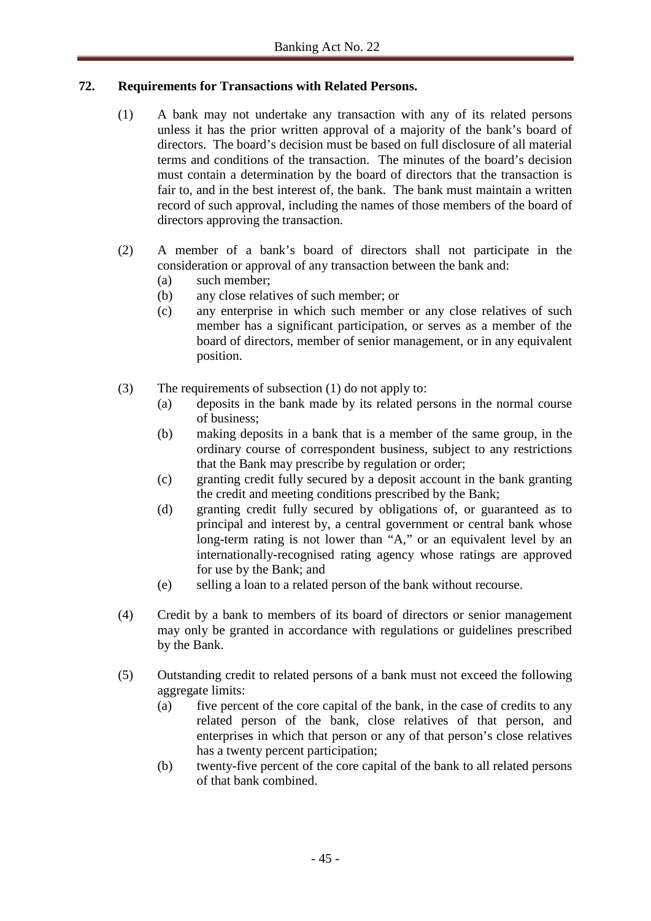## 72. Requirements for Transactions with Related Persons.

(1) A bank may not undertake any transaction with any of its related persons unless it has the prior written approval of a majority of the bank's board of directors. The board's decision must be based on full disclosure of all material terms and conditions of the transaction. The minutes of the board's decision must contain a determination by the board of directors that the transaction is fair to, and in the best interest of, the bank. The bank must maintain a written record of such approval, including the names of those members of the board of directors approving the transaction.

(2) A member of a bank's board of directors shall not participate in the consideration or approval of any transaction between the bank and:
- (a) such member;
- (b) any close relatives of such member; or
- (c) any enterprise in which such member or any close relatives of such member has a significant participation, or serves as a member of the board of directors, member of senior management, or in any equivalent position.

(3) The requirements of subsection (1) do not apply to:
- (a) deposits in the bank made by its related persons in the normal course of business;
- (b) making deposits in a bank that is a member of the same group, in the ordinary course of correspondent business, subject to any restrictions that the Bank may prescribe by regulation or order;
- (c) granting credit fully secured by a deposit account in the bank granting the credit and meeting conditions prescribed by the Bank;
- (d) granting credit fully secured by obligations of, or guaranteed as to principal and interest by, a central government or central bank whose long-term rating is not lower than "A," or an equivalent level by an internationally-recognised rating agency whose ratings are approved for use by the Bank; and
- (e) selling a loan to a related person of the bank without recourse.

(4) Credit by a bank to members of its board of directors or senior management may only be granted in accordance with regulations or guidelines prescribed by the Bank.

(5) Outstanding credit to related persons of a bank must not exceed the following aggregate limits:
- (a) five percent of the core capital of the bank, in the case of credits to any related person of the bank, close relatives of that person, and enterprises in which that person or any of that person's close relatives has a twenty percent participation;
- (b) twenty-five percent of the core capital of the bank to all related persons of that bank combined.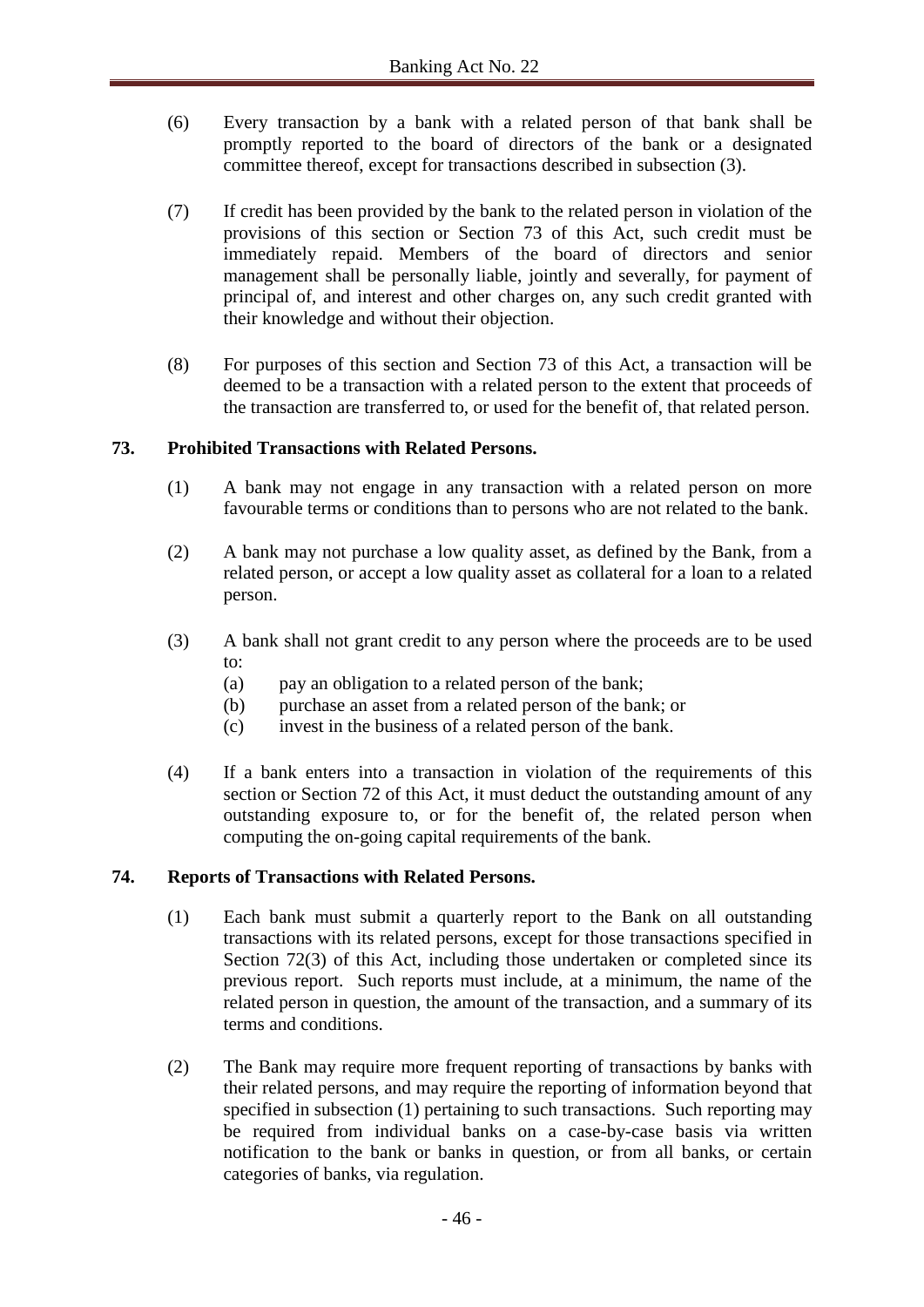(6) Every transaction by a bank with a related person of that bank shall be promptly reported to the board of directors of the bank or a designated committee thereof, except for transactions described in subsection (3).

(7) If credit has been provided by the bank to the related person in violation of the provisions of this section or Section 73 of this Act, such credit must be immediately repaid. Members of the board of directors and senior management shall be personally liable, jointly and severally, for payment of principal of, and interest and other charges on, any such credit granted with their knowledge and without their objection.

(8) For purposes of this section and Section 73 of this Act, a transaction will be deemed to be a transaction with a related person to the extent that proceeds of the transaction are transferred to, or used for the benefit of, that related person.

### 73. Prohibited Transactions with Related Persons.

(1) A bank may not engage in any transaction with a related person on more favourable terms or conditions than to persons who are not related to the bank.

(2) A bank may not purchase a low quality asset, as defined by the Bank, from a related person, or accept a low quality asset as collateral for a loan to a related person.

(3) A bank shall not grant credit to any person where the proceeds are to be used to:

(a) pay an obligation to a related person of the bank;
(b) purchase an asset from a related person of the bank; or
(c) invest in the business of a related person of the bank.

(4) If a bank enters into a transaction in violation of the requirements of this section or Section 72 of this Act, it must deduct the outstanding amount of any outstanding exposure to, or for the benefit of, the related person when computing the on-going capital requirements of the bank.

### 74. Reports of Transactions with Related Persons.

(1) Each bank must submit a quarterly report to the Bank on all outstanding transactions with its related persons, except for those transactions specified in Section 72(3) of this Act, including those undertaken or completed since its previous report. Such reports must include, at a minimum, the name of the related person in question, the amount of the transaction, and a summary of its terms and conditions.

(2) The Bank may require more frequent reporting of transactions by banks with their related persons, and may require the reporting of information beyond that specified in subsection (1) pertaining to such transactions. Such reporting may be required from individual banks on a case-by-case basis via written notification to the bank or banks in question, or from all banks, or certain categories of banks, via regulation.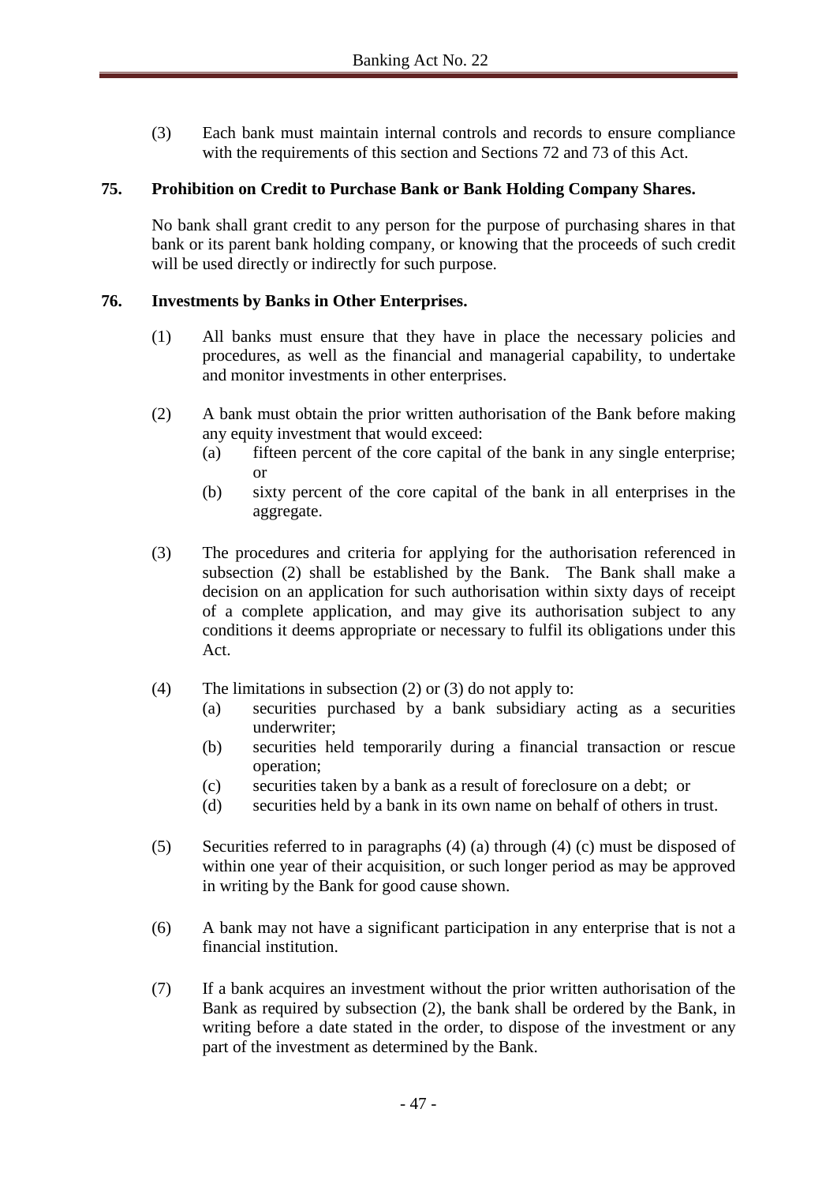(3) Each bank must maintain internal controls and records to ensure compliance with the requirements of this section and Sections 72 and 73 of this Act.

### 75. Prohibition on Credit to Purchase Bank or Bank Holding Company Shares.

No bank shall grant credit to any person for the purpose of purchasing shares in that bank or its parent bank holding company, or knowing that the proceeds of such credit will be used directly or indirectly for such purpose.

### 76. Investments by Banks in Other Enterprises.

(1) All banks must ensure that they have in place the necessary policies and procedures, as well as the financial and managerial capability, to undertake and monitor investments in other enterprises.

(2) A bank must obtain the prior written authorisation of the Bank before making any equity investment that would exceed:

- (a) fifteen percent of the core capital of the bank in any single enterprise; or
- (b) sixty percent of the core capital of the bank in all enterprises in the aggregate.

(3) The procedures and criteria for applying for the authorisation referenced in subsection (2) shall be established by the Bank. The Bank shall make a decision on an application for such authorisation within sixty days of receipt of a complete application, and may give its authorisation subject to any conditions it deems appropriate or necessary to fulfil its obligations under this Act.

(4) The limitations in subsection (2) or (3) do not apply to:

- (a) securities purchased by a bank subsidiary acting as a securities underwriter;
- (b) securities held temporarily during a financial transaction or rescue operation;
- (c) securities taken by a bank as a result of foreclosure on a debt; or
- (d) securities held by a bank in its own name on behalf of others in trust.

(5) Securities referred to in paragraphs (4) (a) through (4) (c) must be disposed of within one year of their acquisition, or such longer period as may be approved in writing by the Bank for good cause shown.

(6) A bank may not have a significant participation in any enterprise that is not a financial institution.

(7) If a bank acquires an investment without the prior written authorisation of the Bank as required by subsection (2), the bank shall be ordered by the Bank, in writing before a date stated in the order, to dispose of the investment or any part of the investment as determined by the Bank.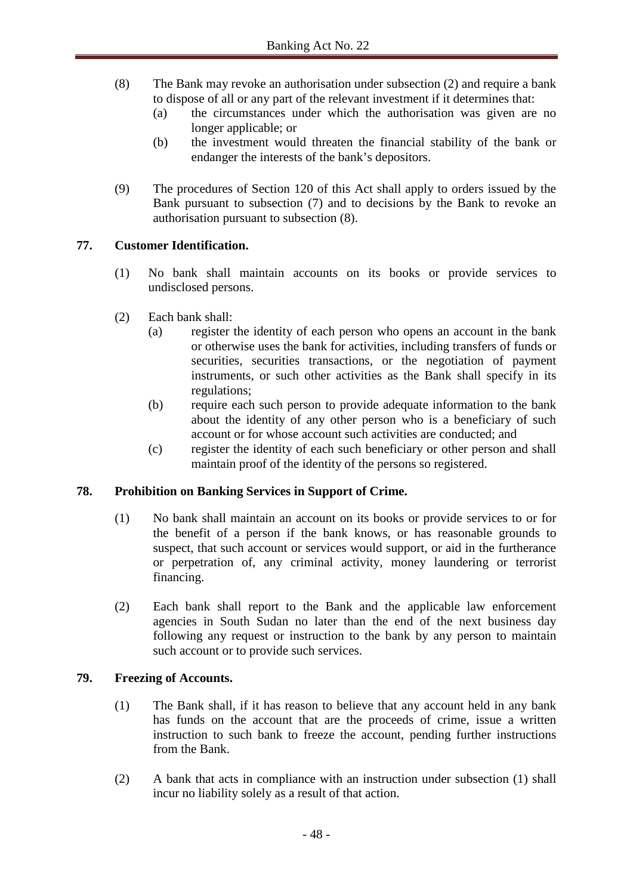(8) The Bank may revoke an authorisation under subsection (2) and require a bank to dispose of all or any part of the relevant investment if it determines that:

   (a) the circumstances under which the authorisation was given are no longer applicable; or

   (b) the investment would threaten the financial stability of the bank or endanger the interests of the bank's depositors.

(9) The procedures of Section 120 of this Act shall apply to orders issued by the Bank pursuant to subsection (7) and to decisions by the Bank to revoke an authorisation pursuant to subsection (8).

## 77. Customer Identification.

(1) No bank shall maintain accounts on its books or provide services to undisclosed persons.

(2) Each bank shall:

   (a) register the identity of each person who opens an account in the bank or otherwise uses the bank for activities, including transfers of funds or securities, securities transactions, or the negotiation of payment instruments, or such other activities as the Bank shall specify in its regulations;

   (b) require each such person to provide adequate information to the bank about the identity of any other person who is a beneficiary of such account or for whose account such activities are conducted; and

   (c) register the identity of each such beneficiary or other person and shall maintain proof of the identity of the persons so registered.

## 78. Prohibition on Banking Services in Support of Crime.

(1) No bank shall maintain an account on its books or provide services to or for the benefit of a person if the bank knows, or has reasonable grounds to suspect, that such account or services would support, or aid in the furtherance or perpetration of, any criminal activity, money laundering or terrorist financing.

(2) Each bank shall report to the Bank and the applicable law enforcement agencies in South Sudan no later than the end of the next business day following any request or instruction to the bank by any person to maintain such account or to provide such services.

## 79. Freezing of Accounts.

(1) The Bank shall, if it has reason to believe that any account held in any bank has funds on the account that are the proceeds of crime, issue a written instruction to such bank to freeze the account, pending further instructions from the Bank.

(2) A bank that acts in compliance with an instruction under subsection (1) shall incur no liability solely as a result of that action.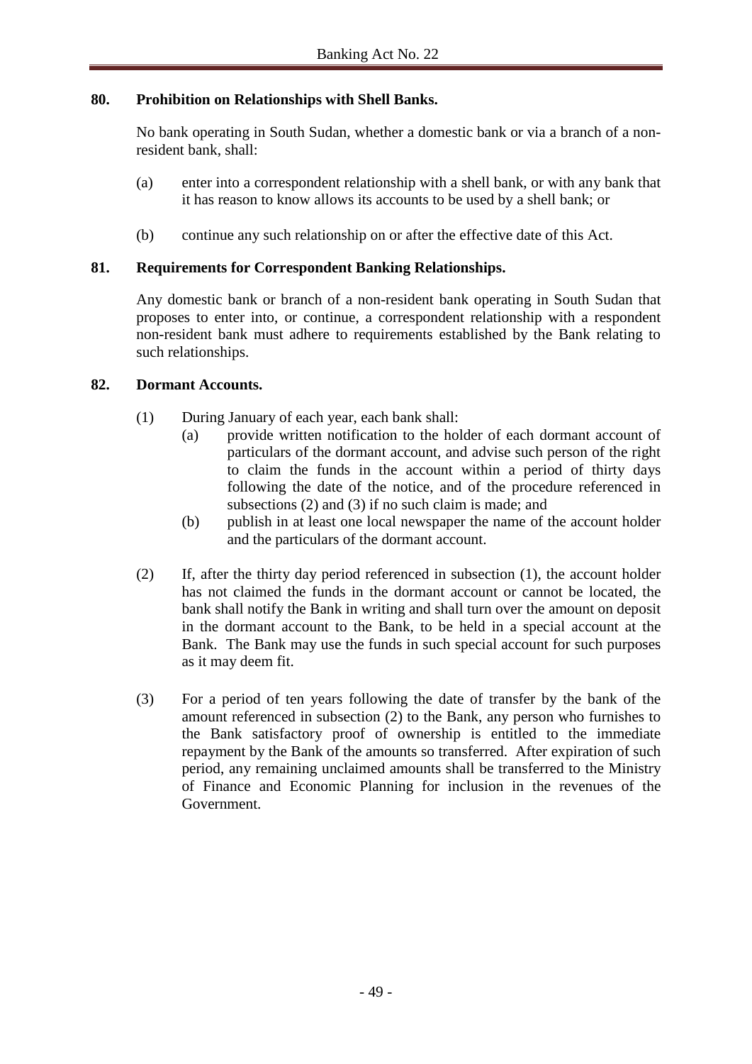## 80. Prohibition on Relationships with Shell Banks.

No bank operating in South Sudan, whether a domestic bank or via a branch of a non-resident bank, shall:

(a) enter into a correspondent relationship with a shell bank, or with any bank that it has reason to know allows its accounts to be used by a shell bank; or

(b) continue any such relationship on or after the effective date of this Act.

## 81. Requirements for Correspondent Banking Relationships.

Any domestic bank or branch of a non-resident bank operating in South Sudan that proposes to enter into, or continue, a correspondent relationship with a respondent non-resident bank must adhere to requirements established by the Bank relating to such relationships.

## 82. Dormant Accounts.

(1) During January of each year, each bank shall:

   (a) provide written notification to the holder of each dormant account of particulars of the dormant account, and advise such person of the right to claim the funds in the account within a period of thirty days following the date of the notice, and of the procedure referenced in subsections (2) and (3) if no such claim is made; and

   (b) publish in at least one local newspaper the name of the account holder and the particulars of the dormant account.

(2) If, after the thirty day period referenced in subsection (1), the account holder has not claimed the funds in the dormant account or cannot be located, the bank shall notify the Bank in writing and shall turn over the amount on deposit in the dormant account to the Bank, to be held in a special account at the Bank. The Bank may use the funds in such special account for such purposes as it may deem fit.

(3) For a period of ten years following the date of transfer by the bank of the amount referenced in subsection (2) to the Bank, any person who furnishes to the Bank satisfactory proof of ownership is entitled to the immediate repayment by the Bank of the amounts so transferred. After expiration of such period, any remaining unclaimed amounts shall be transferred to the Ministry of Finance and Economic Planning for inclusion in the revenues of the Government.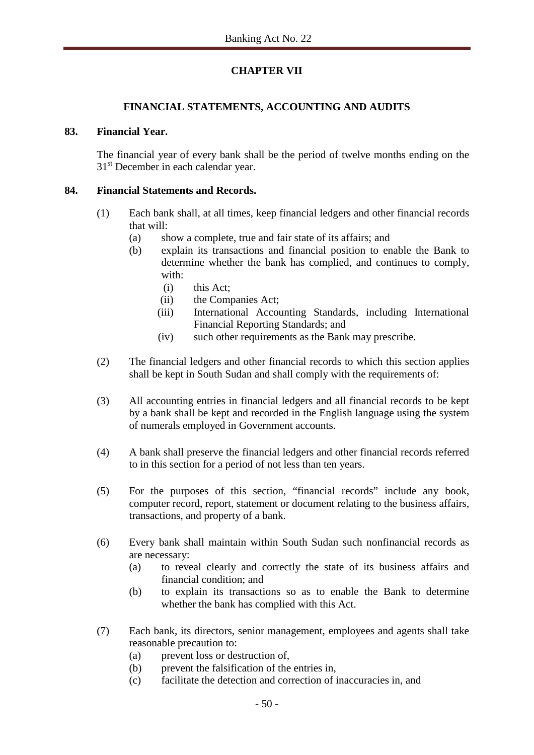## CHAPTER VII

### FINANCIAL STATEMENTS, ACCOUNTING AND AUDITS

**83. Financial Year.**

The financial year of every bank shall be the period of twelve months ending on the 31st December in each calendar year.

**84. Financial Statements and Records.**

(1) Each bank shall, at all times, keep financial ledgers and other financial records that will:

- (a) show a complete, true and fair state of its affairs; and
- (b) explain its transactions and financial position to enable the Bank to determine whether the bank has complied, and continues to comply, with:
  - (i) this Act;
  - (ii) the Companies Act;
  - (iii) International Accounting Standards, including International Financial Reporting Standards; and
  - (iv) such other requirements as the Bank may prescribe.

(2) The financial ledgers and other financial records to which this section applies shall be kept in South Sudan and shall comply with the requirements of:

(3) All accounting entries in financial ledgers and all financial records to be kept by a bank shall be kept and recorded in the English language using the system of numerals employed in Government accounts.

(4) A bank shall preserve the financial ledgers and other financial records referred to in this section for a period of not less than ten years.

(5) For the purposes of this section, "financial records" include any book, computer record, report, statement or document relating to the business affairs, transactions, and property of a bank.

(6) Every bank shall maintain within South Sudan such nonfinancial records as are necessary:

- (a) to reveal clearly and correctly the state of its business affairs and financial condition; and
- (b) to explain its transactions so as to enable the Bank to determine whether the bank has complied with this Act.

(7) Each bank, its directors, senior management, employees and agents shall take reasonable precaution to:

- (a) prevent loss or destruction of,
- (b) prevent the falsification of the entries in,
- (c) facilitate the detection and correction of inaccuracies in, and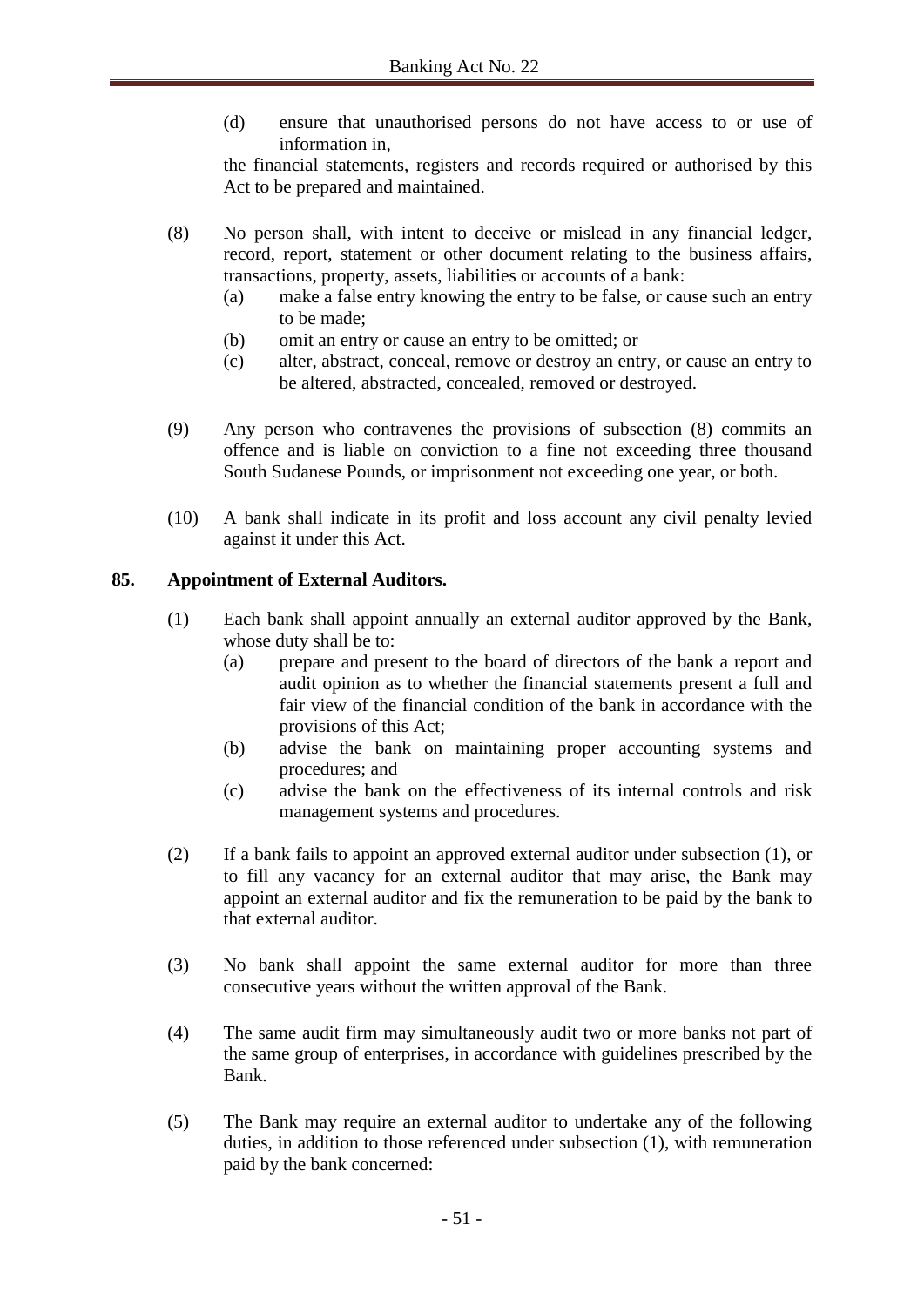(d) ensure that unauthorised persons do not have access to or use of information in,

the financial statements, registers and records required or authorised by this Act to be prepared and maintained.

(8) No person shall, with intent to deceive or mislead in any financial ledger, record, report, statement or other document relating to the business affairs, transactions, property, assets, liabilities or accounts of a bank:

(a) make a false entry knowing the entry to be false, or cause such an entry to be made;

(b) omit an entry or cause an entry to be omitted; or

(c) alter, abstract, conceal, remove or destroy an entry, or cause an entry to be altered, abstracted, concealed, removed or destroyed.

(9) Any person who contravenes the provisions of subsection (8) commits an offence and is liable on conviction to a fine not exceeding three thousand South Sudanese Pounds, or imprisonment not exceeding one year, or both.

(10) A bank shall indicate in its profit and loss account any civil penalty levied against it under this Act.

**85. Appointment of External Auditors.**

(1) Each bank shall appoint annually an external auditor approved by the Bank, whose duty shall be to:

(a) prepare and present to the board of directors of the bank a report and audit opinion as to whether the financial statements present a full and fair view of the financial condition of the bank in accordance with the provisions of this Act;

(b) advise the bank on maintaining proper accounting systems and procedures; and

(c) advise the bank on the effectiveness of its internal controls and risk management systems and procedures.

(2) If a bank fails to appoint an approved external auditor under subsection (1), or to fill any vacancy for an external auditor that may arise, the Bank may appoint an external auditor and fix the remuneration to be paid by the bank to that external auditor.

(3) No bank shall appoint the same external auditor for more than three consecutive years without the written approval of the Bank.

(4) The same audit firm may simultaneously audit two or more banks not part of the same group of enterprises, in accordance with guidelines prescribed by the Bank.

(5) The Bank may require an external auditor to undertake any of the following duties, in addition to those referenced under subsection (1), with remuneration paid by the bank concerned: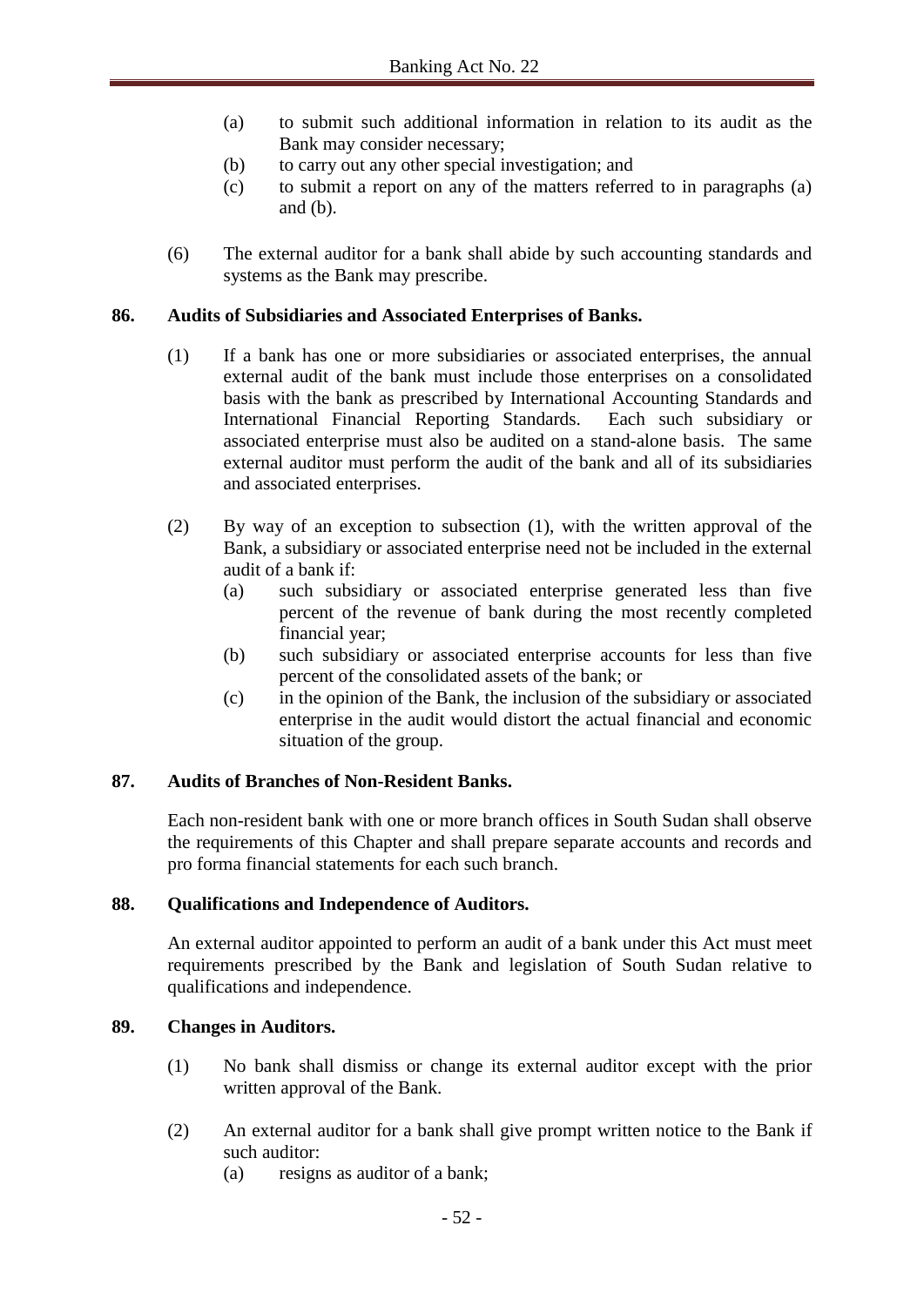(a) to submit such additional information in relation to its audit as the Bank may consider necessary;

(b) to carry out any other special investigation; and

(c) to submit a report on any of the matters referred to in paragraphs (a) and (b).

(6) The external auditor for a bank shall abide by such accounting standards and systems as the Bank may prescribe.

**86. Audits of Subsidiaries and Associated Enterprises of Banks.**

(1) If a bank has one or more subsidiaries or associated enterprises, the annual external audit of the bank must include those enterprises on a consolidated basis with the bank as prescribed by International Accounting Standards and International Financial Reporting Standards. Each such subsidiary or associated enterprise must also be audited on a stand-alone basis. The same external auditor must perform the audit of the bank and all of its subsidiaries and associated enterprises.

(2) By way of an exception to subsection (1), with the written approval of the Bank, a subsidiary or associated enterprise need not be included in the external audit of a bank if:

(a) such subsidiary or associated enterprise generated less than five percent of the revenue of bank during the most recently completed financial year;

(b) such subsidiary or associated enterprise accounts for less than five percent of the consolidated assets of the bank; or

(c) in the opinion of the Bank, the inclusion of the subsidiary or associated enterprise in the audit would distort the actual financial and economic situation of the group.

**87. Audits of Branches of Non-Resident Banks.**

Each non-resident bank with one or more branch offices in South Sudan shall observe the requirements of this Chapter and shall prepare separate accounts and records and pro forma financial statements for each such branch.

**88. Qualifications and Independence of Auditors.**

An external auditor appointed to perform an audit of a bank under this Act must meet requirements prescribed by the Bank and legislation of South Sudan relative to qualifications and independence.

**89. Changes in Auditors.**

(1) No bank shall dismiss or change its external auditor except with the prior written approval of the Bank.

(2) An external auditor for a bank shall give prompt written notice to the Bank if such auditor:

(a) resigns as auditor of a bank;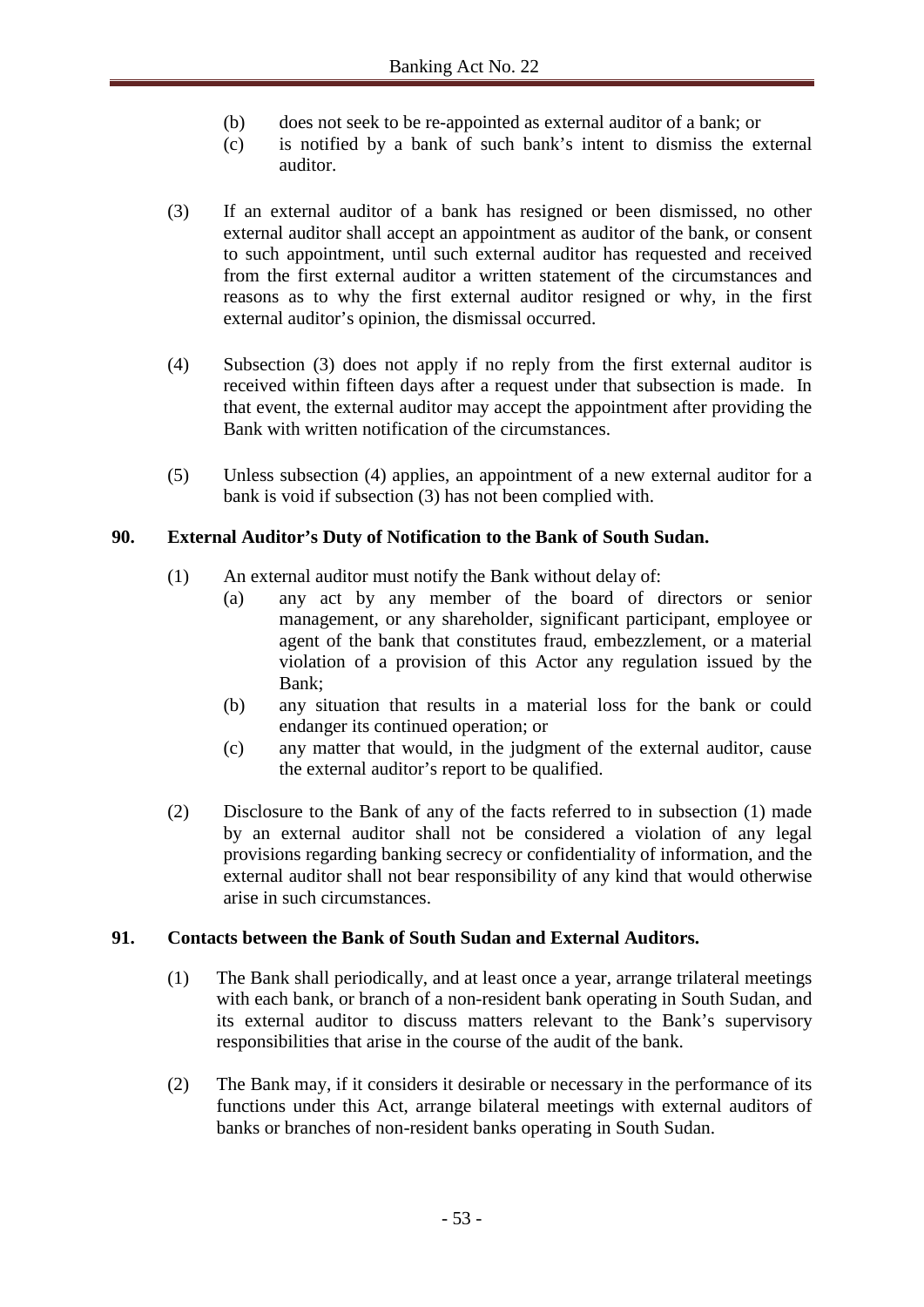(b) does not seek to be re-appointed as external auditor of a bank; or

(c) is notified by a bank of such bank's intent to dismiss the external auditor.

(3) If an external auditor of a bank has resigned or been dismissed, no other external auditor shall accept an appointment as auditor of the bank, or consent to such appointment, until such external auditor has requested and received from the first external auditor a written statement of the circumstances and reasons as to why the first external auditor resigned or why, in the first external auditor's opinion, the dismissal occurred.

(4) Subsection (3) does not apply if no reply from the first external auditor is received within fifteen days after a request under that subsection is made. In that event, the external auditor may accept the appointment after providing the Bank with written notification of the circumstances.

(5) Unless subsection (4) applies, an appointment of a new external auditor for a bank is void if subsection (3) has not been complied with.

## 90. External Auditor's Duty of Notification to the Bank of South Sudan.

(1) An external auditor must notify the Bank without delay of:

(a) any act by any member of the board of directors or senior management, or any shareholder, significant participant, employee or agent of the bank that constitutes fraud, embezzlement, or a material violation of a provision of this Actor any regulation issued by the Bank;

(b) any situation that results in a material loss for the bank or could endanger its continued operation; or

(c) any matter that would, in the judgment of the external auditor, cause the external auditor's report to be qualified.

(2) Disclosure to the Bank of any of the facts referred to in subsection (1) made by an external auditor shall not be considered a violation of any legal provisions regarding banking secrecy or confidentiality of information, and the external auditor shall not bear responsibility of any kind that would otherwise arise in such circumstances.

## 91. Contacts between the Bank of South Sudan and External Auditors.

(1) The Bank shall periodically, and at least once a year, arrange trilateral meetings with each bank, or branch of a non-resident bank operating in South Sudan, and its external auditor to discuss matters relevant to the Bank's supervisory responsibilities that arise in the course of the audit of the bank.

(2) The Bank may, if it considers it desirable or necessary in the performance of its functions under this Act, arrange bilateral meetings with external auditors of banks or branches of non-resident banks operating in South Sudan.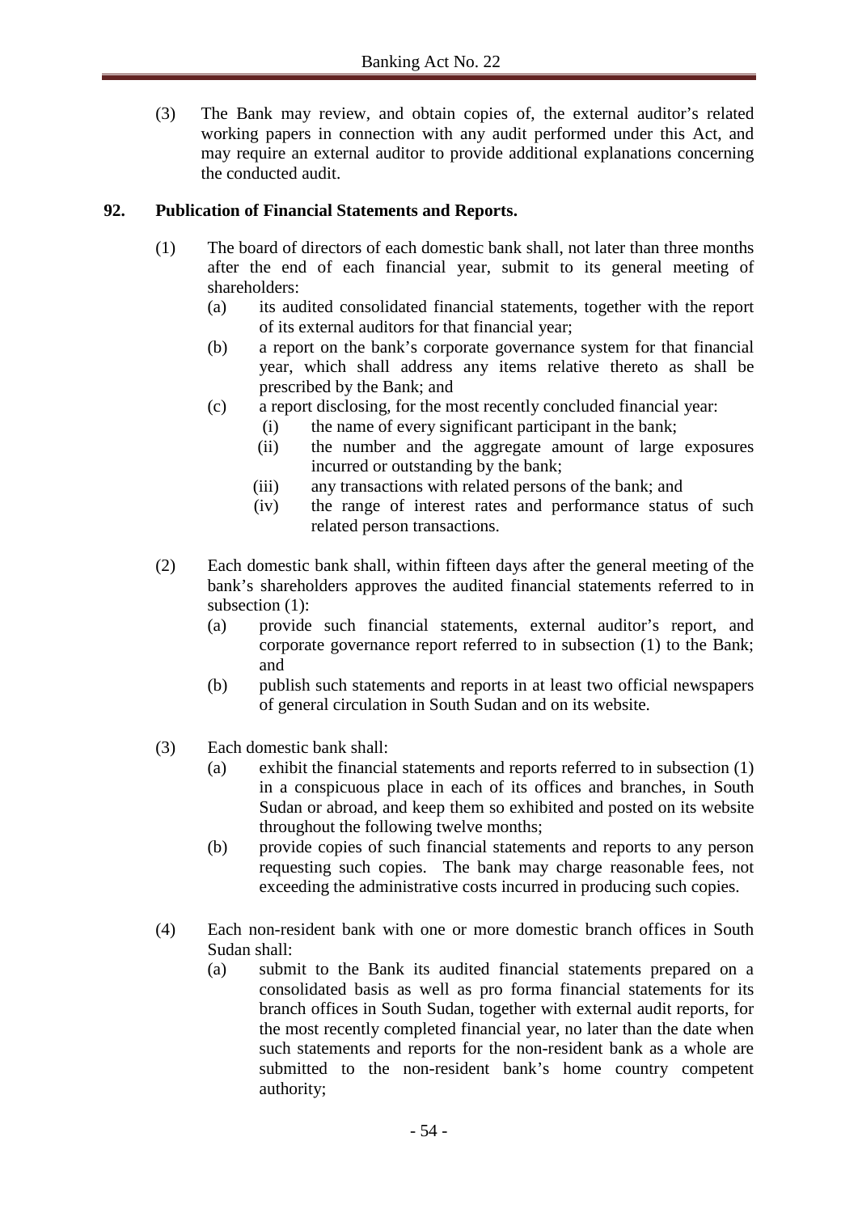(3) The Bank may review, and obtain copies of, the external auditor's related working papers in connection with any audit performed under this Act, and may require an external auditor to provide additional explanations concerning the conducted audit.

**92. Publication of Financial Statements and Reports.**

(1) The board of directors of each domestic bank shall, not later than three months after the end of each financial year, submit to its general meeting of shareholders:

(a) its audited consolidated financial statements, together with the report of its external auditors for that financial year;

(b) a report on the bank's corporate governance system for that financial year, which shall address any items relative thereto as shall be prescribed by the Bank; and

(c) a report disclosing, for the most recently concluded financial year:

(i) the name of every significant participant in the bank;

(ii) the number and the aggregate amount of large exposures incurred or outstanding by the bank;

(iii) any transactions with related persons of the bank; and

(iv) the range of interest rates and performance status of such related person transactions.

(2) Each domestic bank shall, within fifteen days after the general meeting of the bank's shareholders approves the audited financial statements referred to in subsection (1):

(a) provide such financial statements, external auditor's report, and corporate governance report referred to in subsection (1) to the Bank; and

(b) publish such statements and reports in at least two official newspapers of general circulation in South Sudan and on its website.

(3) Each domestic bank shall:

(a) exhibit the financial statements and reports referred to in subsection (1) in a conspicuous place in each of its offices and branches, in South Sudan or abroad, and keep them so exhibited and posted on its website throughout the following twelve months;

(b) provide copies of such financial statements and reports to any person requesting such copies. The bank may charge reasonable fees, not exceeding the administrative costs incurred in producing such copies.

(4) Each non-resident bank with one or more domestic branch offices in South Sudan shall:

(a) submit to the Bank its audited financial statements prepared on a consolidated basis as well as pro forma financial statements for its branch offices in South Sudan, together with external audit reports, for the most recently completed financial year, no later than the date when such statements and reports for the non-resident bank as a whole are submitted to the non-resident bank's home country competent authority;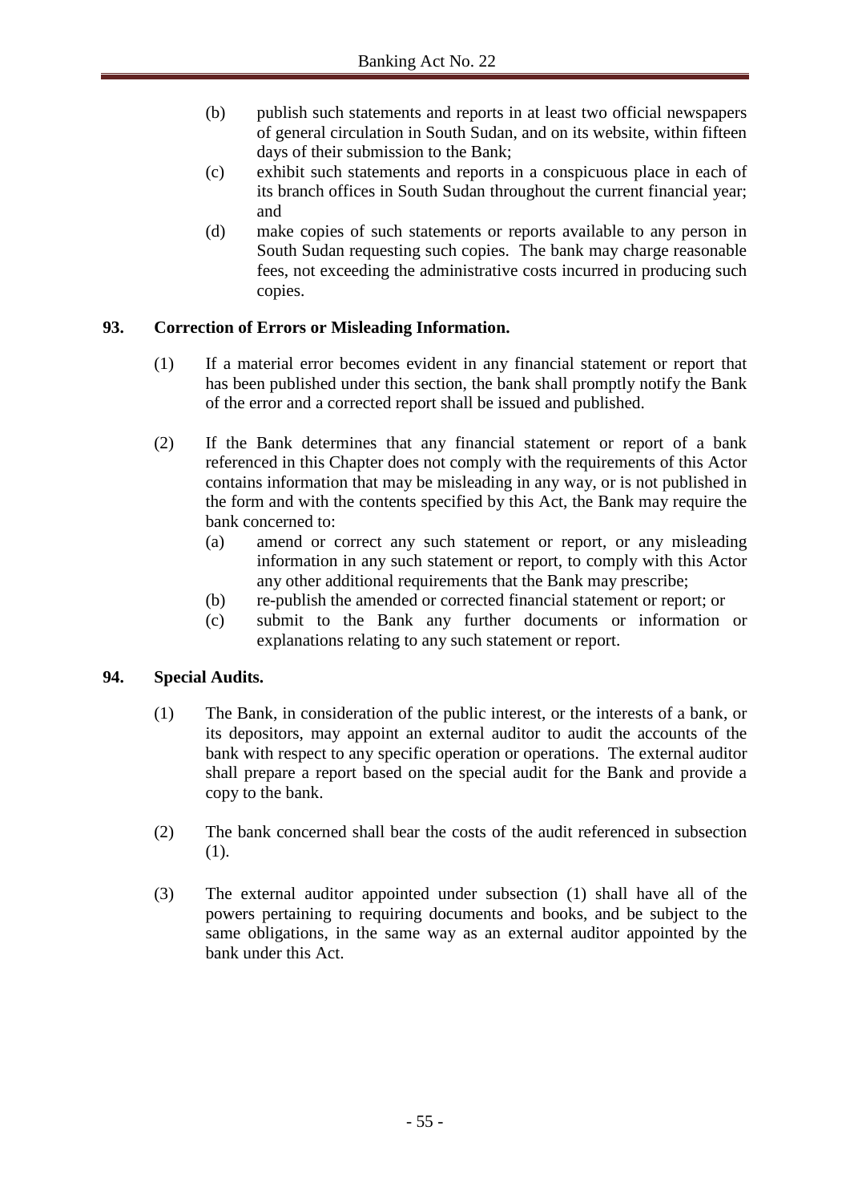(b) publish such statements and reports in at least two official newspapers of general circulation in South Sudan, and on its website, within fifteen days of their submission to the Bank;

(c) exhibit such statements and reports in a conspicuous place in each of its branch offices in South Sudan throughout the current financial year; and

(d) make copies of such statements or reports available to any person in South Sudan requesting such copies. The bank may charge reasonable fees, not exceeding the administrative costs incurred in producing such copies.

**93. Correction of Errors or Misleading Information.**

(1) If a material error becomes evident in any financial statement or report that has been published under this section, the bank shall promptly notify the Bank of the error and a corrected report shall be issued and published.

(2) If the Bank determines that any financial statement or report of a bank referenced in this Chapter does not comply with the requirements of this Actor contains information that may be misleading in any way, or is not published in the form and with the contents specified by this Act, the Bank may require the bank concerned to:

(a) amend or correct any such statement or report, or any misleading information in any such statement or report, to comply with this Actor any other additional requirements that the Bank may prescribe;

(b) re-publish the amended or corrected financial statement or report; or

(c) submit to the Bank any further documents or information or explanations relating to any such statement or report.

**94. Special Audits.**

(1) The Bank, in consideration of the public interest, or the interests of a bank, or its depositors, may appoint an external auditor to audit the accounts of the bank with respect to any specific operation or operations. The external auditor shall prepare a report based on the special audit for the Bank and provide a copy to the bank.

(2) The bank concerned shall bear the costs of the audit referenced in subsection (1).

(3) The external auditor appointed under subsection (1) shall have all of the powers pertaining to requiring documents and books, and be subject to the same obligations, in the same way as an external auditor appointed by the bank under this Act.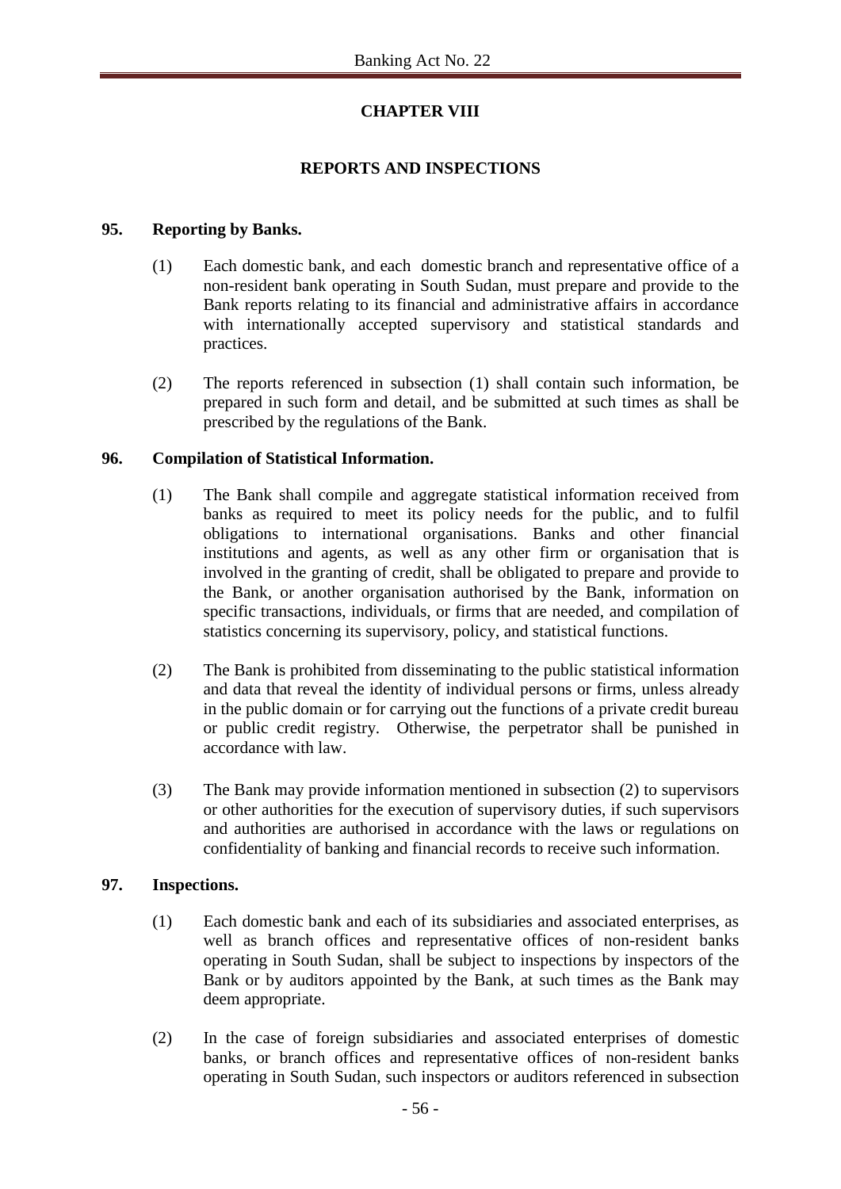## CHAPTER VIII

## REPORTS AND INSPECTIONS

### 95. Reporting by Banks.

(1) Each domestic bank, and each domestic branch and representative office of a non-resident bank operating in South Sudan, must prepare and provide to the Bank reports relating to its financial and administrative affairs in accordance with internationally accepted supervisory and statistical standards and practices.

(2) The reports referenced in subsection (1) shall contain such information, be prepared in such form and detail, and be submitted at such times as shall be prescribed by the regulations of the Bank.

### 96. Compilation of Statistical Information.

(1) The Bank shall compile and aggregate statistical information received from banks as required to meet its policy needs for the public, and to fulfil obligations to international organisations. Banks and other financial institutions and agents, as well as any other firm or organisation that is involved in the granting of credit, shall be obligated to prepare and provide to the Bank, or another organisation authorised by the Bank, information on specific transactions, individuals, or firms that are needed, and compilation of statistics concerning its supervisory, policy, and statistical functions.

(2) The Bank is prohibited from disseminating to the public statistical information and data that reveal the identity of individual persons or firms, unless already in the public domain or for carrying out the functions of a private credit bureau or public credit registry. Otherwise, the perpetrator shall be punished in accordance with law.

(3) The Bank may provide information mentioned in subsection (2) to supervisors or other authorities for the execution of supervisory duties, if such supervisors and authorities are authorised in accordance with the laws or regulations on confidentiality of banking and financial records to receive such information.

### 97. Inspections.

(1) Each domestic bank and each of its subsidiaries and associated enterprises, as well as branch offices and representative offices of non-resident banks operating in South Sudan, shall be subject to inspections by inspectors of the Bank or by auditors appointed by the Bank, at such times as the Bank may deem appropriate.

(2) In the case of foreign subsidiaries and associated enterprises of domestic banks, or branch offices and representative offices of non-resident banks operating in South Sudan, such inspectors or auditors referenced in subsection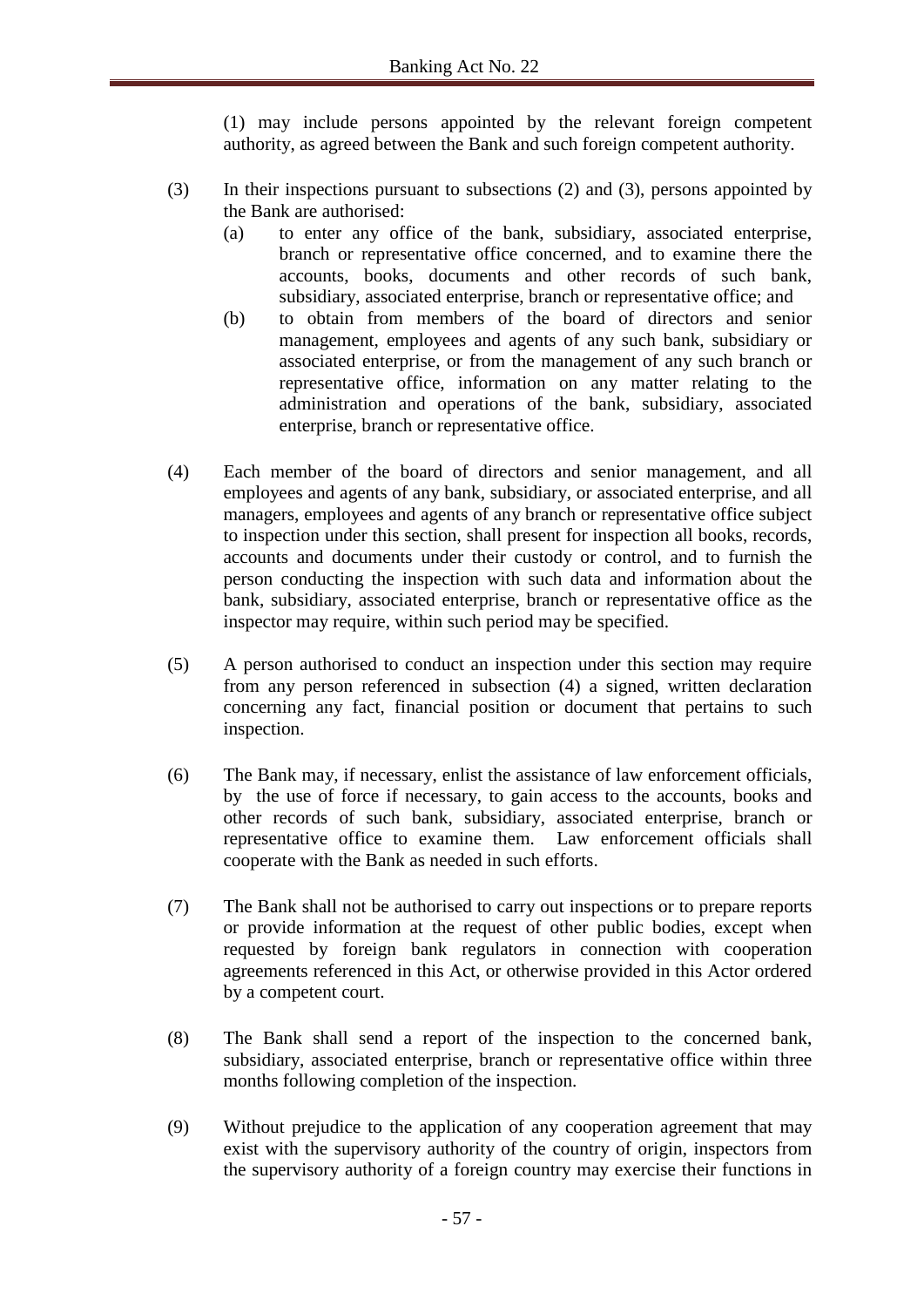(1) may include persons appointed by the relevant foreign competent authority, as agreed between the Bank and such foreign competent authority.

(3) In their inspections pursuant to subsections (2) and (3), persons appointed by the Bank are authorised:

(a) to enter any office of the bank, subsidiary, associated enterprise, branch or representative office concerned, and to examine there the accounts, books, documents and other records of such bank, subsidiary, associated enterprise, branch or representative office; and

(b) to obtain from members of the board of directors and senior management, employees and agents of any such bank, subsidiary or associated enterprise, or from the management of any such branch or representative office, information on any matter relating to the administration and operations of the bank, subsidiary, associated enterprise, branch or representative office.

(4) Each member of the board of directors and senior management, and all employees and agents of any bank, subsidiary, or associated enterprise, and all managers, employees and agents of any branch or representative office subject to inspection under this section, shall present for inspection all books, records, accounts and documents under their custody or control, and to furnish the person conducting the inspection with such data and information about the bank, subsidiary, associated enterprise, branch or representative office as the inspector may require, within such period may be specified.

(5) A person authorised to conduct an inspection under this section may require from any person referenced in subsection (4) a signed, written declaration concerning any fact, financial position or document that pertains to such inspection.

(6) The Bank may, if necessary, enlist the assistance of law enforcement officials, by the use of force if necessary, to gain access to the accounts, books and other records of such bank, subsidiary, associated enterprise, branch or representative office to examine them. Law enforcement officials shall cooperate with the Bank as needed in such efforts.

(7) The Bank shall not be authorised to carry out inspections or to prepare reports or provide information at the request of other public bodies, except when requested by foreign bank regulators in connection with cooperation agreements referenced in this Act, or otherwise provided in this Actor ordered by a competent court.

(8) The Bank shall send a report of the inspection to the concerned bank, subsidiary, associated enterprise, branch or representative office within three months following completion of the inspection.

(9) Without prejudice to the application of any cooperation agreement that may exist with the supervisory authority of the country of origin, inspectors from the supervisory authority of a foreign country may exercise their functions in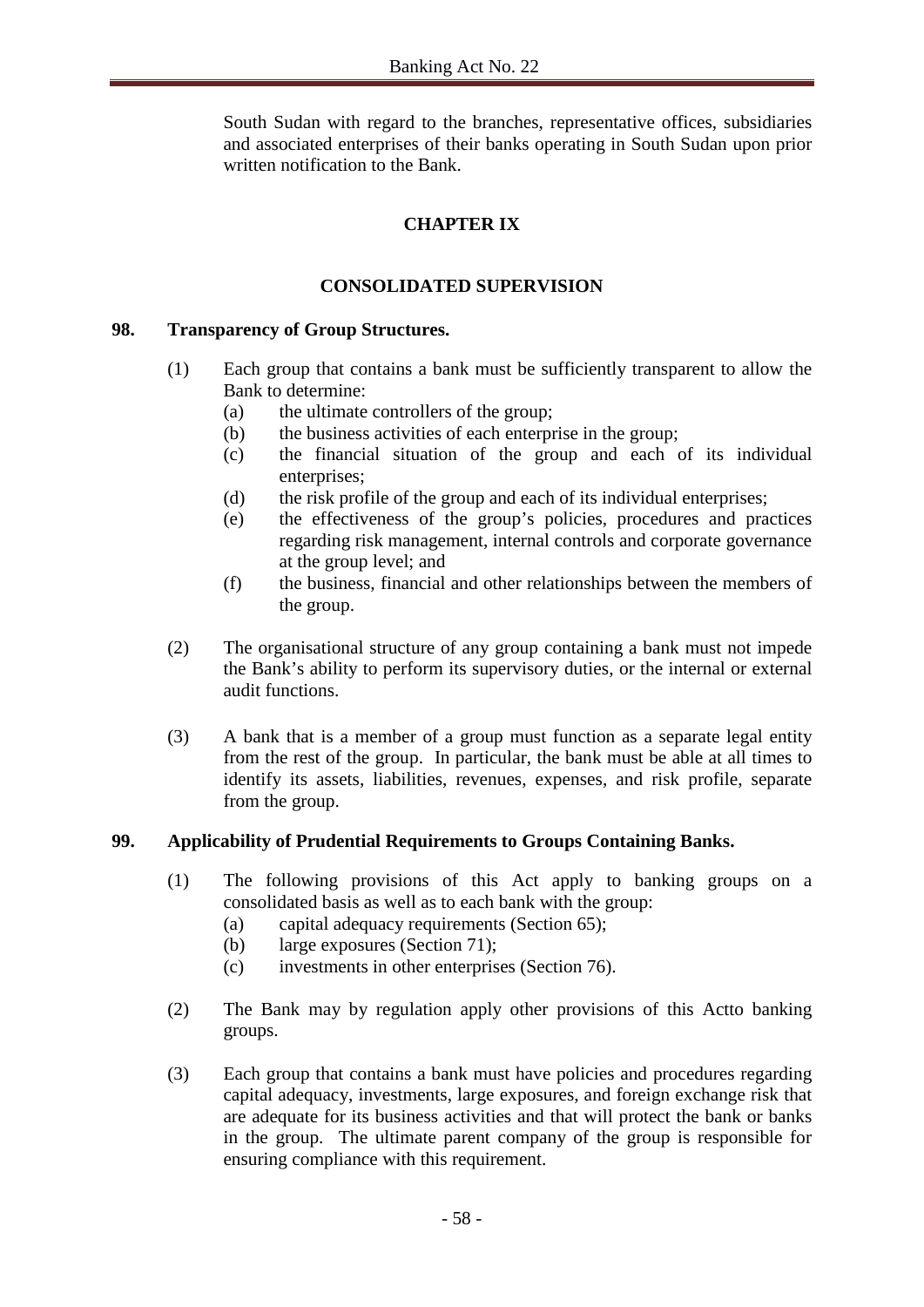South Sudan with regard to the branches, representative offices, subsidiaries and associated enterprises of their banks operating in South Sudan upon prior written notification to the Bank.

## CHAPTER IX

## CONSOLIDATED SUPERVISION

### 98. Transparency of Group Structures.

(1) Each group that contains a bank must be sufficiently transparent to allow the Bank to determine:

(a) the ultimate controllers of the group;

(b) the business activities of each enterprise in the group;

(c) the financial situation of the group and each of its individual enterprises;

(d) the risk profile of the group and each of its individual enterprises;

(e) the effectiveness of the group's policies, procedures and practices regarding risk management, internal controls and corporate governance at the group level; and

(f) the business, financial and other relationships between the members of the group.

(2) The organisational structure of any group containing a bank must not impede the Bank's ability to perform its supervisory duties, or the internal or external audit functions.

(3) A bank that is a member of a group must function as a separate legal entity from the rest of the group. In particular, the bank must be able at all times to identify its assets, liabilities, revenues, expenses, and risk profile, separate from the group.

### 99. Applicability of Prudential Requirements to Groups Containing Banks.

(1) The following provisions of this Act apply to banking groups on a consolidated basis as well as to each bank with the group:

(a) capital adequacy requirements (Section 65);

(b) large exposures (Section 71);

(c) investments in other enterprises (Section 76).

(2) The Bank may by regulation apply other provisions of this Actto banking groups.

(3) Each group that contains a bank must have policies and procedures regarding capital adequacy, investments, large exposures, and foreign exchange risk that are adequate for its business activities and that will protect the bank or banks in the group. The ultimate parent company of the group is responsible for ensuring compliance with this requirement.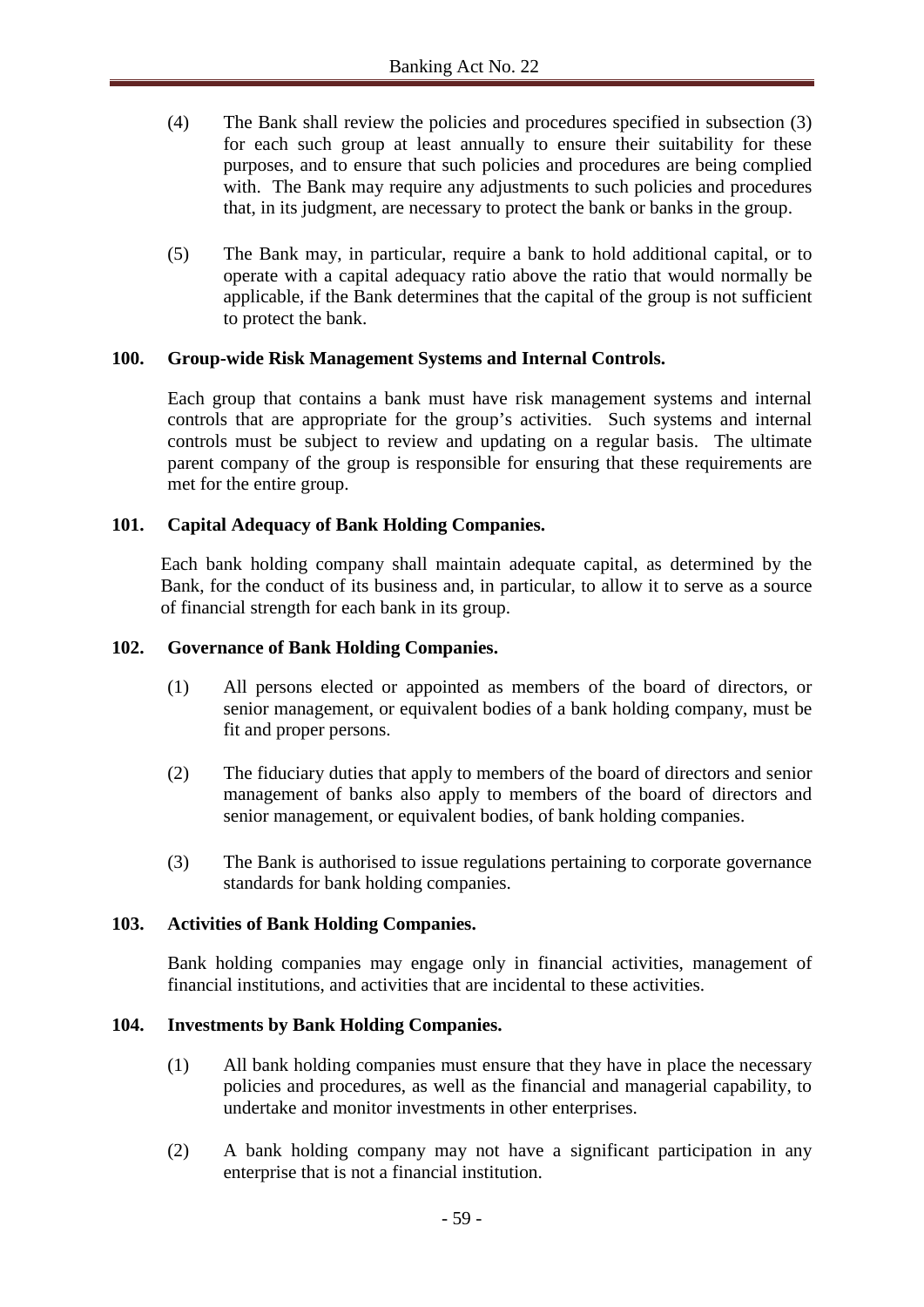(4) The Bank shall review the policies and procedures specified in subsection (3) for each such group at least annually to ensure their suitability for these purposes, and to ensure that such policies and procedures are being complied with. The Bank may require any adjustments to such policies and procedures that, in its judgment, are necessary to protect the bank or banks in the group.

(5) The Bank may, in particular, require a bank to hold additional capital, or to operate with a capital adequacy ratio above the ratio that would normally be applicable, if the Bank determines that the capital of the group is not sufficient to protect the bank.

**100. Group-wide Risk Management Systems and Internal Controls.**

Each group that contains a bank must have risk management systems and internal controls that are appropriate for the group's activities. Such systems and internal controls must be subject to review and updating on a regular basis. The ultimate parent company of the group is responsible for ensuring that these requirements are met for the entire group.

**101. Capital Adequacy of Bank Holding Companies.**

Each bank holding company shall maintain adequate capital, as determined by the Bank, for the conduct of its business and, in particular, to allow it to serve as a source of financial strength for each bank in its group.

**102. Governance of Bank Holding Companies.**

(1) All persons elected or appointed as members of the board of directors, or senior management, or equivalent bodies of a bank holding company, must be fit and proper persons.

(2) The fiduciary duties that apply to members of the board of directors and senior management of banks also apply to members of the board of directors and senior management, or equivalent bodies, of bank holding companies.

(3) The Bank is authorised to issue regulations pertaining to corporate governance standards for bank holding companies.

**103. Activities of Bank Holding Companies.**

Bank holding companies may engage only in financial activities, management of financial institutions, and activities that are incidental to these activities.

**104. Investments by Bank Holding Companies.**

(1) All bank holding companies must ensure that they have in place the necessary policies and procedures, as well as the financial and managerial capability, to undertake and monitor investments in other enterprises.

(2) A bank holding company may not have a significant participation in any enterprise that is not a financial institution.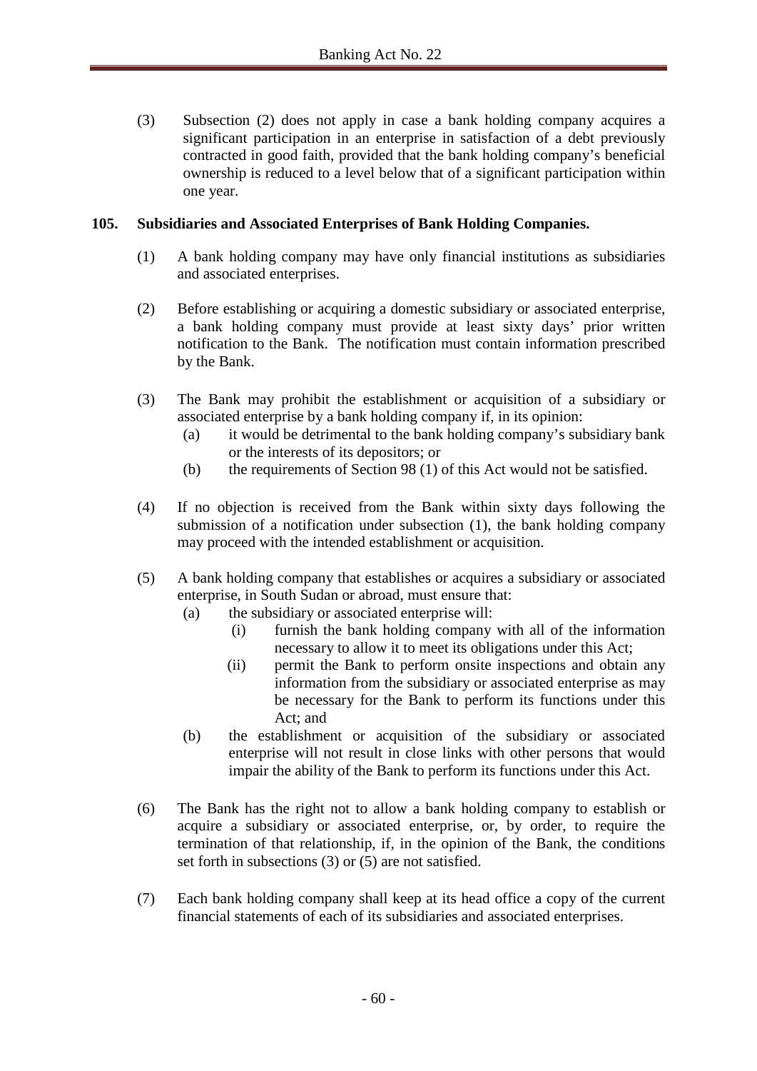(3) Subsection (2) does not apply in case a bank holding company acquires a significant participation in an enterprise in satisfaction of a debt previously contracted in good faith, provided that the bank holding company's beneficial ownership is reduced to a level below that of a significant participation within one year.

**105. Subsidiaries and Associated Enterprises of Bank Holding Companies.**

(1) A bank holding company may have only financial institutions as subsidiaries and associated enterprises.

(2) Before establishing or acquiring a domestic subsidiary or associated enterprise, a bank holding company must provide at least sixty days' prior written notification to the Bank. The notification must contain information prescribed by the Bank.

(3) The Bank may prohibit the establishment or acquisition of a subsidiary or associated enterprise by a bank holding company if, in its opinion:

(a) it would be detrimental to the bank holding company's subsidiary bank or the interests of its depositors; or

(b) the requirements of Section 98 (1) of this Act would not be satisfied.

(4) If no objection is received from the Bank within sixty days following the submission of a notification under subsection (1), the bank holding company may proceed with the intended establishment or acquisition.

(5) A bank holding company that establishes or acquires a subsidiary or associated enterprise, in South Sudan or abroad, must ensure that:

(a) the subsidiary or associated enterprise will:

(i) furnish the bank holding company with all of the information necessary to allow it to meet its obligations under this Act;

(ii) permit the Bank to perform onsite inspections and obtain any information from the subsidiary or associated enterprise as may be necessary for the Bank to perform its functions under this Act; and

(b) the establishment or acquisition of the subsidiary or associated enterprise will not result in close links with other persons that would impair the ability of the Bank to perform its functions under this Act.

(6) The Bank has the right not to allow a bank holding company to establish or acquire a subsidiary or associated enterprise, or, by order, to require the termination of that relationship, if, in the opinion of the Bank, the conditions set forth in subsections (3) or (5) are not satisfied.

(7) Each bank holding company shall keep at its head office a copy of the current financial statements of each of its subsidiaries and associated enterprises.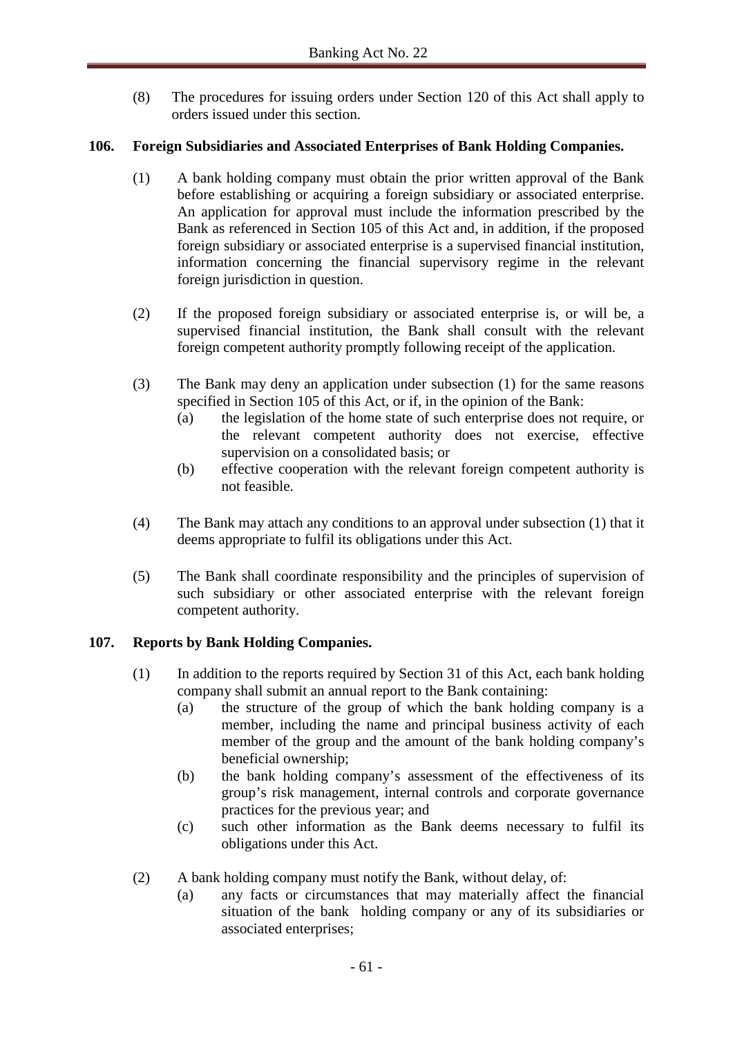(8) The procedures for issuing orders under Section 120 of this Act shall apply to orders issued under this section.

### 106. Foreign Subsidiaries and Associated Enterprises of Bank Holding Companies.

(1) A bank holding company must obtain the prior written approval of the Bank before establishing or acquiring a foreign subsidiary or associated enterprise. An application for approval must include the information prescribed by the Bank as referenced in Section 105 of this Act and, in addition, if the proposed foreign subsidiary or associated enterprise is a supervised financial institution, information concerning the financial supervisory regime in the relevant foreign jurisdiction in question.

(2) If the proposed foreign subsidiary or associated enterprise is, or will be, a supervised financial institution, the Bank shall consult with the relevant foreign competent authority promptly following receipt of the application.

(3) The Bank may deny an application under subsection (1) for the same reasons specified in Section 105 of this Act, or if, in the opinion of the Bank:

- (a) the legislation of the home state of such enterprise does not require, or the relevant competent authority does not exercise, effective supervision on a consolidated basis; or
- (b) effective cooperation with the relevant foreign competent authority is not feasible.

(4) The Bank may attach any conditions to an approval under subsection (1) that it deems appropriate to fulfil its obligations under this Act.

(5) The Bank shall coordinate responsibility and the principles of supervision of such subsidiary or other associated enterprise with the relevant foreign competent authority.

### 107. Reports by Bank Holding Companies.

(1) In addition to the reports required by Section 31 of this Act, each bank holding company shall submit an annual report to the Bank containing:

- (a) the structure of the group of which the bank holding company is a member, including the name and principal business activity of each member of the group and the amount of the bank holding company's beneficial ownership;
- (b) the bank holding company's assessment of the effectiveness of its group's risk management, internal controls and corporate governance practices for the previous year; and
- (c) such other information as the Bank deems necessary to fulfil its obligations under this Act.

(2) A bank holding company must notify the Bank, without delay, of:

- (a) any facts or circumstances that may materially affect the financial situation of the bank holding company or any of its subsidiaries or associated enterprises;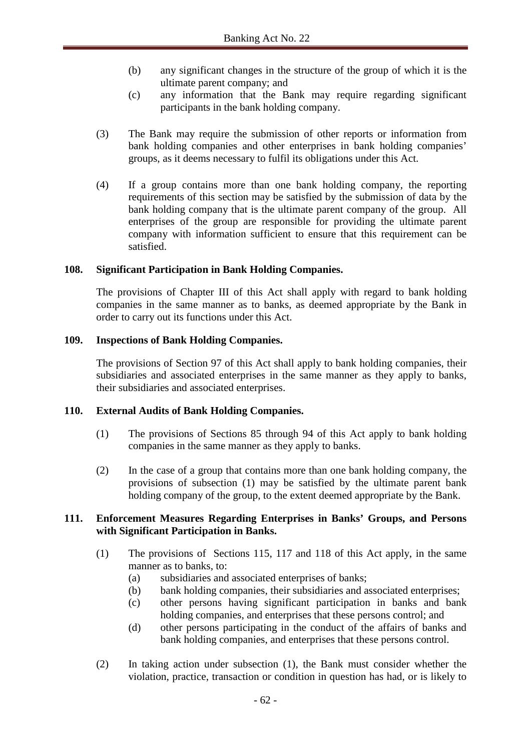(b) any significant changes in the structure of the group of which it is the ultimate parent company; and

(c) any information that the Bank may require regarding significant participants in the bank holding company.

(3) The Bank may require the submission of other reports or information from bank holding companies and other enterprises in bank holding companies' groups, as it deems necessary to fulfil its obligations under this Act.

(4) If a group contains more than one bank holding company, the reporting requirements of this section may be satisfied by the submission of data by the bank holding company that is the ultimate parent company of the group. All enterprises of the group are responsible for providing the ultimate parent company with information sufficient to ensure that this requirement can be satisfied.

**108. Significant Participation in Bank Holding Companies.**

The provisions of Chapter III of this Act shall apply with regard to bank holding companies in the same manner as to banks, as deemed appropriate by the Bank in order to carry out its functions under this Act.

**109. Inspections of Bank Holding Companies.**

The provisions of Section 97 of this Act shall apply to bank holding companies, their subsidiaries and associated enterprises in the same manner as they apply to banks, their subsidiaries and associated enterprises.

**110. External Audits of Bank Holding Companies.**

(1) The provisions of Sections 85 through 94 of this Act apply to bank holding companies in the same manner as they apply to banks.

(2) In the case of a group that contains more than one bank holding company, the provisions of subsection (1) may be satisfied by the ultimate parent bank holding company of the group, to the extent deemed appropriate by the Bank.

**111. Enforcement Measures Regarding Enterprises in Banks' Groups, and Persons with Significant Participation in Banks.**

(1) The provisions of Sections 115, 117 and 118 of this Act apply, in the same manner as to banks, to:

(a) subsidiaries and associated enterprises of banks;

(b) bank holding companies, their subsidiaries and associated enterprises;

(c) other persons having significant participation in banks and bank holding companies, and enterprises that these persons control; and

(d) other persons participating in the conduct of the affairs of banks and bank holding companies, and enterprises that these persons control.

(2) In taking action under subsection (1), the Bank must consider whether the violation, practice, transaction or condition in question has had, or is likely to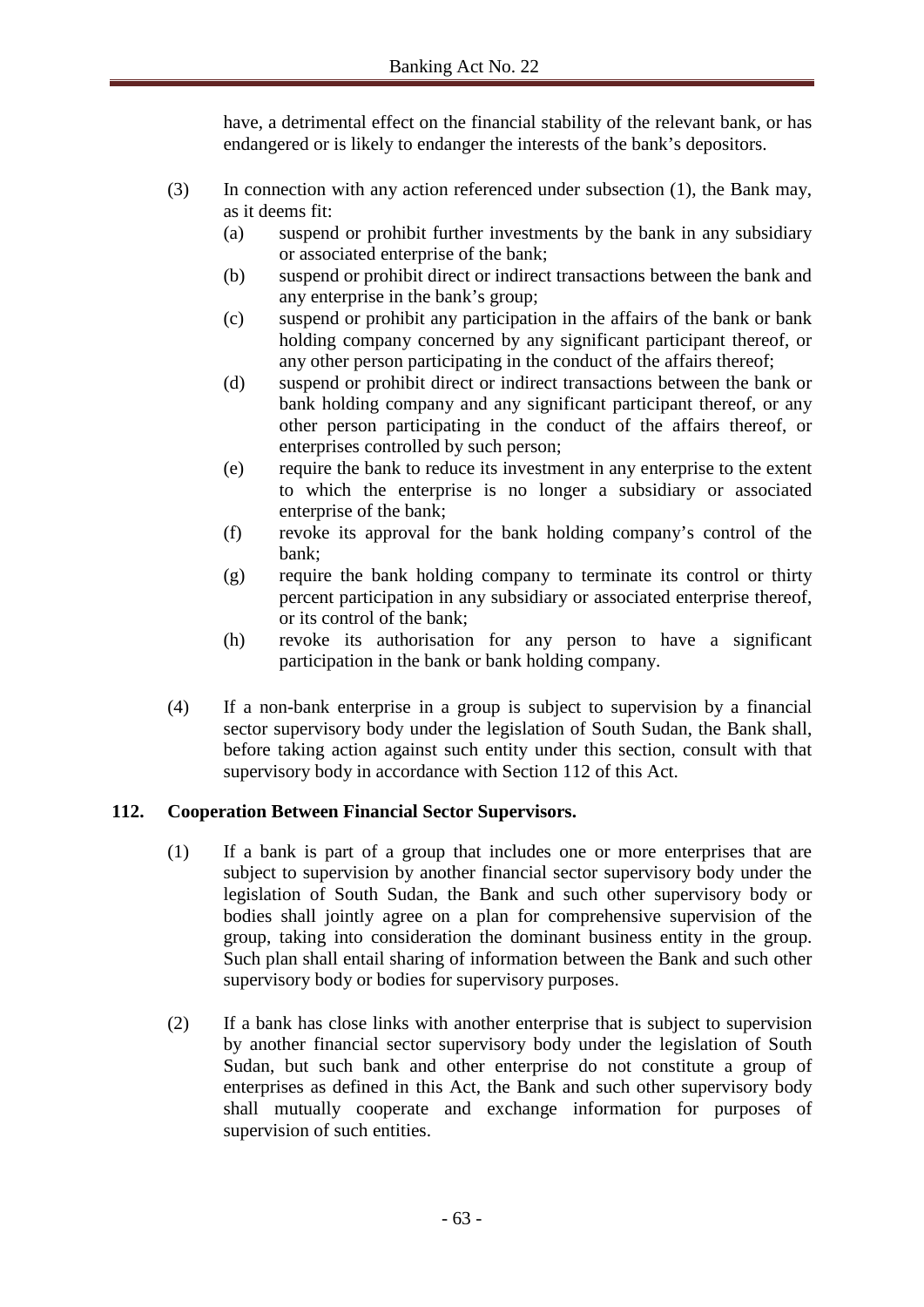have, a detrimental effect on the financial stability of the relevant bank, or has endangered or is likely to endanger the interests of the bank's depositors.

(3) In connection with any action referenced under subsection (1), the Bank may, as it deems fit:

(a) suspend or prohibit further investments by the bank in any subsidiary or associated enterprise of the bank;

(b) suspend or prohibit direct or indirect transactions between the bank and any enterprise in the bank's group;

(c) suspend or prohibit any participation in the affairs of the bank or bank holding company concerned by any significant participant thereof, or any other person participating in the conduct of the affairs thereof;

(d) suspend or prohibit direct or indirect transactions between the bank or bank holding company and any significant participant thereof, or any other person participating in the conduct of the affairs thereof, or enterprises controlled by such person;

(e) require the bank to reduce its investment in any enterprise to the extent to which the enterprise is no longer a subsidiary or associated enterprise of the bank;

(f) revoke its approval for the bank holding company's control of the bank;

(g) require the bank holding company to terminate its control or thirty percent participation in any subsidiary or associated enterprise thereof, or its control of the bank;

(h) revoke its authorisation for any person to have a significant participation in the bank or bank holding company.

(4) If a non-bank enterprise in a group is subject to supervision by a financial sector supervisory body under the legislation of South Sudan, the Bank shall, before taking action against such entity under this section, consult with that supervisory body in accordance with Section 112 of this Act.

## 112. Cooperation Between Financial Sector Supervisors.

(1) If a bank is part of a group that includes one or more enterprises that are subject to supervision by another financial sector supervisory body under the legislation of South Sudan, the Bank and such other supervisory body or bodies shall jointly agree on a plan for comprehensive supervision of the group, taking into consideration the dominant business entity in the group. Such plan shall entail sharing of information between the Bank and such other supervisory body or bodies for supervisory purposes.

(2) If a bank has close links with another enterprise that is subject to supervision by another financial sector supervisory body under the legislation of South Sudan, but such bank and other enterprise do not constitute a group of enterprises as defined in this Act, the Bank and such other supervisory body shall mutually cooperate and exchange information for purposes of supervision of such entities.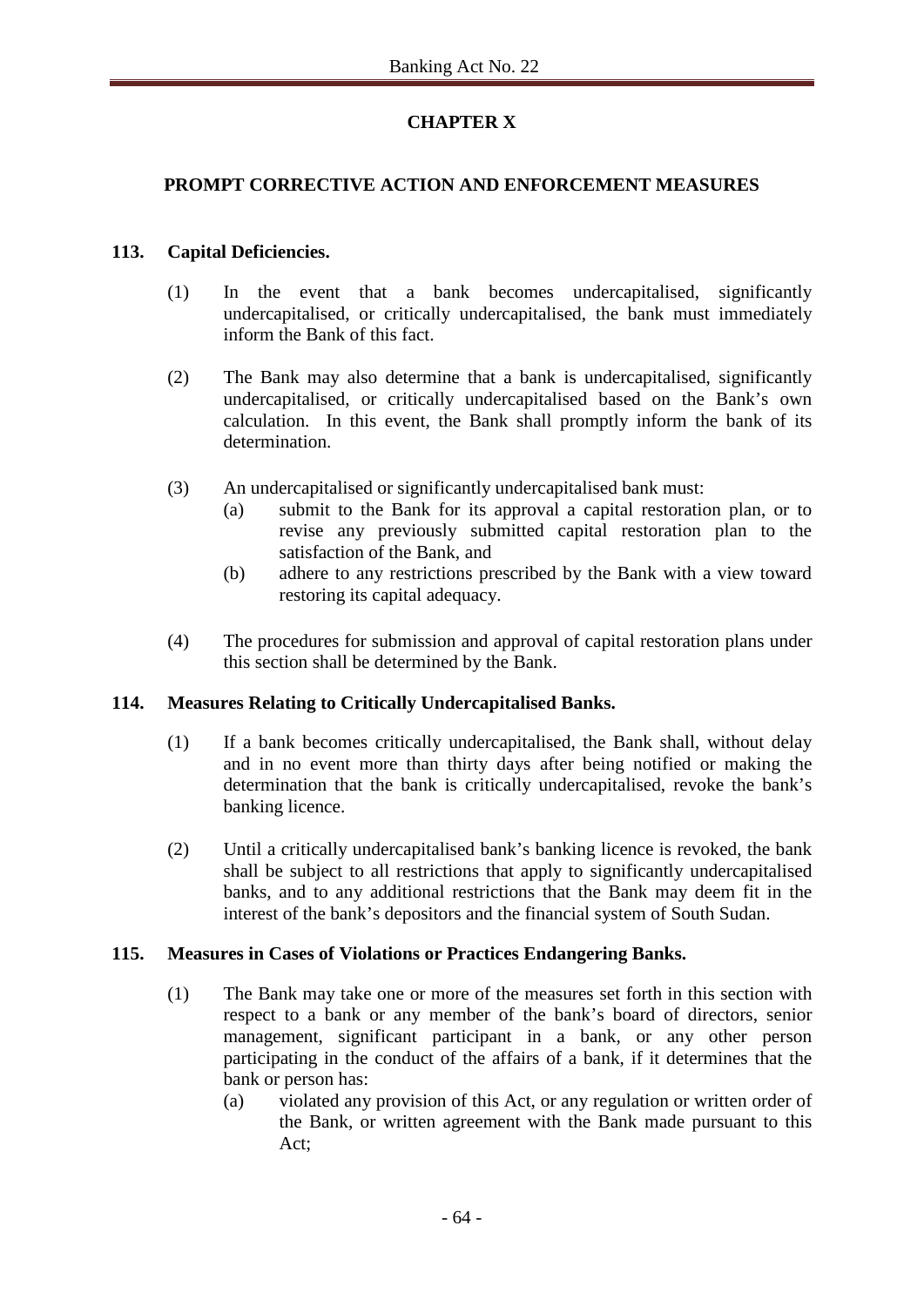## CHAPTER X

## PROMPT CORRECTIVE ACTION AND ENFORCEMENT MEASURES

### 113. Capital Deficiencies.

(1) In the event that a bank becomes undercapitalised, significantly undercapitalised, or critically undercapitalised, the bank must immediately inform the Bank of this fact.

(2) The Bank may also determine that a bank is undercapitalised, significantly undercapitalised, or critically undercapitalised based on the Bank's own calculation. In this event, the Bank shall promptly inform the bank of its determination.

(3) An undercapitalised or significantly undercapitalised bank must:
   - (a) submit to the Bank for its approval a capital restoration plan, or to revise any previously submitted capital restoration plan to the satisfaction of the Bank, and
   - (b) adhere to any restrictions prescribed by the Bank with a view toward restoring its capital adequacy.

(4) The procedures for submission and approval of capital restoration plans under this section shall be determined by the Bank.

### 114. Measures Relating to Critically Undercapitalised Banks.

(1) If a bank becomes critically undercapitalised, the Bank shall, without delay and in no event more than thirty days after being notified or making the determination that the bank is critically undercapitalised, revoke the bank's banking licence.

(2) Until a critically undercapitalised bank's banking licence is revoked, the bank shall be subject to all restrictions that apply to significantly undercapitalised banks, and to any additional restrictions that the Bank may deem fit in the interest of the bank's depositors and the financial system of South Sudan.

### 115. Measures in Cases of Violations or Practices Endangering Banks.

(1) The Bank may take one or more of the measures set forth in this section with respect to a bank or any member of the bank's board of directors, senior management, significant participant in a bank, or any other person participating in the conduct of the affairs of a bank, if it determines that the bank or person has:
   - (a) violated any provision of this Act, or any regulation or written order of the Bank, or written agreement with the Bank made pursuant to this Act;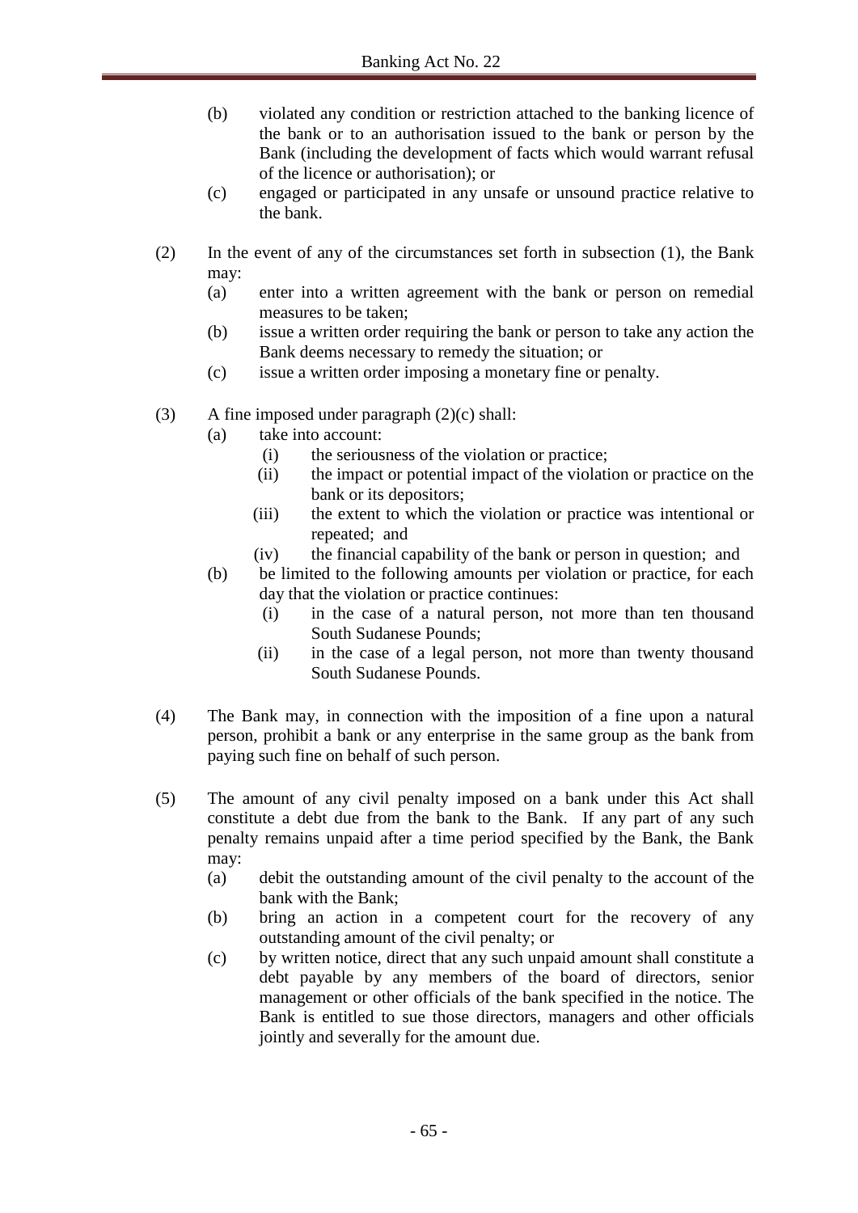(b) violated any condition or restriction attached to the banking licence of the bank or to an authorisation issued to the bank or person by the Bank (including the development of facts which would warrant refusal of the licence or authorisation); or

(c) engaged or participated in any unsafe or unsound practice relative to the bank.

(2) In the event of any of the circumstances set forth in subsection (1), the Bank may:

(a) enter into a written agreement with the bank or person on remedial measures to be taken;

(b) issue a written order requiring the bank or person to take any action the Bank deems necessary to remedy the situation; or

(c) issue a written order imposing a monetary fine or penalty.

(3) A fine imposed under paragraph (2)(c) shall:

(a) take into account:

(i) the seriousness of the violation or practice;

(ii) the impact or potential impact of the violation or practice on the bank or its depositors;

(iii) the extent to which the violation or practice was intentional or repeated; and

(iv) the financial capability of the bank or person in question; and

(b) be limited to the following amounts per violation or practice, for each day that the violation or practice continues:

(i) in the case of a natural person, not more than ten thousand South Sudanese Pounds;

(ii) in the case of a legal person, not more than twenty thousand South Sudanese Pounds.

(4) The Bank may, in connection with the imposition of a fine upon a natural person, prohibit a bank or any enterprise in the same group as the bank from paying such fine on behalf of such person.

(5) The amount of any civil penalty imposed on a bank under this Act shall constitute a debt due from the bank to the Bank. If any part of any such penalty remains unpaid after a time period specified by the Bank, the Bank may:

(a) debit the outstanding amount of the civil penalty to the account of the bank with the Bank;

(b) bring an action in a competent court for the recovery of any outstanding amount of the civil penalty; or

(c) by written notice, direct that any such unpaid amount shall constitute a debt payable by any members of the board of directors, senior management or other officials of the bank specified in the notice. The Bank is entitled to sue those directors, managers and other officials jointly and severally for the amount due.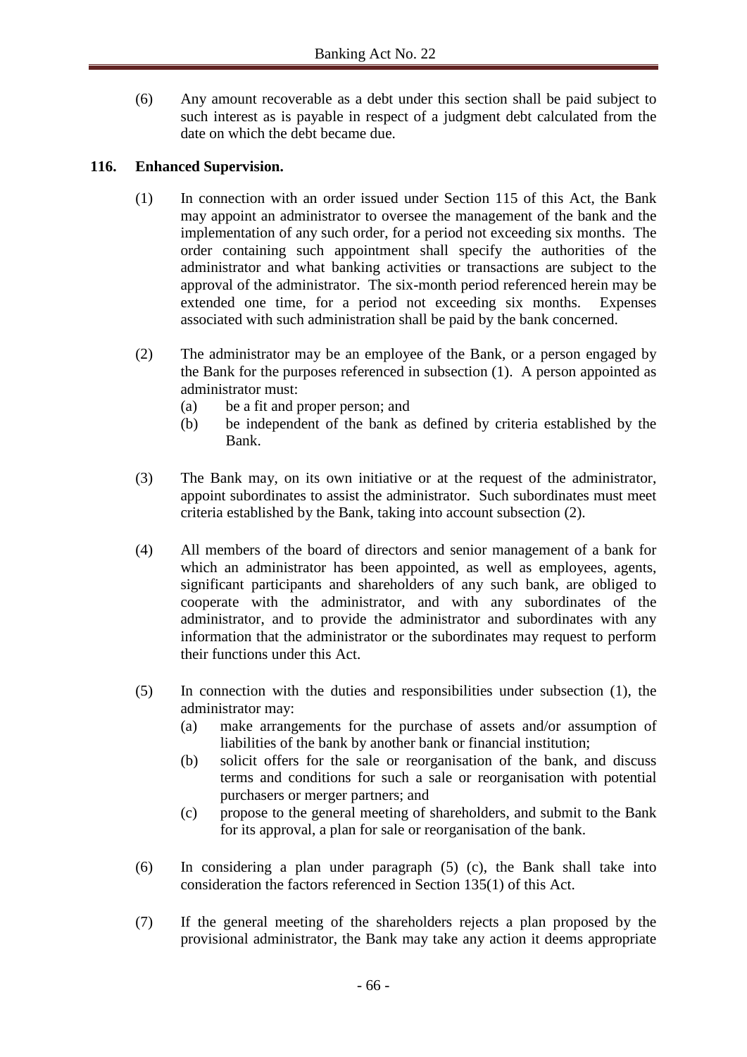(6) Any amount recoverable as a debt under this section shall be paid subject to such interest as is payable in respect of a judgment debt calculated from the date on which the debt became due.

### 116. Enhanced Supervision.

(1) In connection with an order issued under Section 115 of this Act, the Bank may appoint an administrator to oversee the management of the bank and the implementation of any such order, for a period not exceeding six months. The order containing such appointment shall specify the authorities of the administrator and what banking activities or transactions are subject to the approval of the administrator. The six-month period referenced herein may be extended one time, for a period not exceeding six months. Expenses associated with such administration shall be paid by the bank concerned.

(2) The administrator may be an employee of the Bank, or a person engaged by the Bank for the purposes referenced in subsection (1). A person appointed as administrator must:

- (a) be a fit and proper person; and
- (b) be independent of the bank as defined by criteria established by the Bank.

(3) The Bank may, on its own initiative or at the request of the administrator, appoint subordinates to assist the administrator. Such subordinates must meet criteria established by the Bank, taking into account subsection (2).

(4) All members of the board of directors and senior management of a bank for which an administrator has been appointed, as well as employees, agents, significant participants and shareholders of any such bank, are obliged to cooperate with the administrator, and with any subordinates of the administrator, and to provide the administrator and subordinates with any information that the administrator or the subordinates may request to perform their functions under this Act.

(5) In connection with the duties and responsibilities under subsection (1), the administrator may:

- (a) make arrangements for the purchase of assets and/or assumption of liabilities of the bank by another bank or financial institution;
- (b) solicit offers for the sale or reorganisation of the bank, and discuss terms and conditions for such a sale or reorganisation with potential purchasers or merger partners; and
- (c) propose to the general meeting of shareholders, and submit to the Bank for its approval, a plan for sale or reorganisation of the bank.

(6) In considering a plan under paragraph (5) (c), the Bank shall take into consideration the factors referenced in Section 135(1) of this Act.

(7) If the general meeting of the shareholders rejects a plan proposed by the provisional administrator, the Bank may take any action it deems appropriate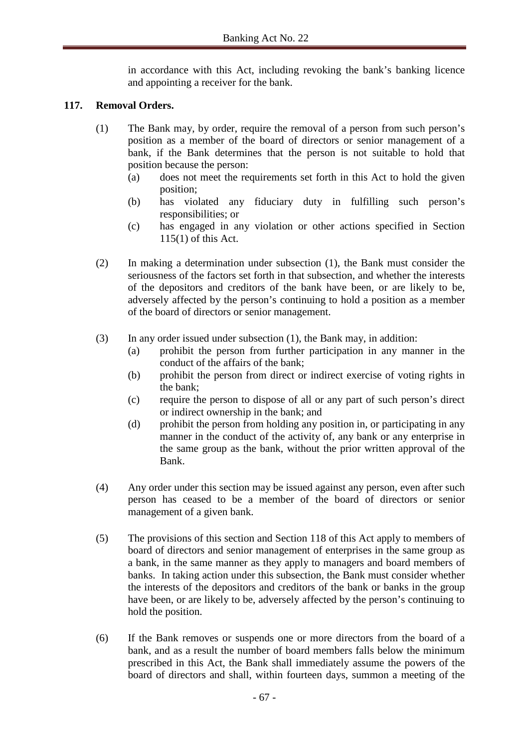in accordance with this Act, including revoking the bank's banking licence and appointing a receiver for the bank.

**117. Removal Orders.**

(1) The Bank may, by order, require the removal of a person from such person's position as a member of the board of directors or senior management of a bank, if the Bank determines that the person is not suitable to hold that position because the person:

(a) does not meet the requirements set forth in this Act to hold the given position;

(b) has violated any fiduciary duty in fulfilling such person's responsibilities; or

(c) has engaged in any violation or other actions specified in Section 115(1) of this Act.

(2) In making a determination under subsection (1), the Bank must consider the seriousness of the factors set forth in that subsection, and whether the interests of the depositors and creditors of the bank have been, or are likely to be, adversely affected by the person's continuing to hold a position as a member of the board of directors or senior management.

(3) In any order issued under subsection (1), the Bank may, in addition:

(a) prohibit the person from further participation in any manner in the conduct of the affairs of the bank;

(b) prohibit the person from direct or indirect exercise of voting rights in the bank;

(c) require the person to dispose of all or any part of such person's direct or indirect ownership in the bank; and

(d) prohibit the person from holding any position in, or participating in any manner in the conduct of the activity of, any bank or any enterprise in the same group as the bank, without the prior written approval of the Bank.

(4) Any order under this section may be issued against any person, even after such person has ceased to be a member of the board of directors or senior management of a given bank.

(5) The provisions of this section and Section 118 of this Act apply to members of board of directors and senior management of enterprises in the same group as a bank, in the same manner as they apply to managers and board members of banks. In taking action under this subsection, the Bank must consider whether the interests of the depositors and creditors of the bank or banks in the group have been, or are likely to be, adversely affected by the person's continuing to hold the position.

(6) If the Bank removes or suspends one or more directors from the board of a bank, and as a result the number of board members falls below the minimum prescribed in this Act, the Bank shall immediately assume the powers of the board of directors and shall, within fourteen days, summon a meeting of the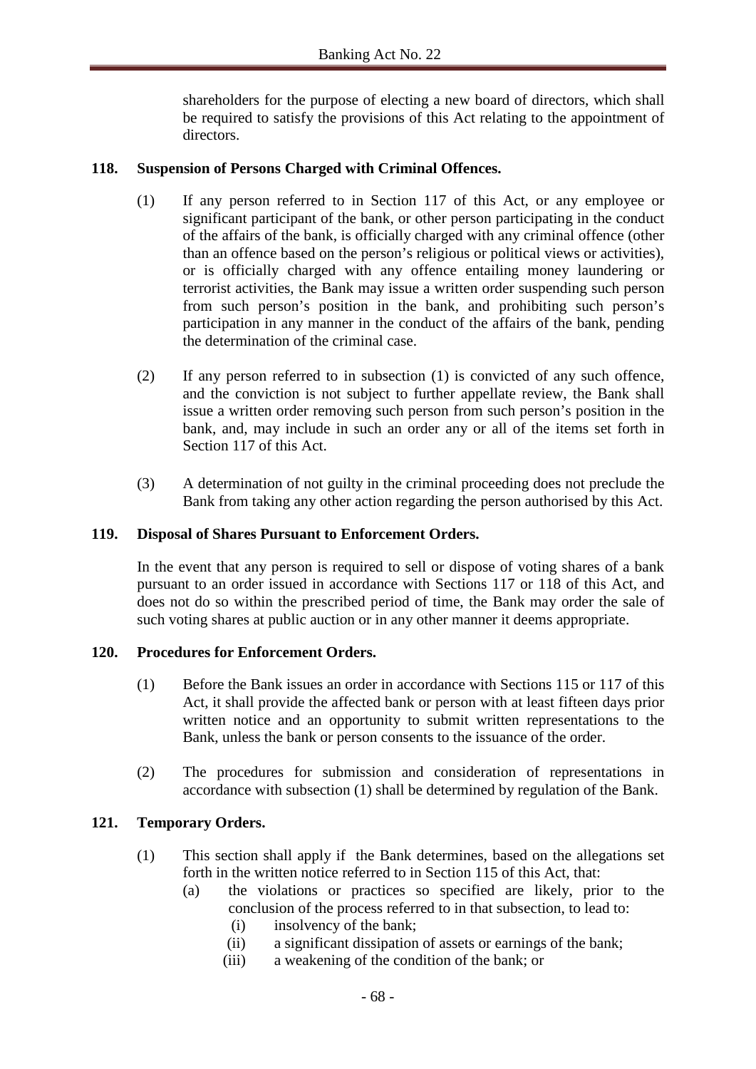shareholders for the purpose of electing a new board of directors, which shall be required to satisfy the provisions of this Act relating to the appointment of directors.

**118. Suspension of Persons Charged with Criminal Offences.**

(1) If any person referred to in Section 117 of this Act, or any employee or significant participant of the bank, or other person participating in the conduct of the affairs of the bank, is officially charged with any criminal offence (other than an offence based on the person's religious or political views or activities), or is officially charged with any offence entailing money laundering or terrorist activities, the Bank may issue a written order suspending such person from such person's position in the bank, and prohibiting such person's participation in any manner in the conduct of the affairs of the bank, pending the determination of the criminal case.

(2) If any person referred to in subsection (1) is convicted of any such offence, and the conviction is not subject to further appellate review, the Bank shall issue a written order removing such person from such person's position in the bank, and, may include in such an order any or all of the items set forth in Section 117 of this Act.

(3) A determination of not guilty in the criminal proceeding does not preclude the Bank from taking any other action regarding the person authorised by this Act.

**119. Disposal of Shares Pursuant to Enforcement Orders.**

In the event that any person is required to sell or dispose of voting shares of a bank pursuant to an order issued in accordance with Sections 117 or 118 of this Act, and does not do so within the prescribed period of time, the Bank may order the sale of such voting shares at public auction or in any other manner it deems appropriate.

**120. Procedures for Enforcement Orders.**

(1) Before the Bank issues an order in accordance with Sections 115 or 117 of this Act, it shall provide the affected bank or person with at least fifteen days prior written notice and an opportunity to submit written representations to the Bank, unless the bank or person consents to the issuance of the order.

(2) The procedures for submission and consideration of representations in accordance with subsection (1) shall be determined by regulation of the Bank.

**121. Temporary Orders.**

(1) This section shall apply if the Bank determines, based on the allegations set forth in the written notice referred to in Section 115 of this Act, that:

(a) the violations or practices so specified are likely, prior to the conclusion of the process referred to in that subsection, to lead to:

(i) insolvency of the bank;

(ii) a significant dissipation of assets or earnings of the bank;

(iii) a weakening of the condition of the bank; or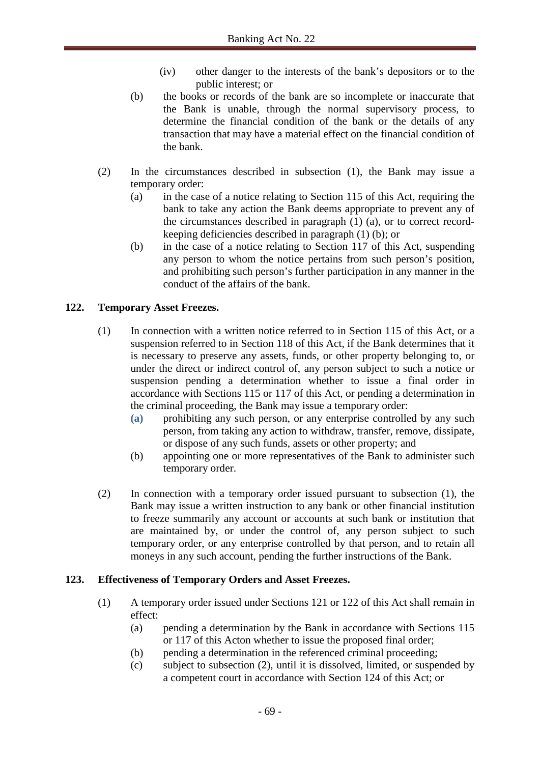(iv) other danger to the interests of the bank's depositors or to the public interest; or

(b) the books or records of the bank are so incomplete or inaccurate that the Bank is unable, through the normal supervisory process, to determine the financial condition of the bank or the details of any transaction that may have a material effect on the financial condition of the bank.

(2) In the circumstances described in subsection (1), the Bank may issue a temporary order:

(a) in the case of a notice relating to Section 115 of this Act, requiring the bank to take any action the Bank deems appropriate to prevent any of the circumstances described in paragraph (1) (a), or to correct record-keeping deficiencies described in paragraph (1) (b); or

(b) in the case of a notice relating to Section 117 of this Act, suspending any person to whom the notice pertains from such person's position, and prohibiting such person's further participation in any manner in the conduct of the affairs of the bank.

**122. Temporary Asset Freezes.**

(1) In connection with a written notice referred to in Section 115 of this Act, or a suspension referred to in Section 118 of this Act, if the Bank determines that it is necessary to preserve any assets, funds, or other property belonging to, or under the direct or indirect control of, any person subject to such a notice or suspension pending a determination whether to issue a final order in accordance with Sections 115 or 117 of this Act, or pending a determination in the criminal proceeding, the Bank may issue a temporary order:

(a) prohibiting any such person, or any enterprise controlled by any such person, from taking any action to withdraw, transfer, remove, dissipate, or dispose of any such funds, assets or other property; and

(b) appointing one or more representatives of the Bank to administer such temporary order.

(2) In connection with a temporary order issued pursuant to subsection (1), the Bank may issue a written instruction to any bank or other financial institution to freeze summarily any account or accounts at such bank or institution that are maintained by, or under the control of, any person subject to such temporary order, or any enterprise controlled by that person, and to retain all moneys in any such account, pending the further instructions of the Bank.

**123. Effectiveness of Temporary Orders and Asset Freezes.**

(1) A temporary order issued under Sections 121 or 122 of this Act shall remain in effect:

(a) pending a determination by the Bank in accordance with Sections 115 or 117 of this Acton whether to issue the proposed final order;

(b) pending a determination in the referenced criminal proceeding;

(c) subject to subsection (2), until it is dissolved, limited, or suspended by a competent court in accordance with Section 124 of this Act; or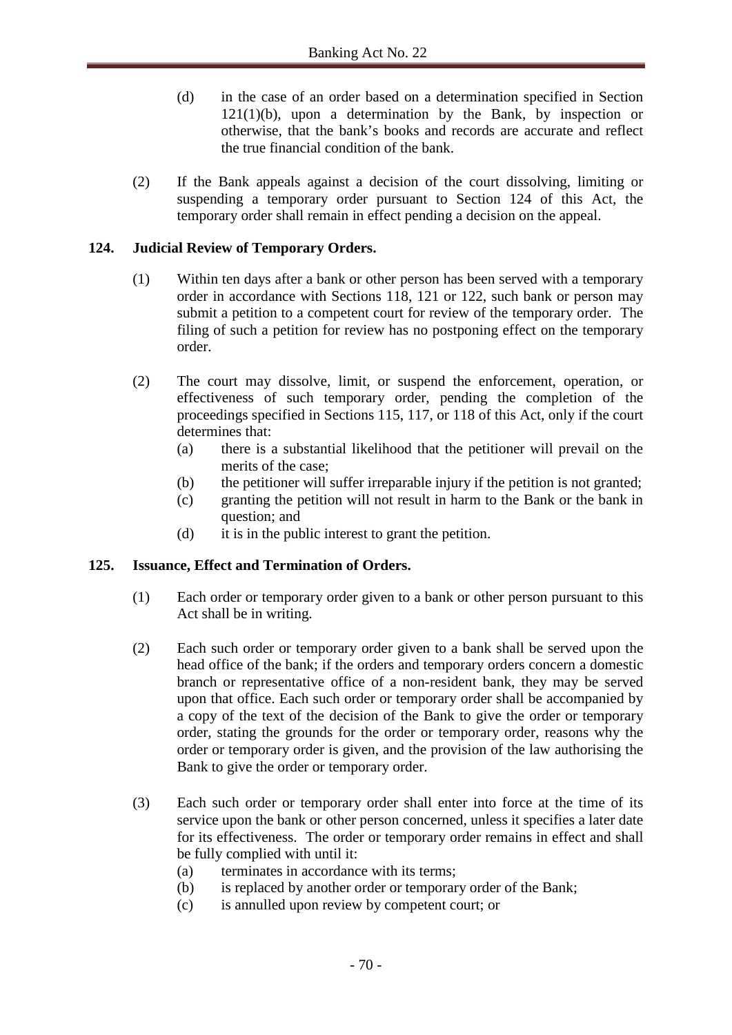(d) in the case of an order based on a determination specified in Section 121(1)(b), upon a determination by the Bank, by inspection or otherwise, that the bank's books and records are accurate and reflect the true financial condition of the bank.

(2) If the Bank appeals against a decision of the court dissolving, limiting or suspending a temporary order pursuant to Section 124 of this Act, the temporary order shall remain in effect pending a decision on the appeal.

### 124. Judicial Review of Temporary Orders.

(1) Within ten days after a bank or other person has been served with a temporary order in accordance with Sections 118, 121 or 122, such bank or person may submit a petition to a competent court for review of the temporary order. The filing of such a petition for review has no postponing effect on the temporary order.

(2) The court may dissolve, limit, or suspend the enforcement, operation, or effectiveness of such temporary order, pending the completion of the proceedings specified in Sections 115, 117, or 118 of this Act, only if the court determines that:

- (a) there is a substantial likelihood that the petitioner will prevail on the merits of the case;
- (b) the petitioner will suffer irreparable injury if the petition is not granted;
- (c) granting the petition will not result in harm to the Bank or the bank in question; and
- (d) it is in the public interest to grant the petition.

### 125. Issuance, Effect and Termination of Orders.

(1) Each order or temporary order given to a bank or other person pursuant to this Act shall be in writing.

(2) Each such order or temporary order given to a bank shall be served upon the head office of the bank; if the orders and temporary orders concern a domestic branch or representative office of a non-resident bank, they may be served upon that office. Each such order or temporary order shall be accompanied by a copy of the text of the decision of the Bank to give the order or temporary order, stating the grounds for the order or temporary order, reasons why the order or temporary order is given, and the provision of the law authorising the Bank to give the order or temporary order.

(3) Each such order or temporary order shall enter into force at the time of its service upon the bank or other person concerned, unless it specifies a later date for its effectiveness. The order or temporary order remains in effect and shall be fully complied with until it:

- (a) terminates in accordance with its terms;
- (b) is replaced by another order or temporary order of the Bank;
- (c) is annulled upon review by competent court; or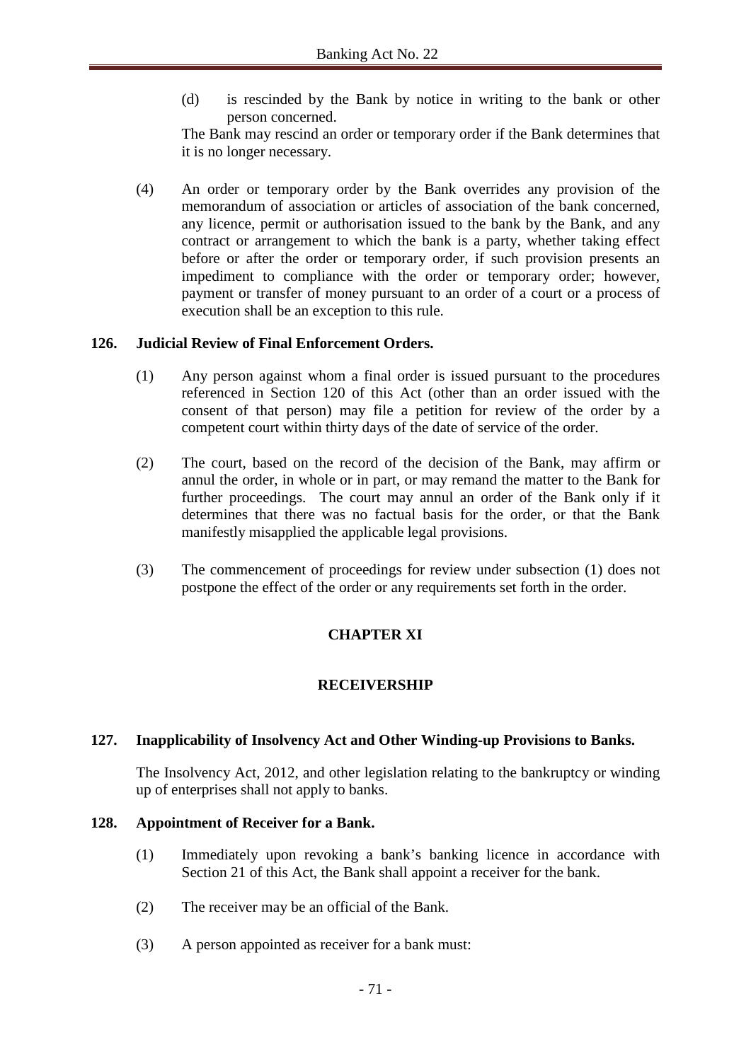(d) is rescinded by the Bank by notice in writing to the bank or other person concerned.

The Bank may rescind an order or temporary order if the Bank determines that it is no longer necessary.

(4) An order or temporary order by the Bank overrides any provision of the memorandum of association or articles of association of the bank concerned, any licence, permit or authorisation issued to the bank by the Bank, and any contract or arrangement to which the bank is a party, whether taking effect before or after the order or temporary order, if such provision presents an impediment to compliance with the order or temporary order; however, payment or transfer of money pursuant to an order of a court or a process of execution shall be an exception to this rule.

**126. Judicial Review of Final Enforcement Orders.**

(1) Any person against whom a final order is issued pursuant to the procedures referenced in Section 120 of this Act (other than an order issued with the consent of that person) may file a petition for review of the order by a competent court within thirty days of the date of service of the order.

(2) The court, based on the record of the decision of the Bank, may affirm or annul the order, in whole or in part, or may remand the matter to the Bank for further proceedings. The court may annul an order of the Bank only if it determines that there was no factual basis for the order, or that the Bank manifestly misapplied the applicable legal provisions.

(3) The commencement of proceedings for review under subsection (1) does not postpone the effect of the order or any requirements set forth in the order.

## CHAPTER XI

## RECEIVERSHIP

**127. Inapplicability of Insolvency Act and Other Winding-up Provisions to Banks.**

The Insolvency Act, 2012, and other legislation relating to the bankruptcy or winding up of enterprises shall not apply to banks.

**128. Appointment of Receiver for a Bank.**

(1) Immediately upon revoking a bank's banking licence in accordance with Section 21 of this Act, the Bank shall appoint a receiver for the bank.

(2) The receiver may be an official of the Bank.

(3) A person appointed as receiver for a bank must: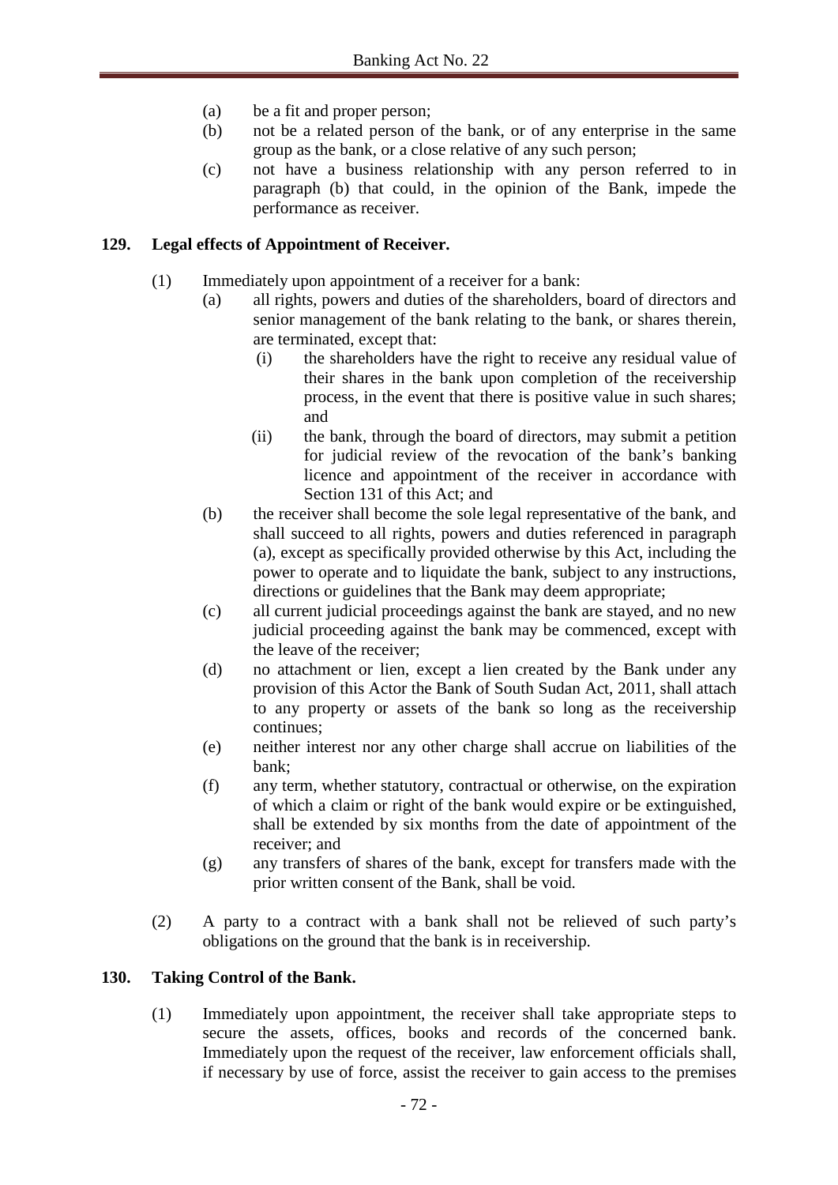(a) be a fit and proper person;

(b) not be a related person of the bank, or of any enterprise in the same group as the bank, or a close relative of any such person;

(c) not have a business relationship with any person referred to in paragraph (b) that could, in the opinion of the Bank, impede the performance as receiver.

## 129. Legal effects of Appointment of Receiver.

(1) Immediately upon appointment of a receiver for a bank:

(a) all rights, powers and duties of the shareholders, board of directors and senior management of the bank relating to the bank, or shares therein, are terminated, except that:

(i) the shareholders have the right to receive any residual value of their shares in the bank upon completion of the receivership process, in the event that there is positive value in such shares; and

(ii) the bank, through the board of directors, may submit a petition for judicial review of the revocation of the bank's banking licence and appointment of the receiver in accordance with Section 131 of this Act; and

(b) the receiver shall become the sole legal representative of the bank, and shall succeed to all rights, powers and duties referenced in paragraph (a), except as specifically provided otherwise by this Act, including the power to operate and to liquidate the bank, subject to any instructions, directions or guidelines that the Bank may deem appropriate;

(c) all current judicial proceedings against the bank are stayed, and no new judicial proceeding against the bank may be commenced, except with the leave of the receiver;

(d) no attachment or lien, except a lien created by the Bank under any provision of this Actor the Bank of South Sudan Act, 2011, shall attach to any property or assets of the bank so long as the receivership continues;

(e) neither interest nor any other charge shall accrue on liabilities of the bank;

(f) any term, whether statutory, contractual or otherwise, on the expiration of which a claim or right of the bank would expire or be extinguished, shall be extended by six months from the date of appointment of the receiver; and

(g) any transfers of shares of the bank, except for transfers made with the prior written consent of the Bank, shall be void.

(2) A party to a contract with a bank shall not be relieved of such party's obligations on the ground that the bank is in receivership.

## 130. Taking Control of the Bank.

(1) Immediately upon appointment, the receiver shall take appropriate steps to secure the assets, offices, books and records of the concerned bank. Immediately upon the request of the receiver, law enforcement officials shall, if necessary by use of force, assist the receiver to gain access to the premises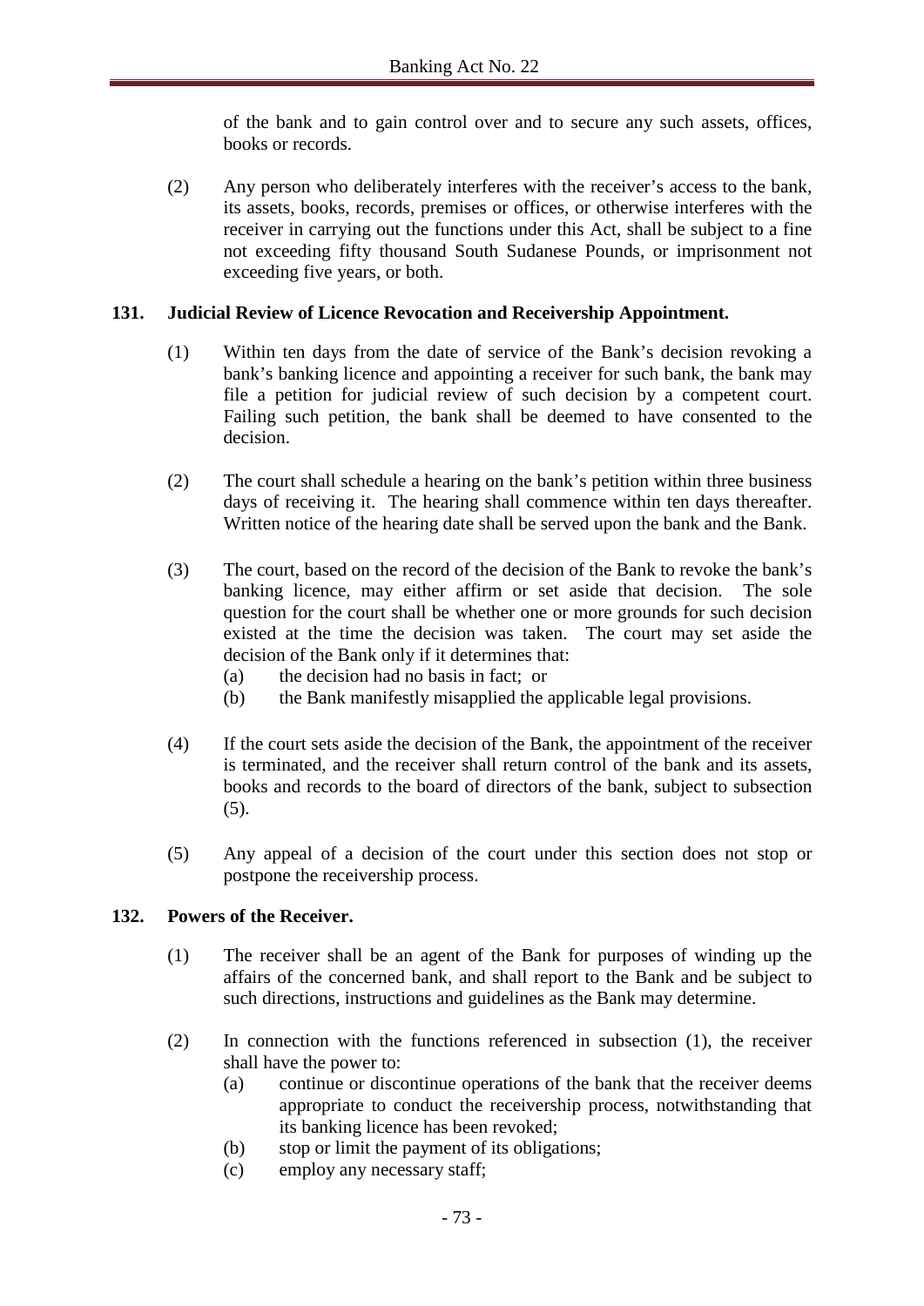of the bank and to gain control over and to secure any such assets, offices, books or records.

(2) Any person who deliberately interferes with the receiver's access to the bank, its assets, books, records, premises or offices, or otherwise interferes with the receiver in carrying out the functions under this Act, shall be subject to a fine not exceeding fifty thousand South Sudanese Pounds, or imprisonment not exceeding five years, or both.

### 131. Judicial Review of Licence Revocation and Receivership Appointment.

(1) Within ten days from the date of service of the Bank's decision revoking a bank's banking licence and appointing a receiver for such bank, the bank may file a petition for judicial review of such decision by a competent court. Failing such petition, the bank shall be deemed to have consented to the decision.

(2) The court shall schedule a hearing on the bank's petition within three business days of receiving it. The hearing shall commence within ten days thereafter. Written notice of the hearing date shall be served upon the bank and the Bank.

(3) The court, based on the record of the decision of the Bank to revoke the bank's banking licence, may either affirm or set aside that decision. The sole question for the court shall be whether one or more grounds for such decision existed at the time the decision was taken. The court may set aside the decision of the Bank only if it determines that:
  (a) the decision had no basis in fact; or
  (b) the Bank manifestly misapplied the applicable legal provisions.

(4) If the court sets aside the decision of the Bank, the appointment of the receiver is terminated, and the receiver shall return control of the bank and its assets, books and records to the board of directors of the bank, subject to subsection (5).

(5) Any appeal of a decision of the court under this section does not stop or postpone the receivership process.

### 132. Powers of the Receiver.

(1) The receiver shall be an agent of the Bank for purposes of winding up the affairs of the concerned bank, and shall report to the Bank and be subject to such directions, instructions and guidelines as the Bank may determine.

(2) In connection with the functions referenced in subsection (1), the receiver shall have the power to:
  (a) continue or discontinue operations of the bank that the receiver deems appropriate to conduct the receivership process, notwithstanding that its banking licence has been revoked;
  (b) stop or limit the payment of its obligations;
  (c) employ any necessary staff;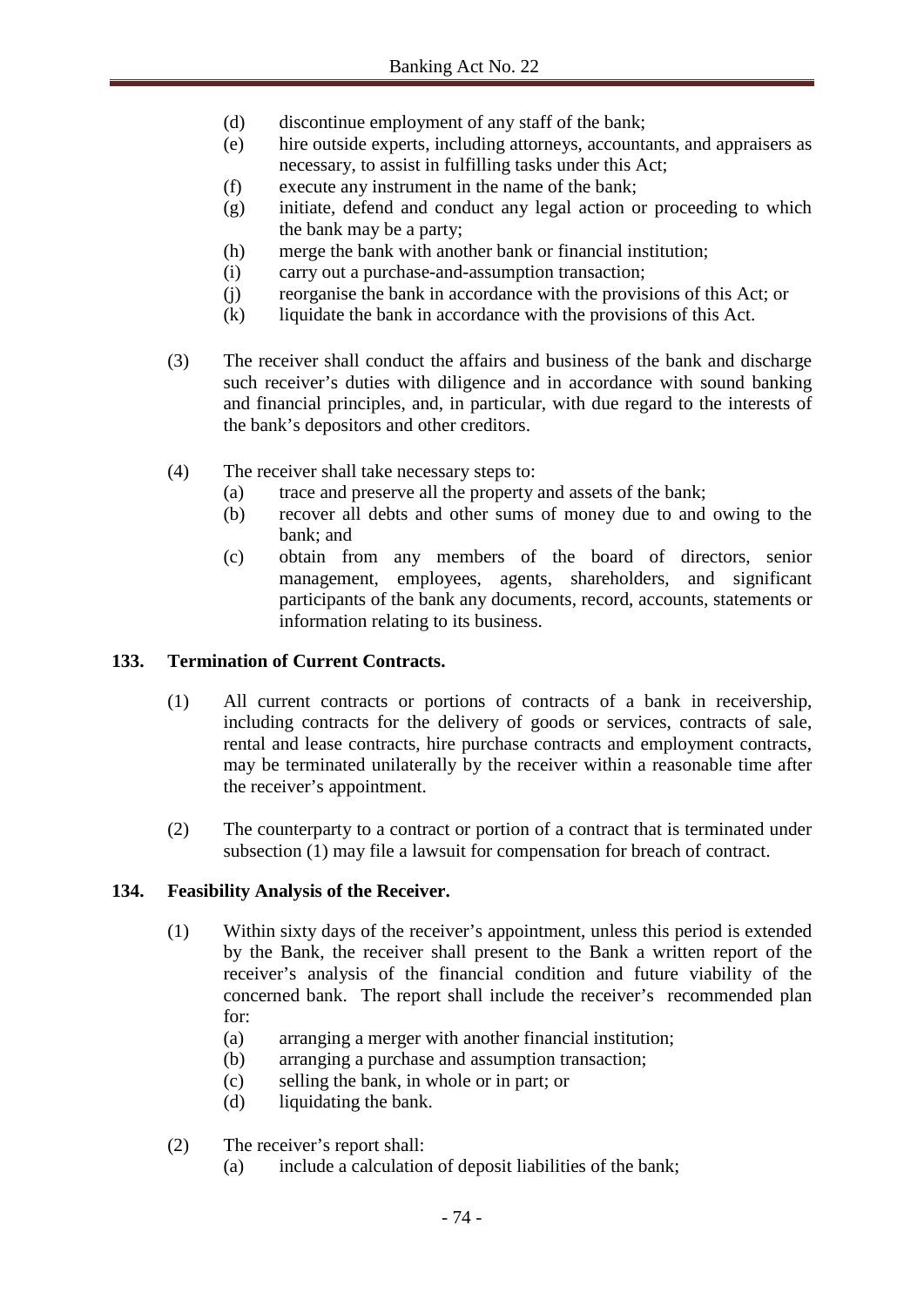(d) discontinue employment of any staff of the bank;
(e) hire outside experts, including attorneys, accountants, and appraisers as necessary, to assist in fulfilling tasks under this Act;
(f) execute any instrument in the name of the bank;
(g) initiate, defend and conduct any legal action or proceeding to which the bank may be a party;
(h) merge the bank with another bank or financial institution;
(i) carry out a purchase-and-assumption transaction;
(j) reorganise the bank in accordance with the provisions of this Act; or
(k) liquidate the bank in accordance with the provisions of this Act.

(3) The receiver shall conduct the affairs and business of the bank and discharge such receiver's duties with diligence and in accordance with sound banking and financial principles, and, in particular, with due regard to the interests of the bank's depositors and other creditors.

(4) The receiver shall take necessary steps to:
(a) trace and preserve all the property and assets of the bank;
(b) recover all debts and other sums of money due to and owing to the bank; and
(c) obtain from any members of the board of directors, senior management, employees, agents, shareholders, and significant participants of the bank any documents, record, accounts, statements or information relating to its business.

**133. Termination of Current Contracts.**

(1) All current contracts or portions of contracts of a bank in receivership, including contracts for the delivery of goods or services, contracts of sale, rental and lease contracts, hire purchase contracts and employment contracts, may be terminated unilaterally by the receiver within a reasonable time after the receiver's appointment.

(2) The counterparty to a contract or portion of a contract that is terminated under subsection (1) may file a lawsuit for compensation for breach of contract.

**134. Feasibility Analysis of the Receiver.**

(1) Within sixty days of the receiver's appointment, unless this period is extended by the Bank, the receiver shall present to the Bank a written report of the receiver's analysis of the financial condition and future viability of the concerned bank. The report shall include the receiver's recommended plan for:
(a) arranging a merger with another financial institution;
(b) arranging a purchase and assumption transaction;
(c) selling the bank, in whole or in part; or
(d) liquidating the bank.

(2) The receiver's report shall:
(a) include a calculation of deposit liabilities of the bank;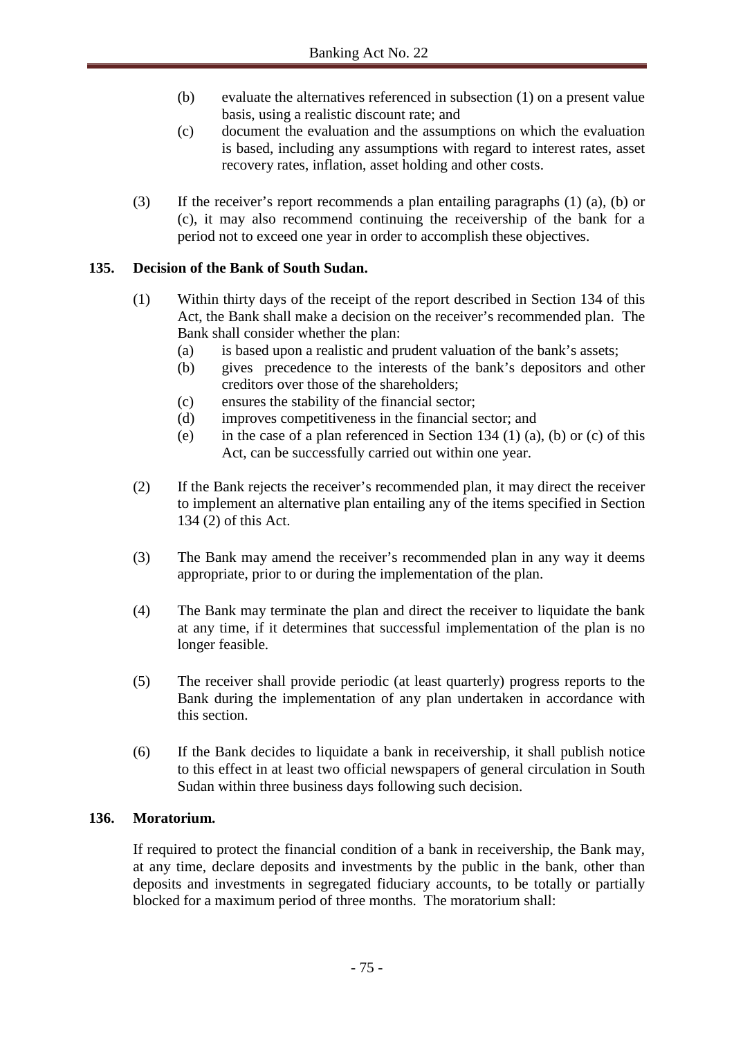(b) evaluate the alternatives referenced in subsection (1) on a present value basis, using a realistic discount rate; and

(c) document the evaluation and the assumptions on which the evaluation is based, including any assumptions with regard to interest rates, asset recovery rates, inflation, asset holding and other costs.

(3) If the receiver's report recommends a plan entailing paragraphs (1) (a), (b) or (c), it may also recommend continuing the receivership of the bank for a period not to exceed one year in order to accomplish these objectives.

**135. Decision of the Bank of South Sudan.**

(1) Within thirty days of the receipt of the report described in Section 134 of this Act, the Bank shall make a decision on the receiver's recommended plan. The Bank shall consider whether the plan:

(a) is based upon a realistic and prudent valuation of the bank's assets;

(b) gives precedence to the interests of the bank's depositors and other creditors over those of the shareholders;

(c) ensures the stability of the financial sector;

(d) improves competitiveness in the financial sector; and

(e) in the case of a plan referenced in Section 134 (1) (a), (b) or (c) of this Act, can be successfully carried out within one year.

(2) If the Bank rejects the receiver's recommended plan, it may direct the receiver to implement an alternative plan entailing any of the items specified in Section 134 (2) of this Act.

(3) The Bank may amend the receiver's recommended plan in any way it deems appropriate, prior to or during the implementation of the plan.

(4) The Bank may terminate the plan and direct the receiver to liquidate the bank at any time, if it determines that successful implementation of the plan is no longer feasible.

(5) The receiver shall provide periodic (at least quarterly) progress reports to the Bank during the implementation of any plan undertaken in accordance with this section.

(6) If the Bank decides to liquidate a bank in receivership, it shall publish notice to this effect in at least two official newspapers of general circulation in South Sudan within three business days following such decision.

**136. Moratorium.**

If required to protect the financial condition of a bank in receivership, the Bank may, at any time, declare deposits and investments by the public in the bank, other than deposits and investments in segregated fiduciary accounts, to be totally or partially blocked for a maximum period of three months. The moratorium shall: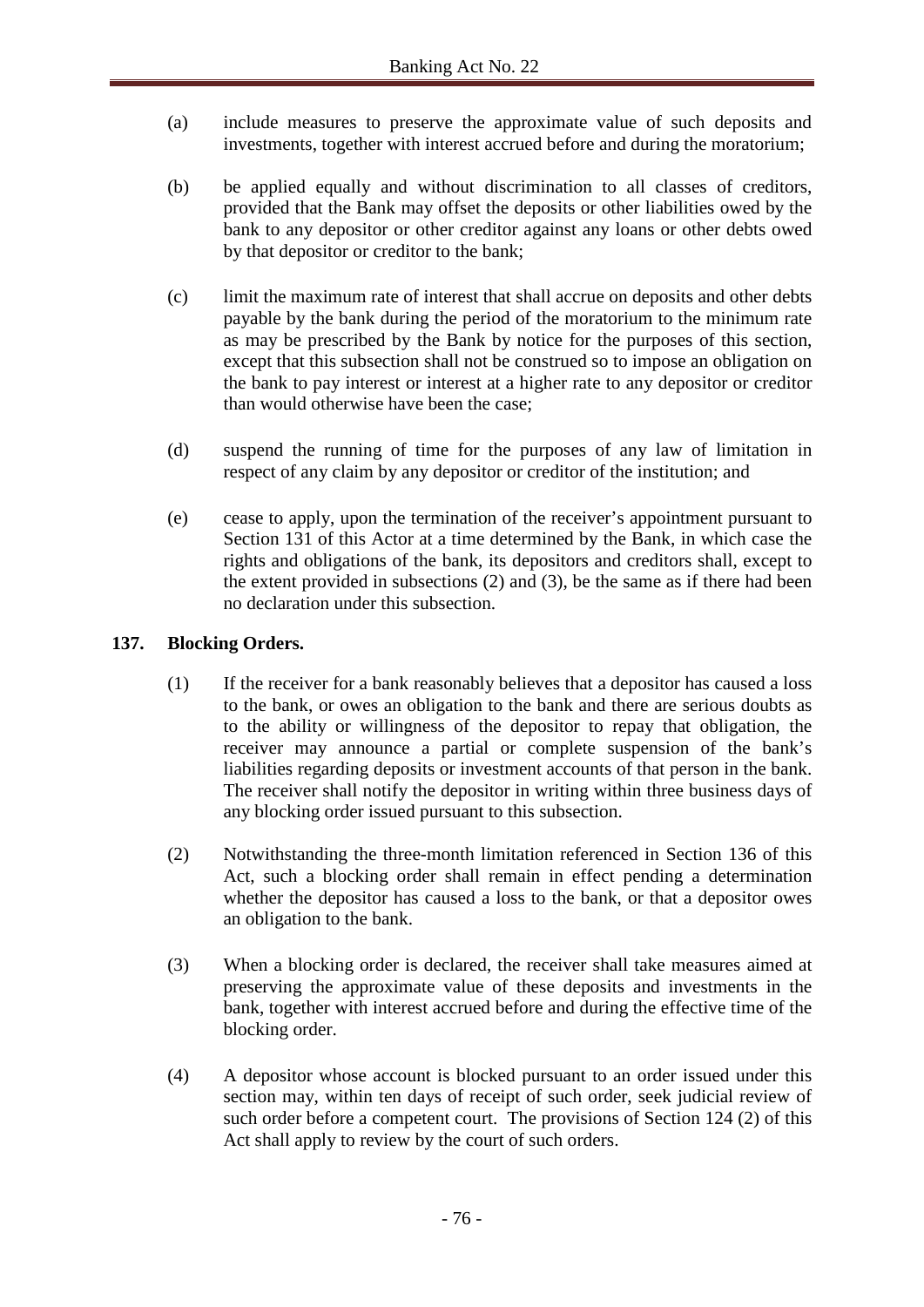(a) include measures to preserve the approximate value of such deposits and investments, together with interest accrued before and during the moratorium;

(b) be applied equally and without discrimination to all classes of creditors, provided that the Bank may offset the deposits or other liabilities owed by the bank to any depositor or other creditor against any loans or other debts owed by that depositor or creditor to the bank;

(c) limit the maximum rate of interest that shall accrue on deposits and other debts payable by the bank during the period of the moratorium to the minimum rate as may be prescribed by the Bank by notice for the purposes of this section, except that this subsection shall not be construed so to impose an obligation on the bank to pay interest or interest at a higher rate to any depositor or creditor than would otherwise have been the case;

(d) suspend the running of time for the purposes of any law of limitation in respect of any claim by any depositor or creditor of the institution; and

(e) cease to apply, upon the termination of the receiver's appointment pursuant to Section 131 of this Actor at a time determined by the Bank, in which case the rights and obligations of the bank, its depositors and creditors shall, except to the extent provided in subsections (2) and (3), be the same as if there had been no declaration under this subsection.

## 137. Blocking Orders.

(1) If the receiver for a bank reasonably believes that a depositor has caused a loss to the bank, or owes an obligation to the bank and there are serious doubts as to the ability or willingness of the depositor to repay that obligation, the receiver may announce a partial or complete suspension of the bank's liabilities regarding deposits or investment accounts of that person in the bank. The receiver shall notify the depositor in writing within three business days of any blocking order issued pursuant to this subsection.

(2) Notwithstanding the three-month limitation referenced in Section 136 of this Act, such a blocking order shall remain in effect pending a determination whether the depositor has caused a loss to the bank, or that a depositor owes an obligation to the bank.

(3) When a blocking order is declared, the receiver shall take measures aimed at preserving the approximate value of these deposits and investments in the bank, together with interest accrued before and during the effective time of the blocking order.

(4) A depositor whose account is blocked pursuant to an order issued under this section may, within ten days of receipt of such order, seek judicial review of such order before a competent court. The provisions of Section 124 (2) of this Act shall apply to review by the court of such orders.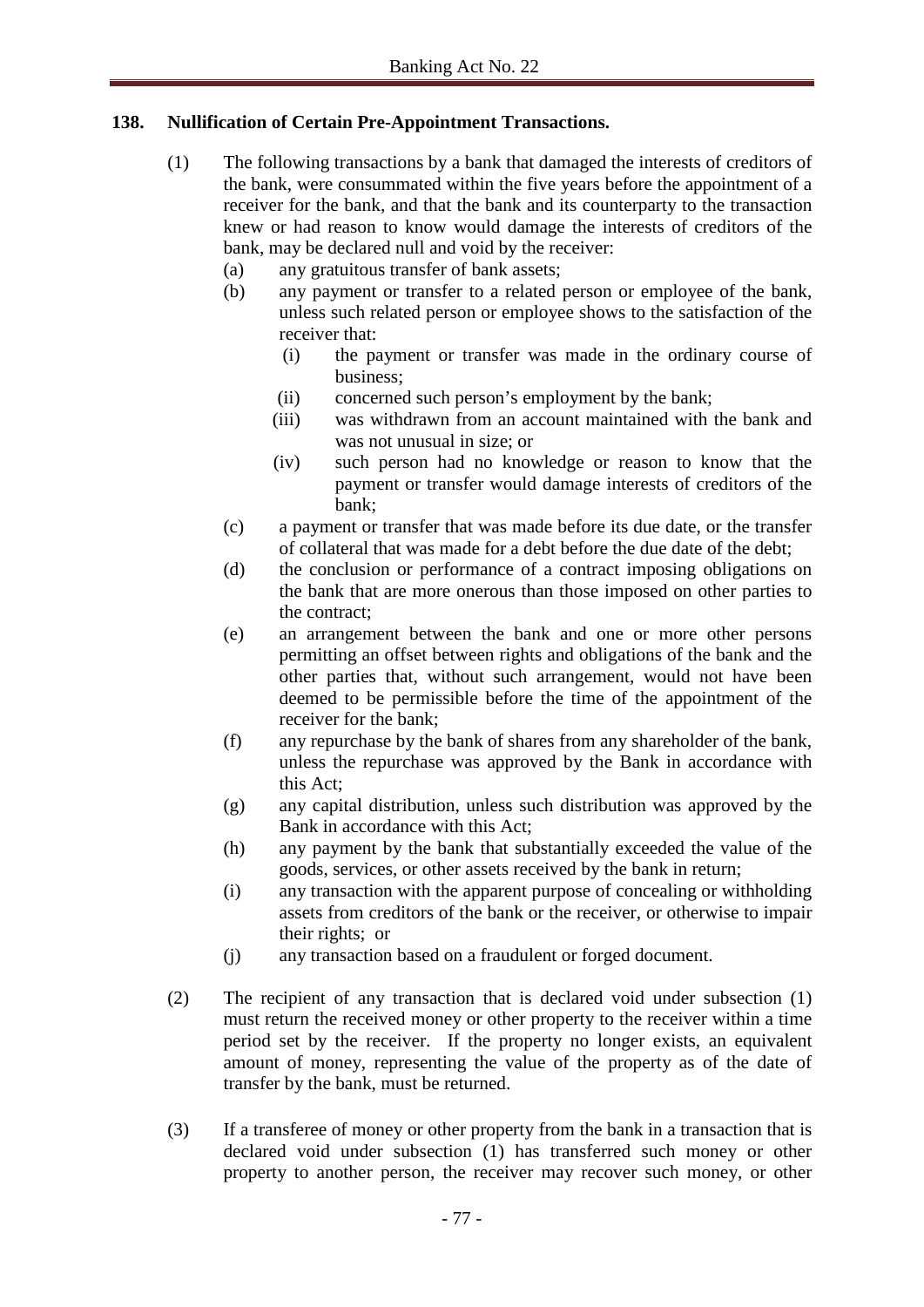## 138. Nullification of Certain Pre-Appointment Transactions.

(1) The following transactions by a bank that damaged the interests of creditors of the bank, were consummated within the five years before the appointment of a receiver for the bank, and that the bank and its counterparty to the transaction knew or had reason to know would damage the interests of creditors of the bank, may be declared null and void by the receiver:

(a) any gratuitous transfer of bank assets;

(b) any payment or transfer to a related person or employee of the bank, unless such related person or employee shows to the satisfaction of the receiver that:

(i) the payment or transfer was made in the ordinary course of business;

(ii) concerned such person's employment by the bank;

(iii) was withdrawn from an account maintained with the bank and was not unusual in size; or

(iv) such person had no knowledge or reason to know that the payment or transfer would damage interests of creditors of the bank;

(c) a payment or transfer that was made before its due date, or the transfer of collateral that was made for a debt before the due date of the debt;

(d) the conclusion or performance of a contract imposing obligations on the bank that are more onerous than those imposed on other parties to the contract;

(e) an arrangement between the bank and one or more other persons permitting an offset between rights and obligations of the bank and the other parties that, without such arrangement, would not have been deemed to be permissible before the time of the appointment of the receiver for the bank;

(f) any repurchase by the bank of shares from any shareholder of the bank, unless the repurchase was approved by the Bank in accordance with this Act;

(g) any capital distribution, unless such distribution was approved by the Bank in accordance with this Act;

(h) any payment by the bank that substantially exceeded the value of the goods, services, or other assets received by the bank in return;

(i) any transaction with the apparent purpose of concealing or withholding assets from creditors of the bank or the receiver, or otherwise to impair their rights; or

(j) any transaction based on a fraudulent or forged document.

(2) The recipient of any transaction that is declared void under subsection (1) must return the received money or other property to the receiver within a time period set by the receiver. If the property no longer exists, an equivalent amount of money, representing the value of the property as of the date of transfer by the bank, must be returned.

(3) If a transferee of money or other property from the bank in a transaction that is declared void under subsection (1) has transferred such money or other property to another person, the receiver may recover such money, or other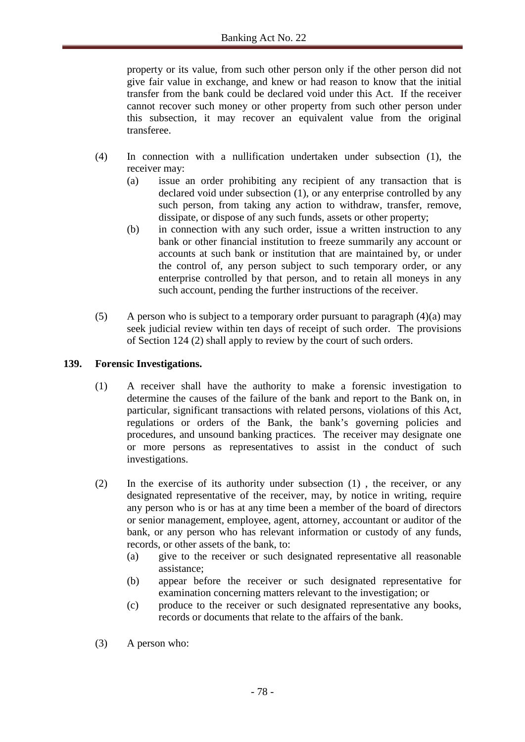property or its value, from such other person only if the other person did not give fair value in exchange, and knew or had reason to know that the initial transfer from the bank could be declared void under this Act. If the receiver cannot recover such money or other property from such other person under this subsection, it may recover an equivalent value from the original transferee.

(4) In connection with a nullification undertaken under subsection (1), the receiver may:
   (a) issue an order prohibiting any recipient of any transaction that is declared void under subsection (1), or any enterprise controlled by any such person, from taking any action to withdraw, transfer, remove, dissipate, or dispose of any such funds, assets or other property;
   (b) in connection with any such order, issue a written instruction to any bank or other financial institution to freeze summarily any account or accounts at such bank or institution that are maintained by, or under the control of, any person subject to such temporary order, or any enterprise controlled by that person, and to retain all moneys in any such account, pending the further instructions of the receiver.

(5) A person who is subject to a temporary order pursuant to paragraph (4)(a) may seek judicial review within ten days of receipt of such order. The provisions of Section 124 (2) shall apply to review by the court of such orders.

**139. Forensic Investigations.**

(1) A receiver shall have the authority to make a forensic investigation to determine the causes of the failure of the bank and report to the Bank on, in particular, significant transactions with related persons, violations of this Act, regulations or orders of the Bank, the bank's governing policies and procedures, and unsound banking practices. The receiver may designate one or more persons as representatives to assist in the conduct of such investigations.

(2) In the exercise of its authority under subsection (1) , the receiver, or any designated representative of the receiver, may, by notice in writing, require any person who is or has at any time been a member of the board of directors or senior management, employee, agent, attorney, accountant or auditor of the bank, or any person who has relevant information or custody of any funds, records, or other assets of the bank, to:
   (a) give to the receiver or such designated representative all reasonable assistance;
   (b) appear before the receiver or such designated representative for examination concerning matters relevant to the investigation; or
   (c) produce to the receiver or such designated representative any books, records or documents that relate to the affairs of the bank.

(3) A person who: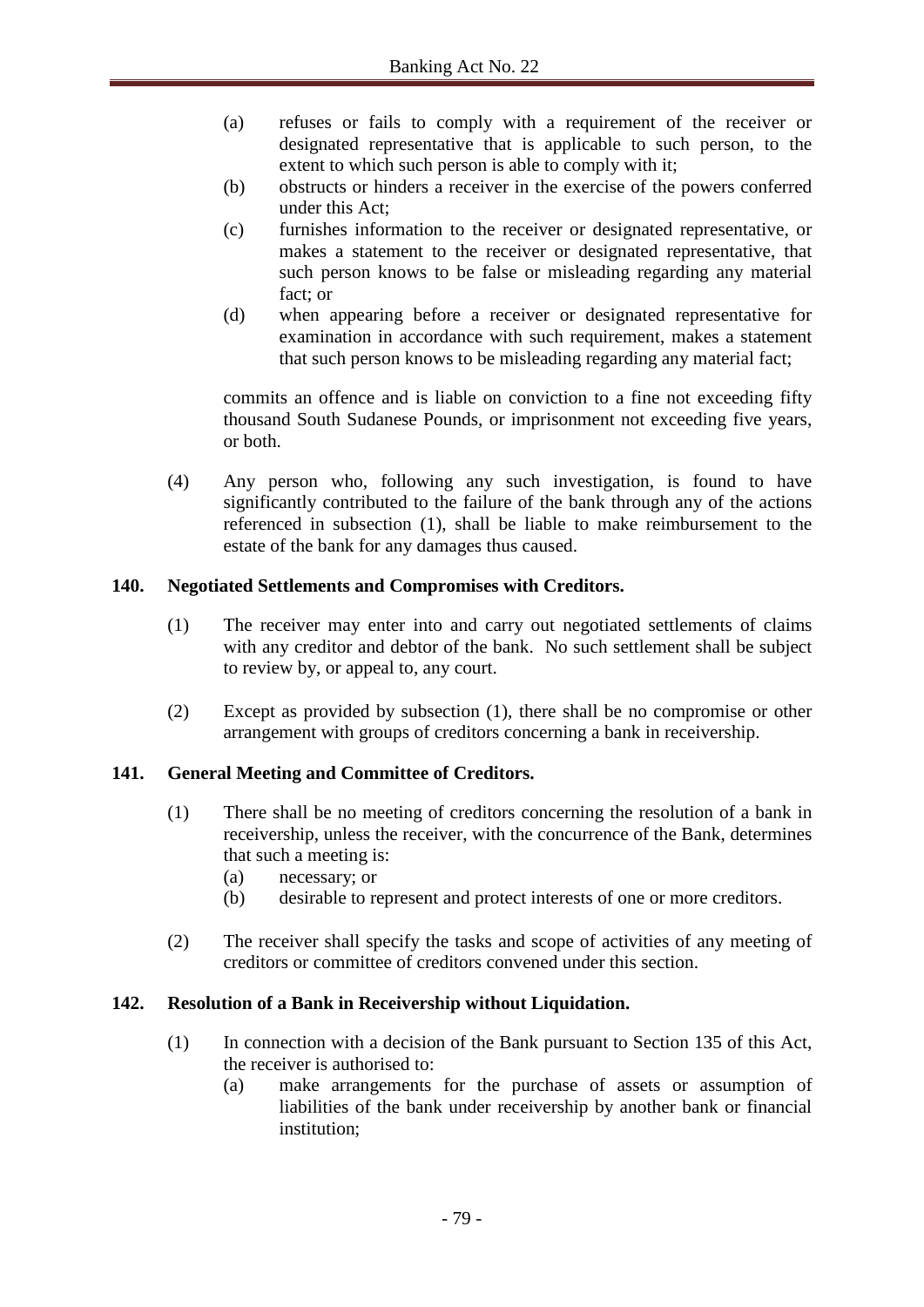(a) refuses or fails to comply with a requirement of the receiver or designated representative that is applicable to such person, to the extent to which such person is able to comply with it;

(b) obstructs or hinders a receiver in the exercise of the powers conferred under this Act;

(c) furnishes information to the receiver or designated representative, or makes a statement to the receiver or designated representative, that such person knows to be false or misleading regarding any material fact; or

(d) when appearing before a receiver or designated representative for examination in accordance with such requirement, makes a statement that such person knows to be misleading regarding any material fact;

commits an offence and is liable on conviction to a fine not exceeding fifty thousand South Sudanese Pounds, or imprisonment not exceeding five years, or both.

(4) Any person who, following any such investigation, is found to have significantly contributed to the failure of the bank through any of the actions referenced in subsection (1), shall be liable to make reimbursement to the estate of the bank for any damages thus caused.

### 140. Negotiated Settlements and Compromises with Creditors.

(1) The receiver may enter into and carry out negotiated settlements of claims with any creditor and debtor of the bank. No such settlement shall be subject to review by, or appeal to, any court.

(2) Except as provided by subsection (1), there shall be no compromise or other arrangement with groups of creditors concerning a bank in receivership.

### 141. General Meeting and Committee of Creditors.

(1) There shall be no meeting of creditors concerning the resolution of a bank in receivership, unless the receiver, with the concurrence of the Bank, determines that such a meeting is:

(a) necessary; or

(b) desirable to represent and protect interests of one or more creditors.

(2) The receiver shall specify the tasks and scope of activities of any meeting of creditors or committee of creditors convened under this section.

### 142. Resolution of a Bank in Receivership without Liquidation.

(1) In connection with a decision of the Bank pursuant to Section 135 of this Act, the receiver is authorised to:

(a) make arrangements for the purchase of assets or assumption of liabilities of the bank under receivership by another bank or financial institution;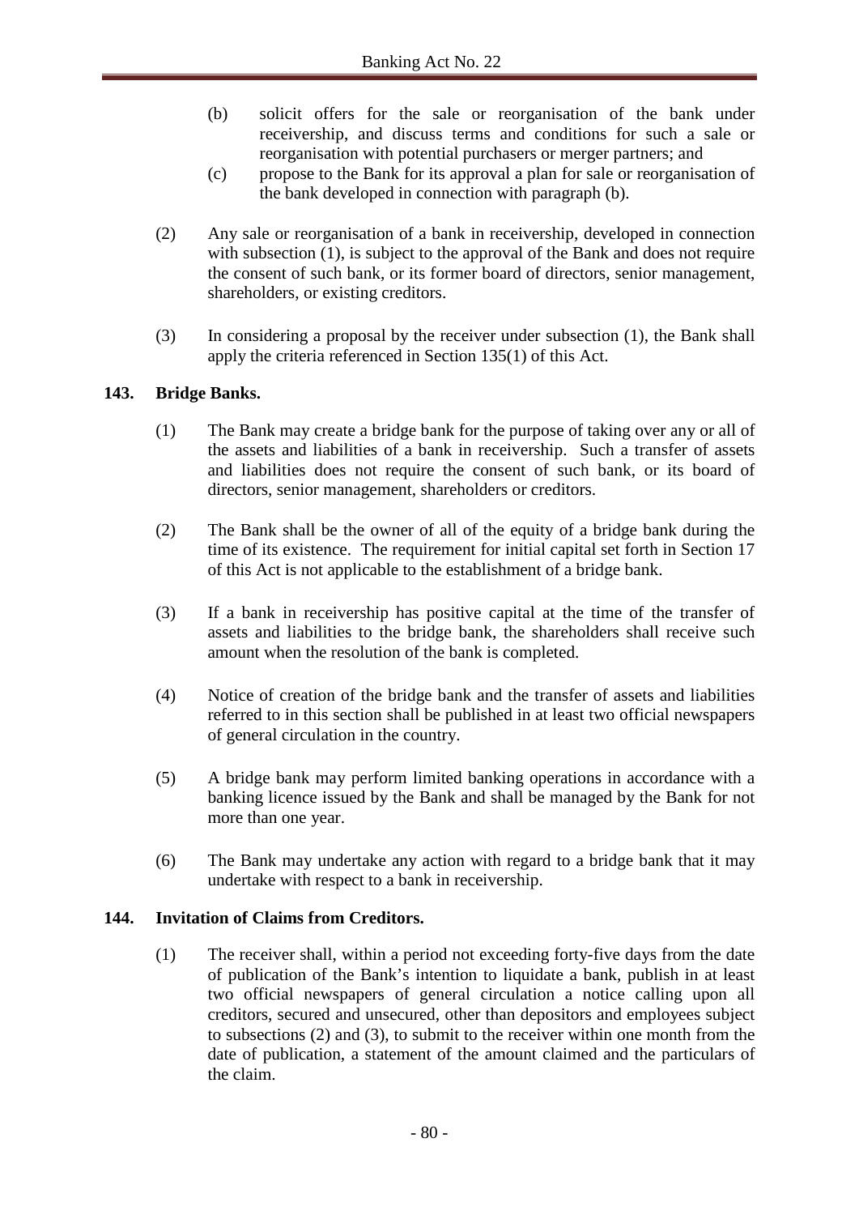(b) solicit offers for the sale or reorganisation of the bank under receivership, and discuss terms and conditions for such a sale or reorganisation with potential purchasers or merger partners; and

(c) propose to the Bank for its approval a plan for sale or reorganisation of the bank developed in connection with paragraph (b).

(2) Any sale or reorganisation of a bank in receivership, developed in connection with subsection (1), is subject to the approval of the Bank and does not require the consent of such bank, or its former board of directors, senior management, shareholders, or existing creditors.

(3) In considering a proposal by the receiver under subsection (1), the Bank shall apply the criteria referenced in Section 135(1) of this Act.

**143. Bridge Banks.**

(1) The Bank may create a bridge bank for the purpose of taking over any or all of the assets and liabilities of a bank in receivership. Such a transfer of assets and liabilities does not require the consent of such bank, or its board of directors, senior management, shareholders or creditors.

(2) The Bank shall be the owner of all of the equity of a bridge bank during the time of its existence. The requirement for initial capital set forth in Section 17 of this Act is not applicable to the establishment of a bridge bank.

(3) If a bank in receivership has positive capital at the time of the transfer of assets and liabilities to the bridge bank, the shareholders shall receive such amount when the resolution of the bank is completed.

(4) Notice of creation of the bridge bank and the transfer of assets and liabilities referred to in this section shall be published in at least two official newspapers of general circulation in the country.

(5) A bridge bank may perform limited banking operations in accordance with a banking licence issued by the Bank and shall be managed by the Bank for not more than one year.

(6) The Bank may undertake any action with regard to a bridge bank that it may undertake with respect to a bank in receivership.

**144. Invitation of Claims from Creditors.**

(1) The receiver shall, within a period not exceeding forty-five days from the date of publication of the Bank's intention to liquidate a bank, publish in at least two official newspapers of general circulation a notice calling upon all creditors, secured and unsecured, other than depositors and employees subject to subsections (2) and (3), to submit to the receiver within one month from the date of publication, a statement of the amount claimed and the particulars of the claim.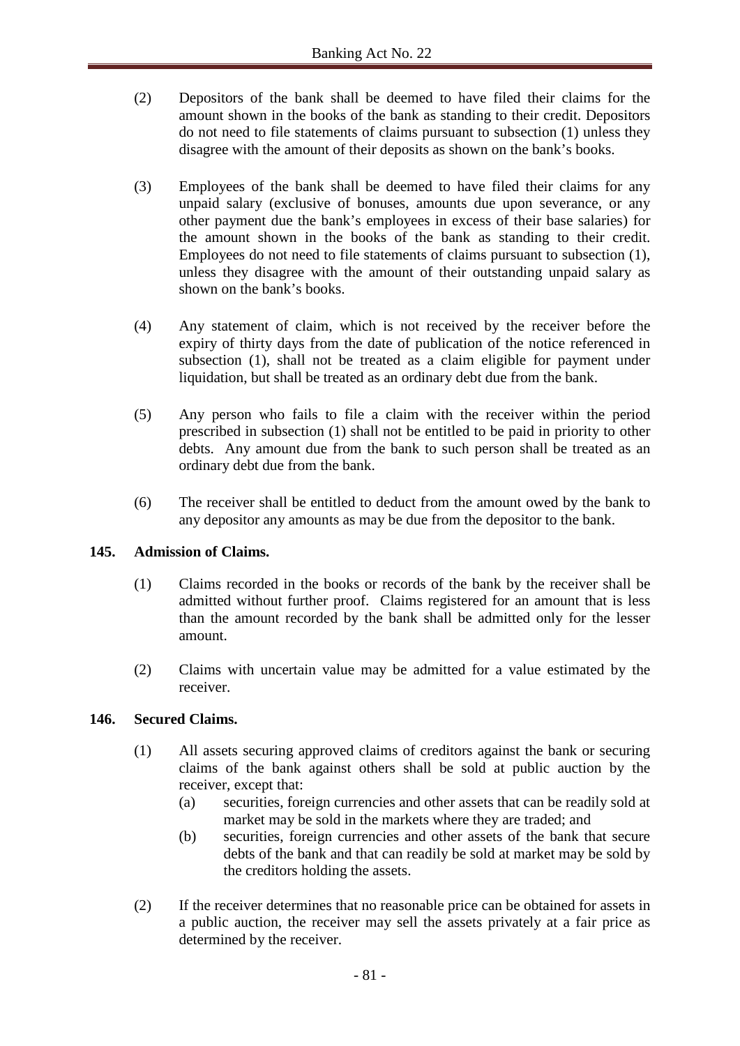(2) Depositors of the bank shall be deemed to have filed their claims for the amount shown in the books of the bank as standing to their credit. Depositors do not need to file statements of claims pursuant to subsection (1) unless they disagree with the amount of their deposits as shown on the bank's books.

(3) Employees of the bank shall be deemed to have filed their claims for any unpaid salary (exclusive of bonuses, amounts due upon severance, or any other payment due the bank's employees in excess of their base salaries) for the amount shown in the books of the bank as standing to their credit. Employees do not need to file statements of claims pursuant to subsection (1), unless they disagree with the amount of their outstanding unpaid salary as shown on the bank's books.

(4) Any statement of claim, which is not received by the receiver before the expiry of thirty days from the date of publication of the notice referenced in subsection (1), shall not be treated as a claim eligible for payment under liquidation, but shall be treated as an ordinary debt due from the bank.

(5) Any person who fails to file a claim with the receiver within the period prescribed in subsection (1) shall not be entitled to be paid in priority to other debts. Any amount due from the bank to such person shall be treated as an ordinary debt due from the bank.

(6) The receiver shall be entitled to deduct from the amount owed by the bank to any depositor any amounts as may be due from the depositor to the bank.

**145. Admission of Claims.**

(1) Claims recorded in the books or records of the bank by the receiver shall be admitted without further proof. Claims registered for an amount that is less than the amount recorded by the bank shall be admitted only for the lesser amount.

(2) Claims with uncertain value may be admitted for a value estimated by the receiver.

**146. Secured Claims.**

(1) All assets securing approved claims of creditors against the bank or securing claims of the bank against others shall be sold at public auction by the receiver, except that:

(a) securities, foreign currencies and other assets that can be readily sold at market may be sold in the markets where they are traded; and

(b) securities, foreign currencies and other assets of the bank that secure debts of the bank and that can readily be sold at market may be sold by the creditors holding the assets.

(2) If the receiver determines that no reasonable price can be obtained for assets in a public auction, the receiver may sell the assets privately at a fair price as determined by the receiver.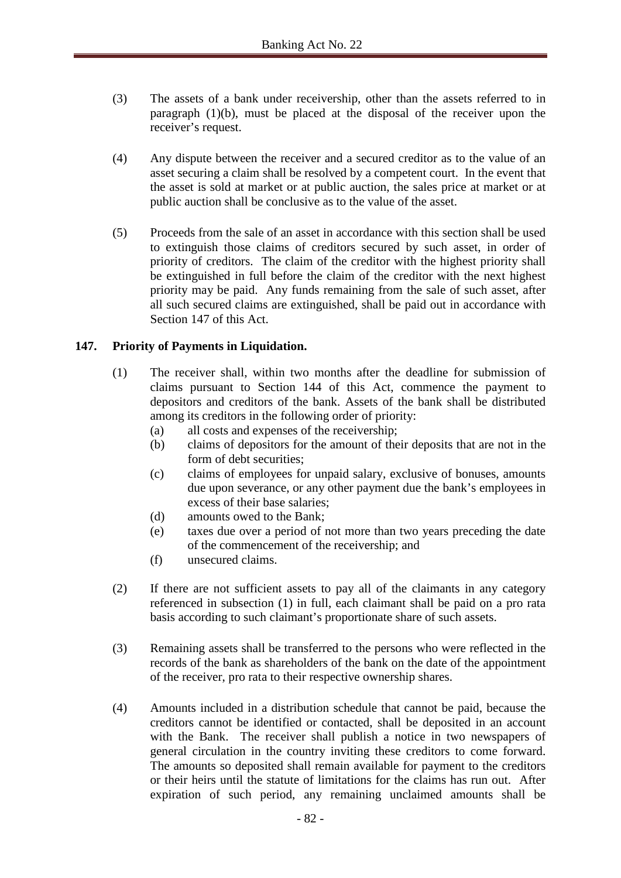(3) The assets of a bank under receivership, other than the assets referred to in paragraph (1)(b), must be placed at the disposal of the receiver upon the receiver's request.

(4) Any dispute between the receiver and a secured creditor as to the value of an asset securing a claim shall be resolved by a competent court. In the event that the asset is sold at market or at public auction, the sales price at market or at public auction shall be conclusive as to the value of the asset.

(5) Proceeds from the sale of an asset in accordance with this section shall be used to extinguish those claims of creditors secured by such asset, in order of priority of creditors. The claim of the creditor with the highest priority shall be extinguished in full before the claim of the creditor with the next highest priority may be paid. Any funds remaining from the sale of such asset, after all such secured claims are extinguished, shall be paid out in accordance with Section 147 of this Act.

**147. Priority of Payments in Liquidation.**

(1) The receiver shall, within two months after the deadline for submission of claims pursuant to Section 144 of this Act, commence the payment to depositors and creditors of the bank. Assets of the bank shall be distributed among its creditors in the following order of priority:
   (a) all costs and expenses of the receivership;
   (b) claims of depositors for the amount of their deposits that are not in the form of debt securities;
   (c) claims of employees for unpaid salary, exclusive of bonuses, amounts due upon severance, or any other payment due the bank's employees in excess of their base salaries;
   (d) amounts owed to the Bank;
   (e) taxes due over a period of not more than two years preceding the date of the commencement of the receivership; and
   (f) unsecured claims.

(2) If there are not sufficient assets to pay all of the claimants in any category referenced in subsection (1) in full, each claimant shall be paid on a pro rata basis according to such claimant's proportionate share of such assets.

(3) Remaining assets shall be transferred to the persons who were reflected in the records of the bank as shareholders of the bank on the date of the appointment of the receiver, pro rata to their respective ownership shares.

(4) Amounts included in a distribution schedule that cannot be paid, because the creditors cannot be identified or contacted, shall be deposited in an account with the Bank. The receiver shall publish a notice in two newspapers of general circulation in the country inviting these creditors to come forward. The amounts so deposited shall remain available for payment to the creditors or their heirs until the statute of limitations for the claims has run out. After expiration of such period, any remaining unclaimed amounts shall be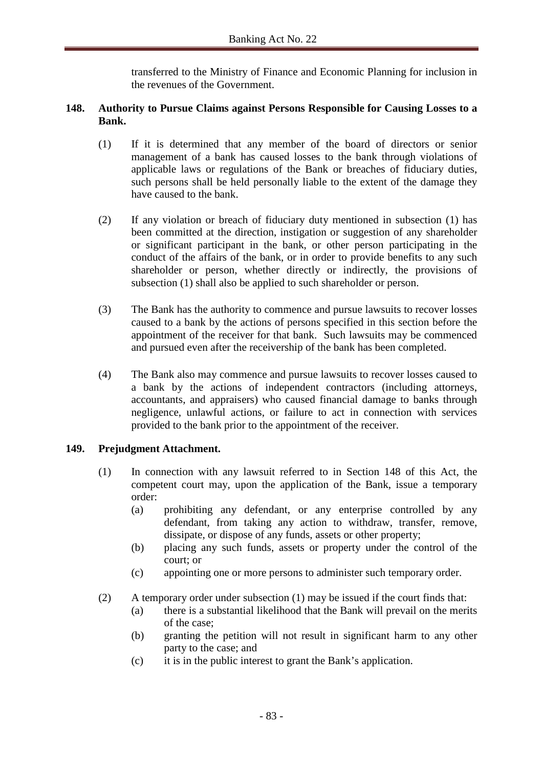transferred to the Ministry of Finance and Economic Planning for inclusion in the revenues of the Government.

**148. Authority to Pursue Claims against Persons Responsible for Causing Losses to a Bank.**

(1) If it is determined that any member of the board of directors or senior management of a bank has caused losses to the bank through violations of applicable laws or regulations of the Bank or breaches of fiduciary duties, such persons shall be held personally liable to the extent of the damage they have caused to the bank.

(2) If any violation or breach of fiduciary duty mentioned in subsection (1) has been committed at the direction, instigation or suggestion of any shareholder or significant participant in the bank, or other person participating in the conduct of the affairs of the bank, or in order to provide benefits to any such shareholder or person, whether directly or indirectly, the provisions of subsection (1) shall also be applied to such shareholder or person.

(3) The Bank has the authority to commence and pursue lawsuits to recover losses caused to a bank by the actions of persons specified in this section before the appointment of the receiver for that bank. Such lawsuits may be commenced and pursued even after the receivership of the bank has been completed.

(4) The Bank also may commence and pursue lawsuits to recover losses caused to a bank by the actions of independent contractors (including attorneys, accountants, and appraisers) who caused financial damage to banks through negligence, unlawful actions, or failure to act in connection with services provided to the bank prior to the appointment of the receiver.

**149. Prejudgment Attachment.**

(1) In connection with any lawsuit referred to in Section 148 of this Act, the competent court may, upon the application of the Bank, issue a temporary order:

  (a) prohibiting any defendant, or any enterprise controlled by any defendant, from taking any action to withdraw, transfer, remove, dissipate, or dispose of any funds, assets or other property;

  (b) placing any such funds, assets or property under the control of the court; or

  (c) appointing one or more persons to administer such temporary order.

(2) A temporary order under subsection (1) may be issued if the court finds that:

  (a) there is a substantial likelihood that the Bank will prevail on the merits of the case;

  (b) granting the petition will not result in significant harm to any other party to the case; and

  (c) it is in the public interest to grant the Bank's application.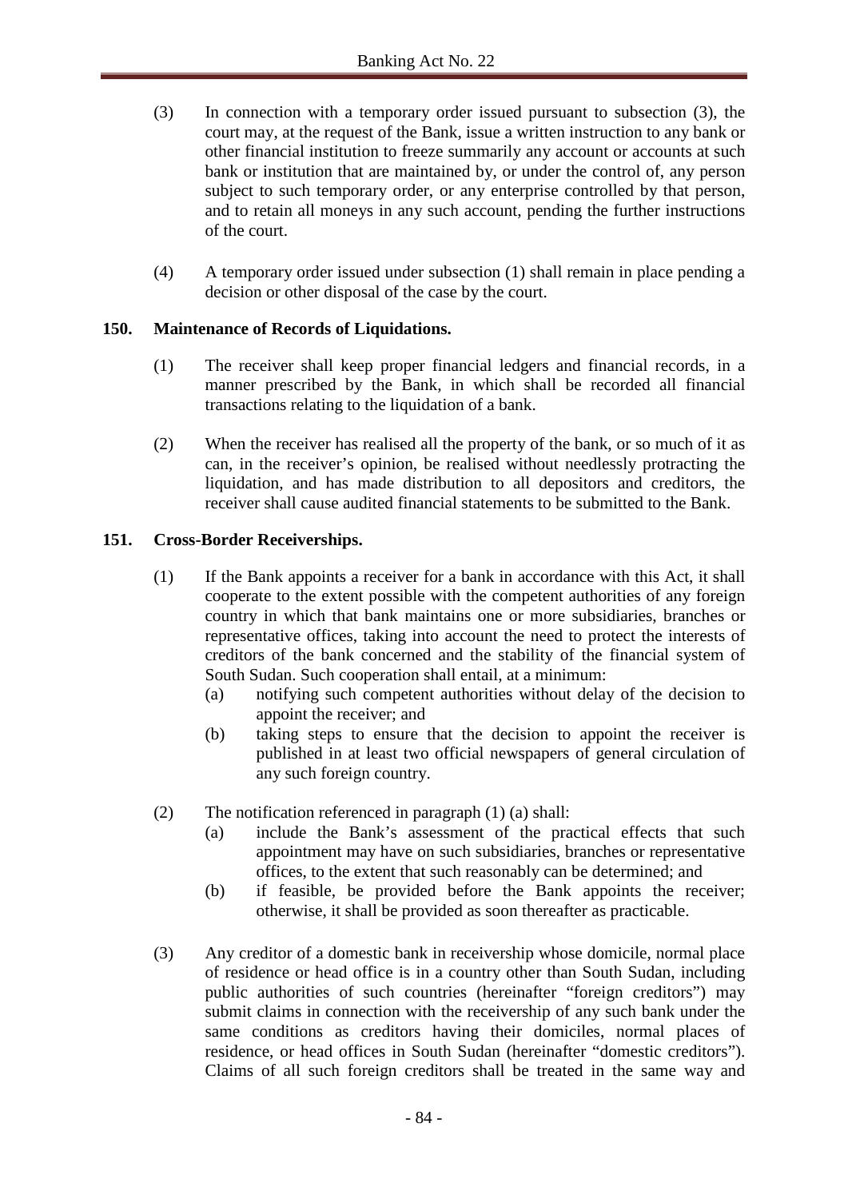(3) In connection with a temporary order issued pursuant to subsection (3), the court may, at the request of the Bank, issue a written instruction to any bank or other financial institution to freeze summarily any account or accounts at such bank or institution that are maintained by, or under the control of, any person subject to such temporary order, or any enterprise controlled by that person, and to retain all moneys in any such account, pending the further instructions of the court.

(4) A temporary order issued under subsection (1) shall remain in place pending a decision or other disposal of the case by the court.

**150. Maintenance of Records of Liquidations.**

(1) The receiver shall keep proper financial ledgers and financial records, in a manner prescribed by the Bank, in which shall be recorded all financial transactions relating to the liquidation of a bank.

(2) When the receiver has realised all the property of the bank, or so much of it as can, in the receiver's opinion, be realised without needlessly protracting the liquidation, and has made distribution to all depositors and creditors, the receiver shall cause audited financial statements to be submitted to the Bank.

**151. Cross-Border Receiverships.**

(1) If the Bank appoints a receiver for a bank in accordance with this Act, it shall cooperate to the extent possible with the competent authorities of any foreign country in which that bank maintains one or more subsidiaries, branches or representative offices, taking into account the need to protect the interests of creditors of the bank concerned and the stability of the financial system of South Sudan. Such cooperation shall entail, at a minimum:

- (a) notifying such competent authorities without delay of the decision to appoint the receiver; and
- (b) taking steps to ensure that the decision to appoint the receiver is published in at least two official newspapers of general circulation of any such foreign country.

(2) The notification referenced in paragraph (1) (a) shall:

- (a) include the Bank's assessment of the practical effects that such appointment may have on such subsidiaries, branches or representative offices, to the extent that such reasonably can be determined; and
- (b) if feasible, be provided before the Bank appoints the receiver; otherwise, it shall be provided as soon thereafter as practicable.

(3) Any creditor of a domestic bank in receivership whose domicile, normal place of residence or head office is in a country other than South Sudan, including public authorities of such countries (hereinafter "foreign creditors") may submit claims in connection with the receivership of any such bank under the same conditions as creditors having their domiciles, normal places of residence, or head offices in South Sudan (hereinafter "domestic creditors"). Claims of all such foreign creditors shall be treated in the same way and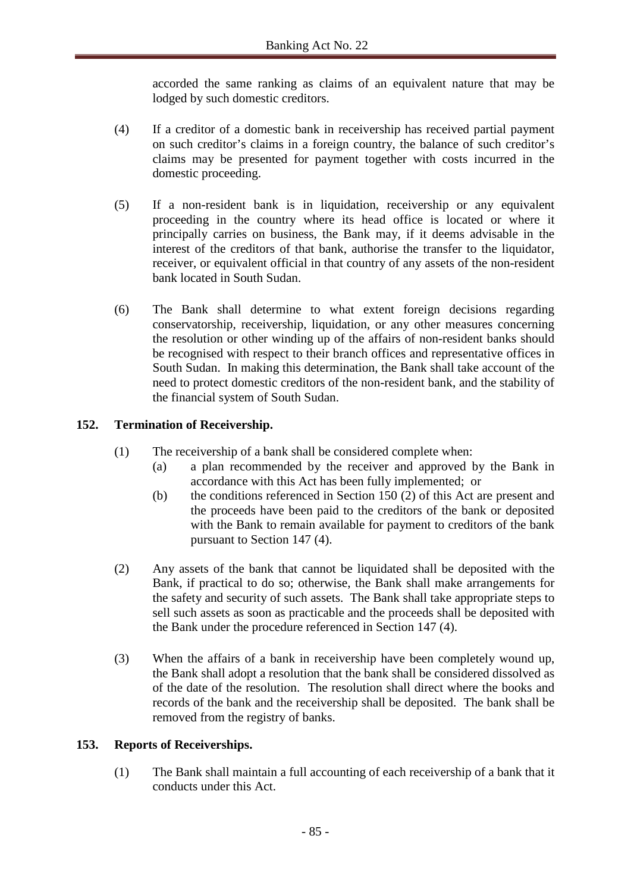accorded the same ranking as claims of an equivalent nature that may be lodged by such domestic creditors.

(4) If a creditor of a domestic bank in receivership has received partial payment on such creditor's claims in a foreign country, the balance of such creditor's claims may be presented for payment together with costs incurred in the domestic proceeding.

(5) If a non-resident bank is in liquidation, receivership or any equivalent proceeding in the country where its head office is located or where it principally carries on business, the Bank may, if it deems advisable in the interest of the creditors of that bank, authorise the transfer to the liquidator, receiver, or equivalent official in that country of any assets of the non-resident bank located in South Sudan.

(6) The Bank shall determine to what extent foreign decisions regarding conservatorship, receivership, liquidation, or any other measures concerning the resolution or other winding up of the affairs of non-resident banks should be recognised with respect to their branch offices and representative offices in South Sudan. In making this determination, the Bank shall take account of the need to protect domestic creditors of the non-resident bank, and the stability of the financial system of South Sudan.

## 152. Termination of Receivership.

(1) The receivership of a bank shall be considered complete when:

(a) a plan recommended by the receiver and approved by the Bank in accordance with this Act has been fully implemented; or

(b) the conditions referenced in Section 150 (2) of this Act are present and the proceeds have been paid to the creditors of the bank or deposited with the Bank to remain available for payment to creditors of the bank pursuant to Section 147 (4).

(2) Any assets of the bank that cannot be liquidated shall be deposited with the Bank, if practical to do so; otherwise, the Bank shall make arrangements for the safety and security of such assets. The Bank shall take appropriate steps to sell such assets as soon as practicable and the proceeds shall be deposited with the Bank under the procedure referenced in Section 147 (4).

(3) When the affairs of a bank in receivership have been completely wound up, the Bank shall adopt a resolution that the bank shall be considered dissolved as of the date of the resolution. The resolution shall direct where the books and records of the bank and the receivership shall be deposited. The bank shall be removed from the registry of banks.

## 153. Reports of Receiverships.

(1) The Bank shall maintain a full accounting of each receivership of a bank that it conducts under this Act.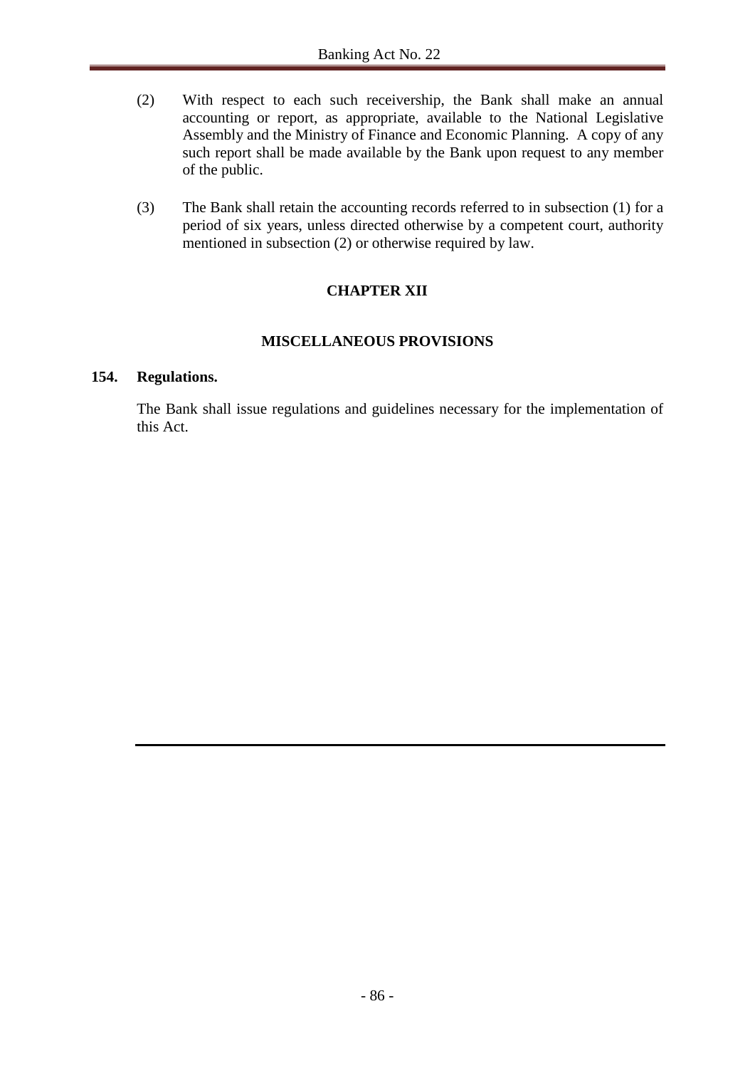(2) With respect to each such receivership, the Bank shall make an annual accounting or report, as appropriate, available to the National Legislative Assembly and the Ministry of Finance and Economic Planning. A copy of any such report shall be made available by the Bank upon request to any member of the public.

(3) The Bank shall retain the accounting records referred to in subsection (1) for a period of six years, unless directed otherwise by a competent court, authority mentioned in subsection (2) or otherwise required by law.

## CHAPTER XII

## MISCELLANEOUS PROVISIONS

### 154. Regulations.

The Bank shall issue regulations and guidelines necessary for the implementation of this Act.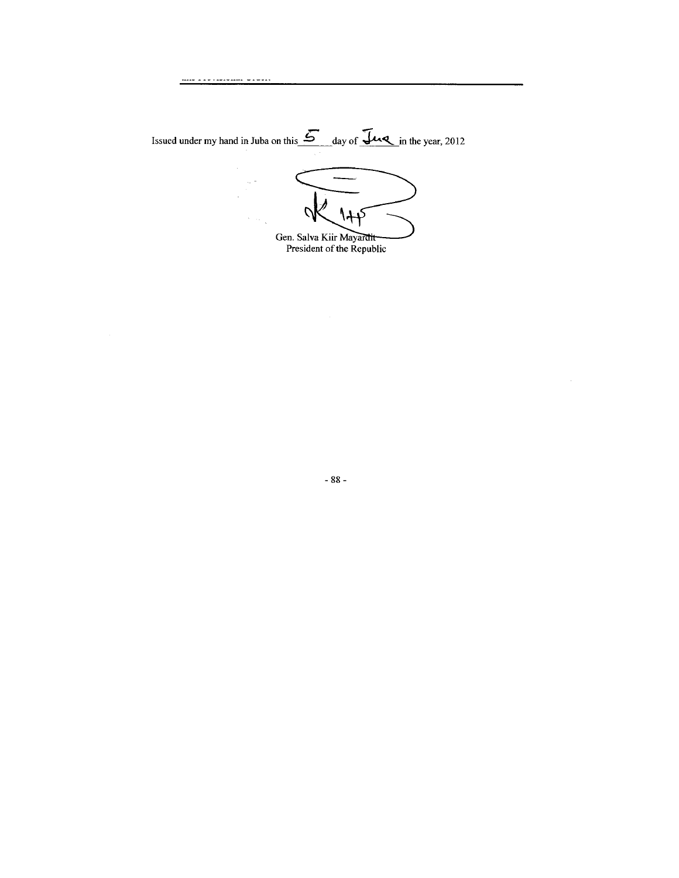Issued under my hand in Juba on this 5 day of Jul in the year, 2012

Gen. Salva Kiir Mayardit
President of the Republic